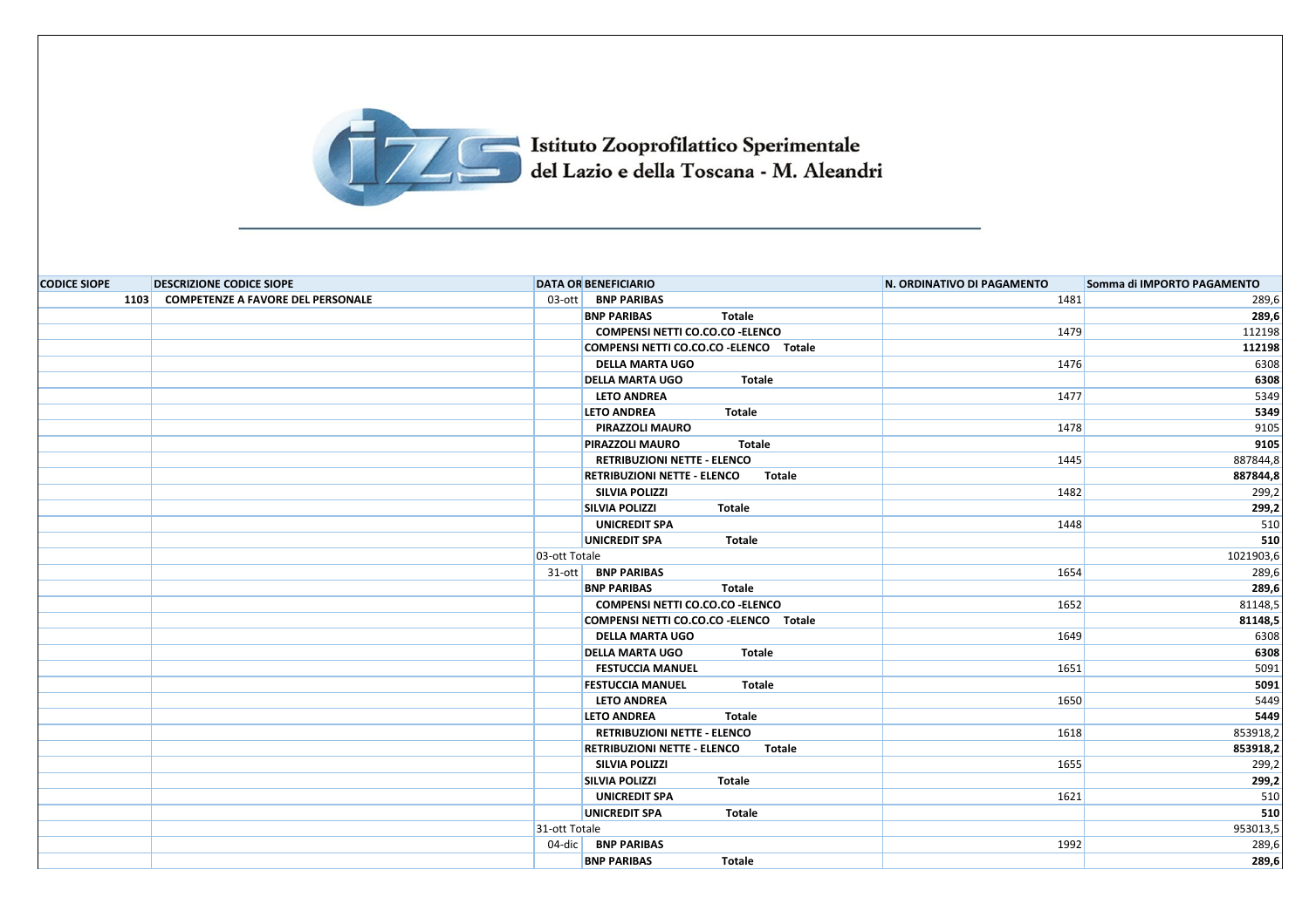Istituto Zooprofilattico Sperimentale del Lazio e della Toscana - M. Aleandri

| CODICE SIOPE | DESCRIZIONE CODICE SIOPE | DATA OR | BENEFICIARIO | N. ORDINATIVO DI PAGAMENTO | Somma di IMPORTO PAGAMENTO |
|---|---|---|---|---|---|
| 1103 | COMPETENZE A FAVORE DEL PERSONALE | 03-ott | **BNP PARIBAS** | 1481 | 289,6 |
| | | | **BNP PARIBAS Totale** | | **289,6** |
| | | | **COMPENSI NETTI CO.CO.CO -ELENCO** | 1479 | 112198 |
| | | | **COMPENSI NETTI CO.CO.CO -ELENCO Totale** | | **112198** |
| | | | **DELLA MARTA UGO** | 1476 | 6308 |
| | | | **DELLA MARTA UGO Totale** | | **6308** |
| | | | **LETO ANDREA** | 1477 | 5349 |
| | | | **LETO ANDREA Totale** | | **5349** |
| | | | **PIRAZZOLI MAURO** | 1478 | 9105 |
| | | | **PIRAZZOLI MAURO Totale** | | **9105** |
| | | | **RETRIBUZIONI NETTE - ELENCO** | 1445 | 887844,8 |
| | | | **RETRIBUZIONI NETTE - ELENCO Totale** | | **887844,8** |
| | | | **SILVIA POLIZZI** | 1482 | 299,2 |
| | | | **SILVIA POLIZZI Totale** | | **299,2** |
| | | | **UNICREDIT SPA** | 1448 | 510 |
| | | | **UNICREDIT SPA Totale** | | **510** |
| | | 03-ott Totale | | | 1021903,6 |
| | | 31-ott | **BNP PARIBAS** | 1654 | 289,6 |
| | | | **BNP PARIBAS Totale** | | **289,6** |
| | | | **COMPENSI NETTI CO.CO.CO -ELENCO** | 1652 | 81148,5 |
| | | | **COMPENSI NETTI CO.CO.CO -ELENCO Totale** | | **81148,5** |
| | | | **DELLA MARTA UGO** | 1649 | 6308 |
| | | | **DELLA MARTA UGO Totale** | | **6308** |
| | | | **FESTUCCIA MANUEL** | 1651 | 5091 |
| | | | **FESTUCCIA MANUEL Totale** | | **5091** |
| | | | **LETO ANDREA** | 1650 | 5449 |
| | | | **LETO ANDREA Totale** | | **5449** |
| | | | **RETRIBUZIONI NETTE - ELENCO** | 1618 | 853918,2 |
| | | | **RETRIBUZIONI NETTE - ELENCO Totale** | | **853918,2** |
| | | | **SILVIA POLIZZI** | 1655 | 299,2 |
| | | | **SILVIA POLIZZI Totale** | | **299,2** |
| | | | **UNICREDIT SPA** | 1621 | 510 |
| | | | **UNICREDIT SPA Totale** | | **510** |
| | | 31-ott Totale | | | 953013,5 |
| | | 04-dic | **BNP PARIBAS** | 1992 | 289,6 |
| | | | **BNP PARIBAS Totale** | | **289,6** |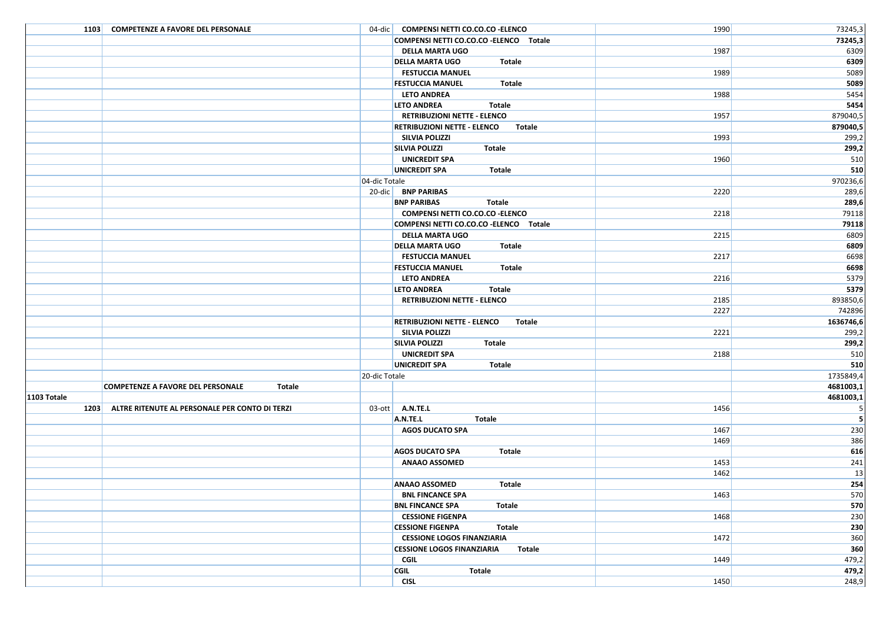| | | | | | |
|---|---|---|---|---|---|
| 1103 | COMPETENZE A FAVORE DEL PERSONALE | 04-dic | COMPENSI NETTI CO.CO.CO -ELENCO | 1990 | 73245,3 |
| | | | COMPENSI NETTI CO.CO.CO -ELENCO Totale | | **73245,3** |
| | | | DELLA MARTA UGO | 1987 | 6309 |
| | | | DELLA MARTA UGO Totale | | **6309** |
| | | | FESTUCCIA MANUEL | 1989 | 5089 |
| | | | FESTUCCIA MANUEL Totale | | **5089** |
| | | | LETO ANDREA | 1988 | 5454 |
| | | | LETO ANDREA Totale | | **5454** |
| | | | RETRIBUZIONI NETTE - ELENCO | 1957 | 879040,5 |
| | | | RETRIBUZIONI NETTE - ELENCO Totale | | **879040,5** |
| | | | SILVIA POLIZZI | 1993 | 299,2 |
| | | | SILVIA POLIZZI Totale | | **299,2** |
| | | | UNICREDIT SPA | 1960 | 510 |
| | | | UNICREDIT SPA Totale | | **510** |
| | | 04-dic Totale | | | 970236,6 |
| | | 20-dic | BNP PARIBAS | 2220 | 289,6 |
| | | | BNP PARIBAS Totale | | **289,6** |
| | | | COMPENSI NETTI CO.CO.CO -ELENCO | 2218 | 79118 |
| | | | COMPENSI NETTI CO.CO.CO -ELENCO Totale | | **79118** |
| | | | DELLA MARTA UGO | 2215 | 6809 |
| | | | DELLA MARTA UGO Totale | | **6809** |
| | | | FESTUCCIA MANUEL | 2217 | 6698 |
| | | | FESTUCCIA MANUEL Totale | | **6698** |
| | | | LETO ANDREA | 2216 | 5379 |
| | | | LETO ANDREA Totale | | **5379** |
| | | | RETRIBUZIONI NETTE - ELENCO | 2185 | 893850,6 |
| | | | | 2227 | 742896 |
| | | | RETRIBUZIONI NETTE - ELENCO Totale | | **1636746,6** |
| | | | SILVIA POLIZZI | 2221 | 299,2 |
| | | | SILVIA POLIZZI Totale | | **299,2** |
| | | | UNICREDIT SPA | 2188 | 510 |
| | | | UNICREDIT SPA Totale | | **510** |
| | | 20-dic Totale | | | 1735849,4 |
| | COMPETENZE A FAVORE DEL PERSONALE Totale | | | | **4681003,1** |
| 1103 Totale | | | | | **4681003,1** |
| 1203 | ALTRE RITENUTE AL PERSONALE PER CONTO DI TERZI | 03-ott | A.N.TE.L | 1456 | 5 |
| | | | A.N.TE.L Totale | | **5** |
| | | | AGOS DUCATO SPA | 1467 | 230 |
| | | | | 1469 | 386 |
| | | | AGOS DUCATO SPA Totale | | **616** |
| | | | ANAAO ASSOMED | 1453 | 241 |
| | | | | 1462 | 13 |
| | | | ANAAO ASSOMED Totale | | **254** |
| | | | BNL FINCANCE SPA | 1463 | 570 |
| | | | BNL FINCANCE SPA Totale | | **570** |
| | | | CESSIONE FIGENPA | 1468 | 230 |
| | | | CESSIONE FIGENPA Totale | | **230** |
| | | | CESSIONE LOGOS FINANZIARIA | 1472 | 360 |
| | | | CESSIONE LOGOS FINANZIARIA Totale | | **360** |
| | | | CGIL | 1449 | 479,2 |
| | | | CGIL Totale | | **479,2** |
| | | | CISL | 1450 | 248,9 |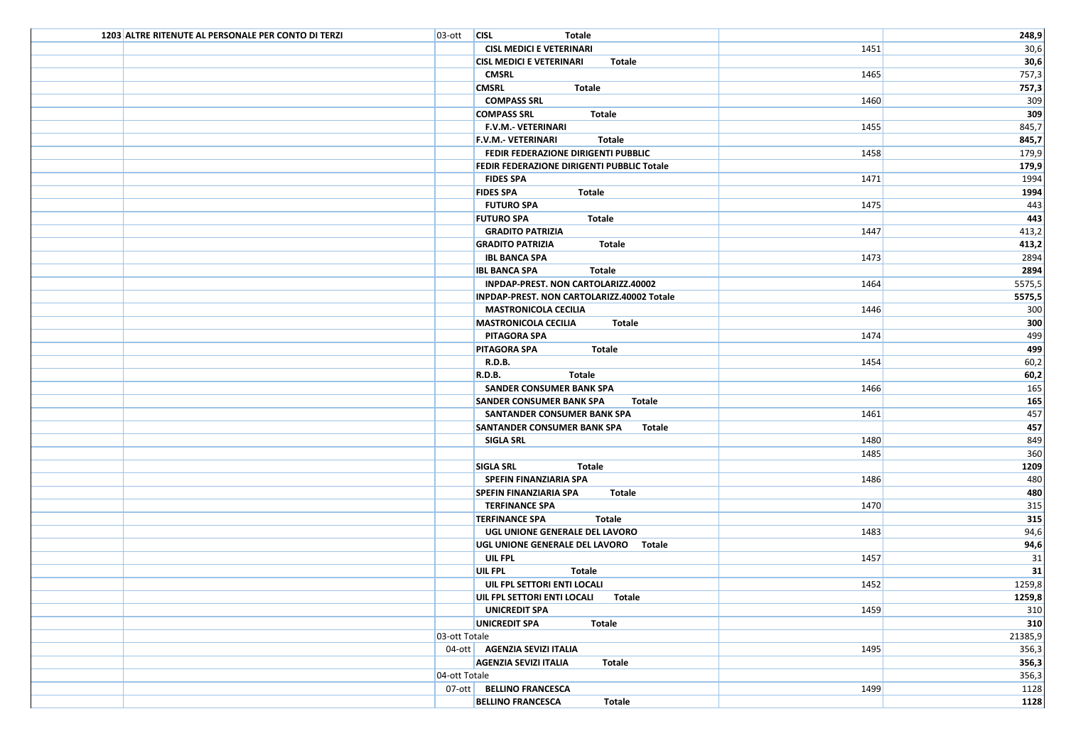| | | | | | |
|---|---|---|---|---|---|
| | 1203 ALTRE RITENUTE AL PERSONALE PER CONTO DI TERZI | 03-ott | **CISL Totale** | | **248,9** |
| | | | CISL MEDICI E VETERINARI | 1451 | 30,6 |
| | | | **CISL MEDICI E VETERINARI Totale** | | **30,6** |
| | | | CMSRL | 1465 | 757,3 |
| | | | **CMSRL Totale** | | **757,3** |
| | | | COMPASS SRL | 1460 | 309 |
| | | | **COMPASS SRL Totale** | | **309** |
| | | | F.V.M.- VETERINARI | 1455 | 845,7 |
| | | | **F.V.M.- VETERINARI Totale** | | **845,7** |
| | | | FEDIR FEDERAZIONE DIRIGENTI PUBBLIC | 1458 | 179,9 |
| | | | **FEDIR FEDERAZIONE DIRIGENTI PUBBLIC Totale** | | **179,9** |
| | | | FIDES SPA | 1471 | 1994 |
| | | | **FIDES SPA Totale** | | **1994** |
| | | | FUTURO SPA | 1475 | 443 |
| | | | **FUTURO SPA Totale** | | **443** |
| | | | GRADITO PATRIZIA | 1447 | 413,2 |
| | | | **GRADITO PATRIZIA Totale** | | **413,2** |
| | | | IBL BANCA SPA | 1473 | 2894 |
| | | | **IBL BANCA SPA Totale** | | **2894** |
| | | | INPDAP-PREST. NON CARTOLARIZZ.40002 | 1464 | 5575,5 |
| | | | **INPDAP-PREST. NON CARTOLARIZZ.40002 Totale** | | **5575,5** |
| | | | MASTRONICOLA CECILIA | 1446 | 300 |
| | | | **MASTRONICOLA CECILIA Totale** | | **300** |
| | | | PITAGORA SPA | 1474 | 499 |
| | | | **PITAGORA SPA Totale** | | **499** |
| | | | R.D.B. | 1454 | 60,2 |
| | | | **R.D.B. Totale** | | **60,2** |
| | | | SANDER CONSUMER BANK SPA | 1466 | 165 |
| | | | **SANDER CONSUMER BANK SPA Totale** | | **165** |
| | | | SANTANDER CONSUMER BANK SPA | 1461 | 457 |
| | | | **SANTANDER CONSUMER BANK SPA Totale** | | **457** |
| | | | SIGLA SRL | 1480 | 849 |
| | | | | 1485 | 360 |
| | | | **SIGLA SRL Totale** | | **1209** |
| | | | SPEFIN FINANZIARIA SPA | 1486 | 480 |
| | | | **SPEFIN FINANZIARIA SPA Totale** | | **480** |
| | | | TERFINANCE SPA | 1470 | 315 |
| | | | **TERFINANCE SPA Totale** | | **315** |
| | | | UGL UNIONE GENERALE DEL LAVORO | 1483 | 94,6 |
| | | | **UGL UNIONE GENERALE DEL LAVORO Totale** | | **94,6** |
| | | | UIL FPL | 1457 | 31 |
| | | | **UIL FPL Totale** | | **31** |
| | | | UIL FPL SETTORI ENTI LOCALI | 1452 | 1259,8 |
| | | | **UIL FPL SETTORI ENTI LOCALI Totale** | | **1259,8** |
| | | | UNICREDIT SPA | 1459 | 310 |
| | | | **UNICREDIT SPA Totale** | | **310** |
| | | 03-ott Totale | | | 21385,9 |
| | | 04-ott | AGENZIA SEVIZI ITALIA | 1495 | 356,3 |
| | | | **AGENZIA SEVIZI ITALIA Totale** | | **356,3** |
| | | 04-ott Totale | | | 356,3 |
| | | 07-ott | BELLINO FRANCESCA | 1499 | 1128 |
| | | | **BELLINO FRANCESCA Totale** | | **1128** |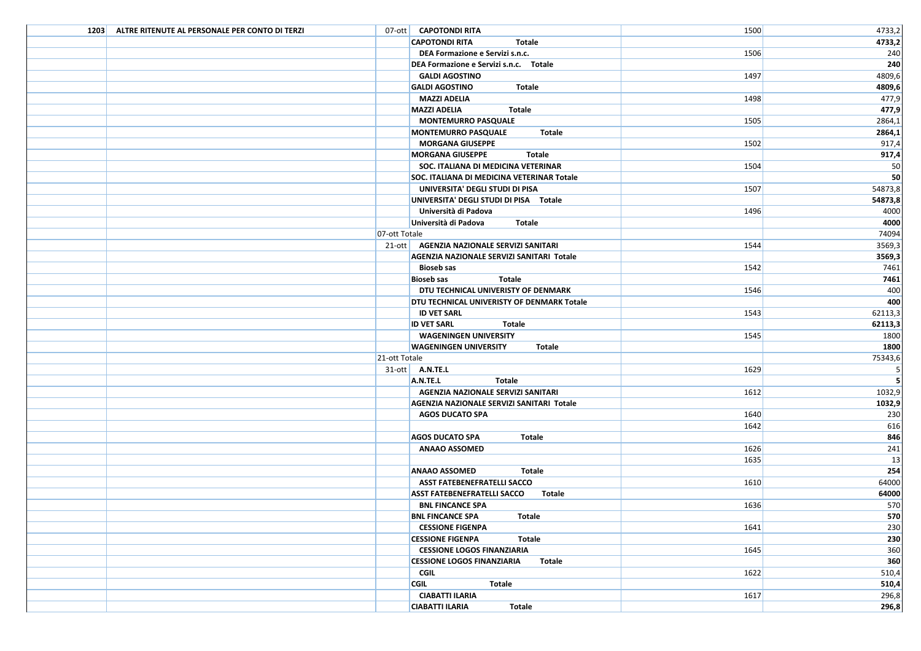| | | | | | |
|---|---|---|---|---|---|
| 1203 | ALTRE RITENUTE AL PERSONALE PER CONTO DI TERZI | 07-ott | **CAPOTONDI RITA** | 1500 | 4733,2 |
| | | | **CAPOTONDI RITA Totale** | | **4733,2** |
| | | | **DEA Formazione e Servizi s.n.c.** | 1506 | 240 |
| | | | **DEA Formazione e Servizi s.n.c. Totale** | | **240** |
| | | | **GALDI AGOSTINO** | 1497 | 4809,6 |
| | | | **GALDI AGOSTINO Totale** | | **4809,6** |
| | | | **MAZZI ADELIA** | 1498 | 477,9 |
| | | | **MAZZI ADELIA Totale** | | **477,9** |
| | | | **MONTEMURRO PASQUALE** | 1505 | 2864,1 |
| | | | **MONTEMURRO PASQUALE Totale** | | **2864,1** |
| | | | **MORGANA GIUSEPPE** | 1502 | 917,4 |
| | | | **MORGANA GIUSEPPE Totale** | | **917,4** |
| | | | **SOC. ITALIANA DI MEDICINA VETERINAR** | 1504 | 50 |
| | | | **SOC. ITALIANA DI MEDICINA VETERINAR Totale** | | **50** |
| | | | **UNIVERSITA' DEGLI STUDI DI PISA** | 1507 | 54873,8 |
| | | | **UNIVERSITA' DEGLI STUDI DI PISA Totale** | | **54873,8** |
| | | | **Università di Padova** | 1496 | 4000 |
| | | | **Università di Padova Totale** | | **4000** |
| | | 07-ott Totale | | | 74094 |
| | | 21-ott | **AGENZIA NAZIONALE SERVIZI SANITARI** | 1544 | 3569,3 |
| | | | **AGENZIA NAZIONALE SERVIZI SANITARI Totale** | | **3569,3** |
| | | | **Bioseb sas** | 1542 | 7461 |
| | | | **Bioseb sas Totale** | | **7461** |
| | | | **DTU TECHNICAL UNIVERISTY OF DENMARK** | 1546 | 400 |
| | | | **DTU TECHNICAL UNIVERISTY OF DENMARK Totale** | | **400** |
| | | | **ID VET SARL** | 1543 | 62113,3 |
| | | | **ID VET SARL Totale** | | **62113,3** |
| | | | **WAGENINGEN UNIVERSITY** | 1545 | 1800 |
| | | | **WAGENINGEN UNIVERSITY Totale** | | **1800** |
| | | 21-ott Totale | | | 75343,6 |
| | | 31-ott | **A.N.TE.L** | 1629 | 5 |
| | | | **A.N.TE.L Totale** | | **5** |
| | | | **AGENZIA NAZIONALE SERVIZI SANITARI** | 1612 | 1032,9 |
| | | | **AGENZIA NAZIONALE SERVIZI SANITARI Totale** | | **1032,9** |
| | | | **AGOS DUCATO SPA** | 1640 | 230 |
| | | | | 1642 | 616 |
| | | | **AGOS DUCATO SPA Totale** | | **846** |
| | | | **ANAAO ASSOMED** | 1626 | 241 |
| | | | | 1635 | 13 |
| | | | **ANAAO ASSOMED Totale** | | **254** |
| | | | **ASST FATEBENEFRATELLI SACCO** | 1610 | 64000 |
| | | | **ASST FATEBENEFRATELLI SACCO Totale** | | **64000** |
| | | | **BNL FINCANCE SPA** | 1636 | 570 |
| | | | **BNL FINCANCE SPA Totale** | | **570** |
| | | | **CESSIONE FIGENPA** | 1641 | 230 |
| | | | **CESSIONE FIGENPA Totale** | | **230** |
| | | | **CESSIONE LOGOS FINANZIARIA** | 1645 | 360 |
| | | | **CESSIONE LOGOS FINANZIARIA Totale** | | **360** |
| | | | **CGIL** | 1622 | 510,4 |
| | | | **CGIL Totale** | | **510,4** |
| | | | **CIABATTI ILARIA** | 1617 | 296,8 |
| | | | **CIABATTI ILARIA Totale** | | **296,8** |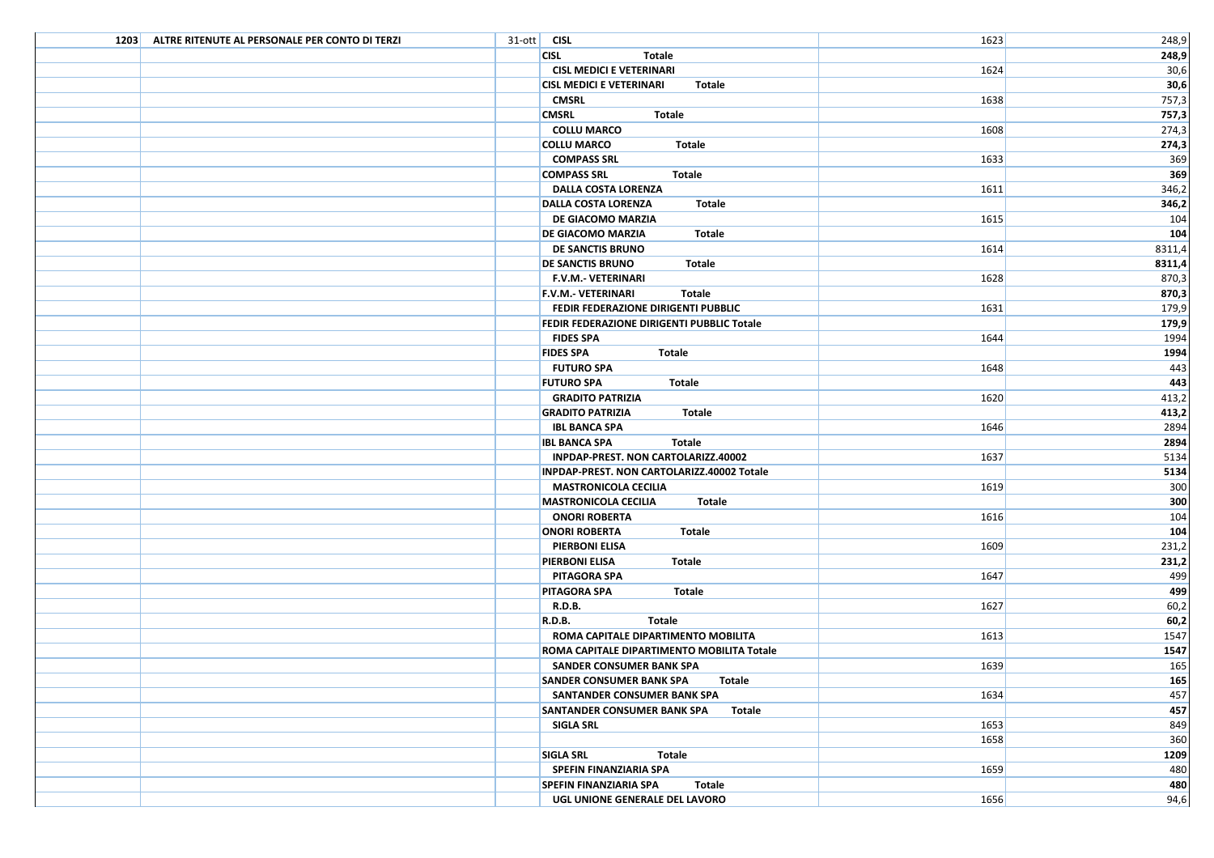| | | | | | |
|---|---|---|---|---|---|
| 1203 | ALTRE RITENUTE AL PERSONALE PER CONTO DI TERZI | 31-ott | CISL | 1623 | 248,9 |
| | | | **CISL Totale** | | **248,9** |
| | | | CISL MEDICI E VETERINARI | 1624 | 30,6 |
| | | | **CISL MEDICI E VETERINARI Totale** | | **30,6** |
| | | | CMSRL | 1638 | 757,3 |
| | | | **CMSRL Totale** | | **757,3** |
| | | | COLLU MARCO | 1608 | 274,3 |
| | | | **COLLU MARCO Totale** | | **274,3** |
| | | | COMPASS SRL | 1633 | 369 |
| | | | **COMPASS SRL Totale** | | **369** |
| | | | DALLA COSTA LORENZA | 1611 | 346,2 |
| | | | **DALLA COSTA LORENZA Totale** | | **346,2** |
| | | | DE GIACOMO MARZIA | 1615 | 104 |
| | | | **DE GIACOMO MARZIA Totale** | | **104** |
| | | | DE SANCTIS BRUNO | 1614 | 8311,4 |
| | | | **DE SANCTIS BRUNO Totale** | | **8311,4** |
| | | | F.V.M.- VETERINARI | 1628 | 870,3 |
| | | | **F.V.M.- VETERINARI Totale** | | **870,3** |
| | | | FEDIR FEDERAZIONE DIRIGENTI PUBBLIC | 1631 | 179,9 |
| | | | **FEDIR FEDERAZIONE DIRIGENTI PUBBLIC Totale** | | **179,9** |
| | | | FIDES SPA | 1644 | 1994 |
| | | | **FIDES SPA Totale** | | **1994** |
| | | | FUTURO SPA | 1648 | 443 |
| | | | **FUTURO SPA Totale** | | **443** |
| | | | GRADITO PATRIZIA | 1620 | 413,2 |
| | | | **GRADITO PATRIZIA Totale** | | **413,2** |
| | | | IBL BANCA SPA | 1646 | 2894 |
| | | | **IBL BANCA SPA Totale** | | **2894** |
| | | | INPDAP-PREST. NON CARTOLARIZZ.40002 | 1637 | 5134 |
| | | | **INPDAP-PREST. NON CARTOLARIZZ.40002 Totale** | | **5134** |
| | | | MASTRONICOLA CECILIA | 1619 | 300 |
| | | | **MASTRONICOLA CECILIA Totale** | | **300** |
| | | | ONORI ROBERTA | 1616 | 104 |
| | | | **ONORI ROBERTA Totale** | | **104** |
| | | | PIERBONI ELISA | 1609 | 231,2 |
| | | | **PIERBONI ELISA Totale** | | **231,2** |
| | | | PITAGORA SPA | 1647 | 499 |
| | | | **PITAGORA SPA Totale** | | **499** |
| | | | R.D.B. | 1627 | 60,2 |
| | | | **R.D.B. Totale** | | **60,2** |
| | | | ROMA CAPITALE DIPARTIMENTO MOBILITA | 1613 | 1547 |
| | | | **ROMA CAPITALE DIPARTIMENTO MOBILITA Totale** | | **1547** |
| | | | SANDER CONSUMER BANK SPA | 1639 | 165 |
| | | | **SANDER CONSUMER BANK SPA Totale** | | **165** |
| | | | SANTANDER CONSUMER BANK SPA | 1634 | 457 |
| | | | **SANTANDER CONSUMER BANK SPA Totale** | | **457** |
| | | | SIGLA SRL | 1653 | 849 |
| | | | | 1658 | 360 |
| | | | **SIGLA SRL Totale** | | **1209** |
| | | | SPEFIN FINANZIARIA SPA | 1659 | 480 |
| | | | **SPEFIN FINANZIARIA SPA Totale** | | **480** |
| | | | UGL UNIONE GENERALE DEL LAVORO | 1656 | 94,6 |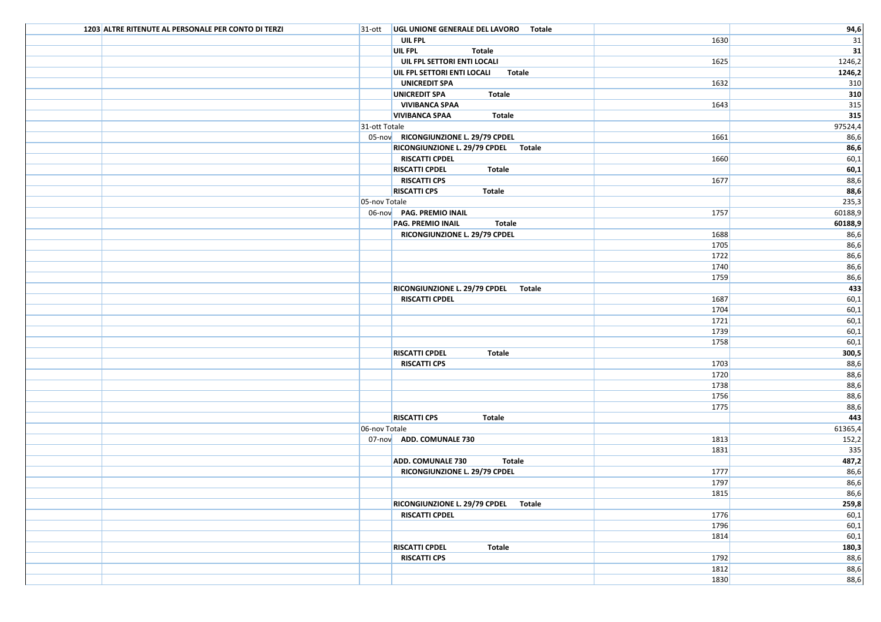| | | | | | |
|---|---|---|---|---|---|
| 1203 | ALTRE RITENUTE AL PERSONALE PER CONTO DI TERZI | 31-ott | **UGL UNIONE GENERALE DEL LAVORO Totale** | | **94,6** |
| | | | **UIL FPL** | 1630 | 31 |
| | | | **UIL FPL Totale** | | **31** |
| | | | **UIL FPL SETTORI ENTI LOCALI** | 1625 | 1246,2 |
| | | | **UIL FPL SETTORI ENTI LOCALI Totale** | | **1246,2** |
| | | | **UNICREDIT SPA** | 1632 | 310 |
| | | | **UNICREDIT SPA Totale** | | **310** |
| | | | **VIVIBANCA SPAA** | 1643 | 315 |
| | | | **VIVIBANCA SPAA Totale** | | **315** |
| | | 31-ott Totale | | | 97524,4 |
| | | 05-nov | **RICONGIUNZIONE L. 29/79 CPDEL** | 1661 | 86,6 |
| | | | **RICONGIUNZIONE L. 29/79 CPDEL Totale** | | **86,6** |
| | | | **RISCATTI CPDEL** | 1660 | 60,1 |
| | | | **RISCATTI CPDEL Totale** | | **60,1** |
| | | | **RISCATTI CPS** | 1677 | 88,6 |
| | | | **RISCATTI CPS Totale** | | **88,6** |
| | | 05-nov Totale | | | 235,3 |
| | | 06-nov | **PAG. PREMIO INAIL** | 1757 | 60188,9 |
| | | | **PAG. PREMIO INAIL Totale** | | **60188,9** |
| | | | **RICONGIUNZIONE L. 29/79 CPDEL** | 1688 | 86,6 |
| | | | | 1705 | 86,6 |
| | | | | 1722 | 86,6 |
| | | | | 1740 | 86,6 |
| | | | | 1759 | 86,6 |
| | | | **RICONGIUNZIONE L. 29/79 CPDEL Totale** | | **433** |
| | | | **RISCATTI CPDEL** | 1687 | 60,1 |
| | | | | 1704 | 60,1 |
| | | | | 1721 | 60,1 |
| | | | | 1739 | 60,1 |
| | | | | 1758 | 60,1 |
| | | | **RISCATTI CPDEL Totale** | | **300,5** |
| | | | **RISCATTI CPS** | 1703 | 88,6 |
| | | | | 1720 | 88,6 |
| | | | | 1738 | 88,6 |
| | | | | 1756 | 88,6 |
| | | | | 1775 | 88,6 |
| | | | **RISCATTI CPS Totale** | | **443** |
| | | 06-nov Totale | | | 61365,4 |
| | | 07-nov | **ADD. COMUNALE 730** | 1813 | 152,2 |
| | | | | 1831 | 335 |
| | | | **ADD. COMUNALE 730 Totale** | | **487,2** |
| | | | **RICONGIUNZIONE L. 29/79 CPDEL** | 1777 | 86,6 |
| | | | | 1797 | 86,6 |
| | | | | 1815 | 86,6 |
| | | | **RICONGIUNZIONE L. 29/79 CPDEL Totale** | | **259,8** |
| | | | **RISCATTI CPDEL** | 1776 | 60,1 |
| | | | | 1796 | 60,1 |
| | | | | 1814 | 60,1 |
| | | | **RISCATTI CPDEL Totale** | | **180,3** |
| | | | **RISCATTI CPS** | 1792 | 88,6 |
| | | | | 1812 | 88,6 |
| | | | | 1830 | 88,6 |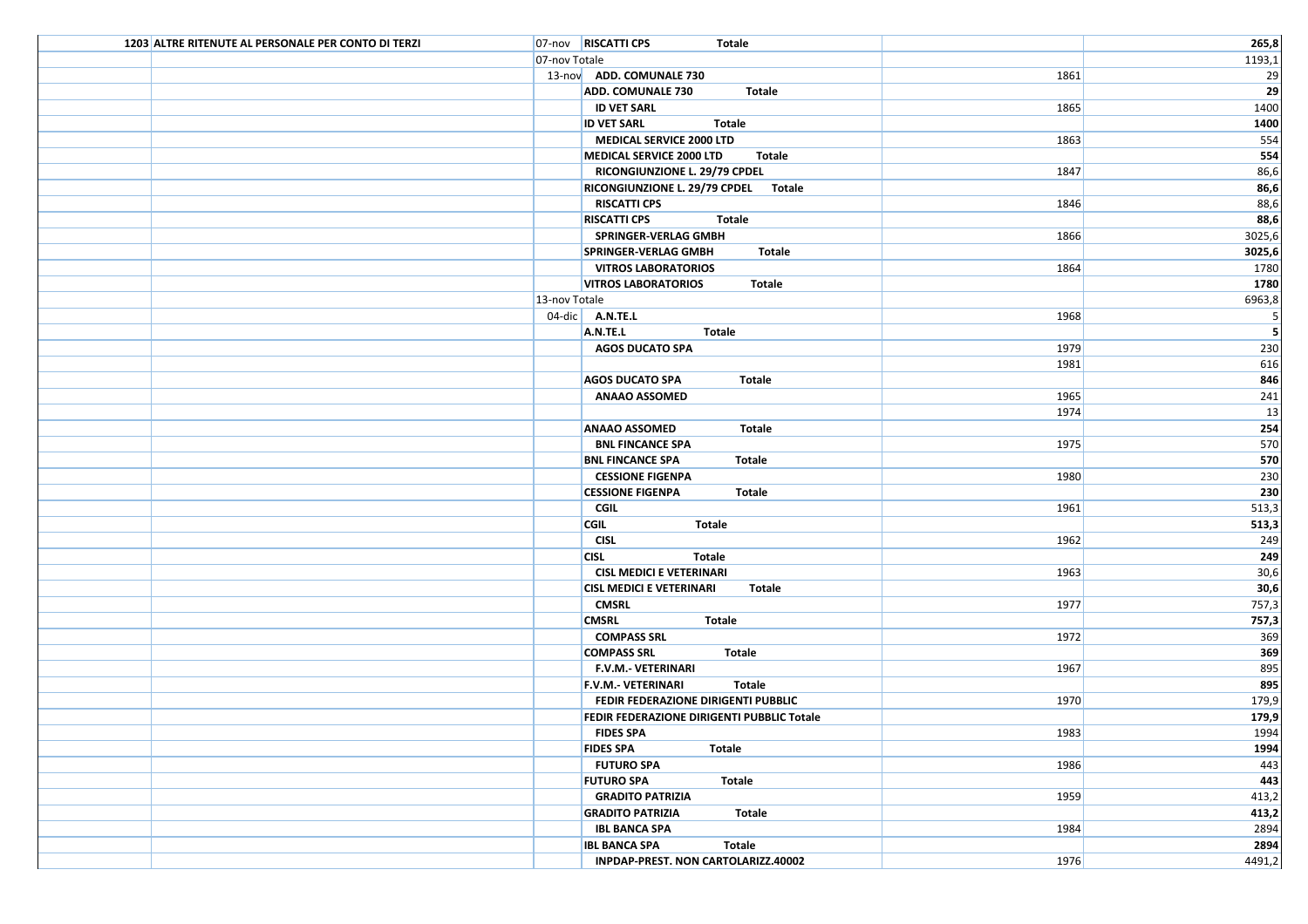| | | | | | |
|---|---|---|---|---|---|
| 1203 | ALTRE RITENUTE AL PERSONALE PER CONTO DI TERZI | 07-nov | **RISCATTI CPS Totale** | | **265,8** |
| | | 07-nov Totale | | | 1193,1 |
| | | 13-nov | **ADD. COMUNALE 730** | 1861 | 29 |
| | | | **ADD. COMUNALE 730 Totale** | | **29** |
| | | | **ID VET SARL** | 1865 | 1400 |
| | | | **ID VET SARL Totale** | | **1400** |
| | | | **MEDICAL SERVICE 2000 LTD** | 1863 | 554 |
| | | | **MEDICAL SERVICE 2000 LTD Totale** | | **554** |
| | | | **RICONGIUNZIONE L. 29/79 CPDEL** | 1847 | 86,6 |
| | | | **RICONGIUNZIONE L. 29/79 CPDEL Totale** | | **86,6** |
| | | | **RISCATTI CPS** | 1846 | 88,6 |
| | | | **RISCATTI CPS Totale** | | **88,6** |
| | | | **SPRINGER-VERLAG GMBH** | 1866 | 3025,6 |
| | | | **SPRINGER-VERLAG GMBH Totale** | | **3025,6** |
| | | | **VITROS LABORATORIOS** | 1864 | 1780 |
| | | | **VITROS LABORATORIOS Totale** | | **1780** |
| | | 13-nov Totale | | | 6963,8 |
| | | 04-dic | **A.N.TE.L** | 1968 | 5 |
| | | | **A.N.TE.L Totale** | | **5** |
| | | | **AGOS DUCATO SPA** | 1979 | 230 |
| | | | | 1981 | 616 |
| | | | **AGOS DUCATO SPA Totale** | | **846** |
| | | | **ANAAO ASSOMED** | 1965 | 241 |
| | | | | 1974 | 13 |
| | | | **ANAAO ASSOMED Totale** | | **254** |
| | | | **BNL FINCANCE SPA** | 1975 | 570 |
| | | | **BNL FINCANCE SPA Totale** | | **570** |
| | | | **CESSIONE FIGENPA** | 1980 | 230 |
| | | | **CESSIONE FIGENPA Totale** | | **230** |
| | | | **CGIL** | 1961 | 513,3 |
| | | | **CGIL Totale** | | **513,3** |
| | | | **CISL** | 1962 | 249 |
| | | | **CISL Totale** | | **249** |
| | | | **CISL MEDICI E VETERINARI** | 1963 | 30,6 |
| | | | **CISL MEDICI E VETERINARI Totale** | | **30,6** |
| | | | **CMSRL** | 1977 | 757,3 |
| | | | **CMSRL Totale** | | **757,3** |
| | | | **COMPASS SRL** | 1972 | 369 |
| | | | **COMPASS SRL Totale** | | **369** |
| | | | **F.V.M.- VETERINARI** | 1967 | 895 |
| | | | **F.V.M.- VETERINARI Totale** | | **895** |
| | | | **FEDIR FEDERAZIONE DIRIGENTI PUBBLIC** | 1970 | 179,9 |
| | | | **FEDIR FEDERAZIONE DIRIGENTI PUBBLIC Totale** | | **179,9** |
| | | | **FIDES SPA** | 1983 | 1994 |
| | | | **FIDES SPA Totale** | | **1994** |
| | | | **FUTURO SPA** | 1986 | 443 |
| | | | **FUTURO SPA Totale** | | **443** |
| | | | **GRADITO PATRIZIA** | 1959 | 413,2 |
| | | | **GRADITO PATRIZIA Totale** | | **413,2** |
| | | | **IBL BANCA SPA** | 1984 | 2894 |
| | | | **IBL BANCA SPA Totale** | | **2894** |
| | | | **INPDAP-PREST. NON CARTOLARIZZ.40002** | 1976 | 4491,2 |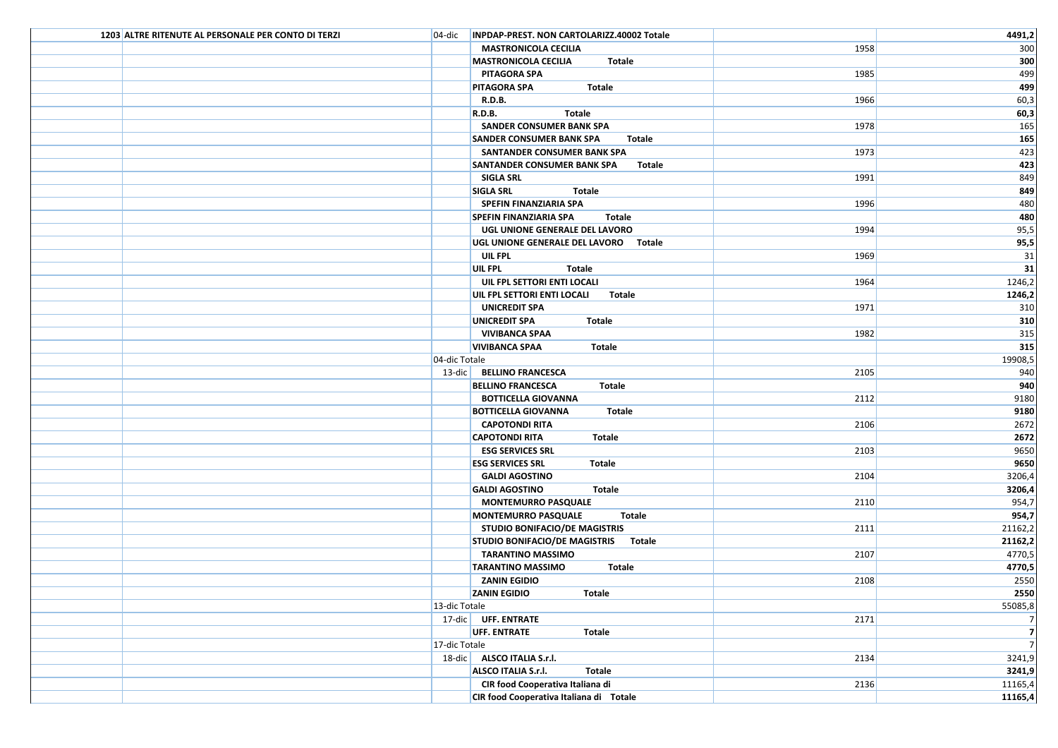| | | | | | |
|---|---|---|---|---|---|
| | 1203 ALTRE RITENUTE AL PERSONALE PER CONTO DI TERZI | 04-dic | INPDAP-PREST. NON CARTOLARIZZ.40002 Totale | | 4491,2 |
| | | | MASTRONICOLA CECILIA | 1958 | 300 |
| | | | MASTRONICOLA CECILIA Totale | | 300 |
| | | | PITAGORA SPA | 1985 | 499 |
| | | | PITAGORA SPA Totale | | 499 |
| | | | R.D.B. | 1966 | 60,3 |
| | | | R.D.B. Totale | | 60,3 |
| | | | SANDER CONSUMER BANK SPA | 1978 | 165 |
| | | | SANDER CONSUMER BANK SPA Totale | | 165 |
| | | | SANTANDER CONSUMER BANK SPA | 1973 | 423 |
| | | | SANTANDER CONSUMER BANK SPA Totale | | 423 |
| | | | SIGLA SRL | 1991 | 849 |
| | | | SIGLA SRL Totale | | 849 |
| | | | SPEFIN FINANZIARIA SPA | 1996 | 480 |
| | | | SPEFIN FINANZIARIA SPA Totale | | 480 |
| | | | UGL UNIONE GENERALE DEL LAVORO | 1994 | 95,5 |
| | | | UGL UNIONE GENERALE DEL LAVORO Totale | | 95,5 |
| | | | UIL FPL | 1969 | 31 |
| | | | UIL FPL Totale | | 31 |
| | | | UIL FPL SETTORI ENTI LOCALI | 1964 | 1246,2 |
| | | | UIL FPL SETTORI ENTI LOCALI Totale | | 1246,2 |
| | | | UNICREDIT SPA | 1971 | 310 |
| | | | UNICREDIT SPA Totale | | 310 |
| | | | VIVIBANCA SPAA | 1982 | 315 |
| | | | VIVIBANCA SPAA Totale | | 315 |
| | | 04-dic Totale | | | 19908,5 |
| | | 13-dic | BELLINO FRANCESCA | 2105 | 940 |
| | | | BELLINO FRANCESCA Totale | | 940 |
| | | | BOTTICELLA GIOVANNA | 2112 | 9180 |
| | | | BOTTICELLA GIOVANNA Totale | | 9180 |
| | | | CAPOTONDI RITA | 2106 | 2672 |
| | | | CAPOTONDI RITA Totale | | 2672 |
| | | | ESG SERVICES SRL | 2103 | 9650 |
| | | | ESG SERVICES SRL Totale | | 9650 |
| | | | GALDI AGOSTINO | 2104 | 3206,4 |
| | | | GALDI AGOSTINO Totale | | 3206,4 |
| | | | MONTEMURRO PASQUALE | 2110 | 954,7 |
| | | | MONTEMURRO PASQUALE Totale | | 954,7 |
| | | | STUDIO BONIFACIO/DE MAGISTRIS | 2111 | 21162,2 |
| | | | STUDIO BONIFACIO/DE MAGISTRIS Totale | | 21162,2 |
| | | | TARANTINO MASSIMO | 2107 | 4770,5 |
| | | | TARANTINO MASSIMO Totale | | 4770,5 |
| | | | ZANIN EGIDIO | 2108 | 2550 |
| | | | ZANIN EGIDIO Totale | | 2550 |
| | | 13-dic Totale | | | 55085,8 |
| | | 17-dic | UFF. ENTRATE | 2171 | 7 |
| | | | UFF. ENTRATE Totale | | 7 |
| | | 17-dic Totale | | | 7 |
| | | 18-dic | ALSCO ITALIA S.r.l. | 2134 | 3241,9 |
| | | | ALSCO ITALIA S.r.l. Totale | | 3241,9 |
| | | | CIR food Cooperativa Italiana di | 2136 | 11165,4 |
| | | | CIR food Cooperativa Italiana di Totale | | 11165,4 |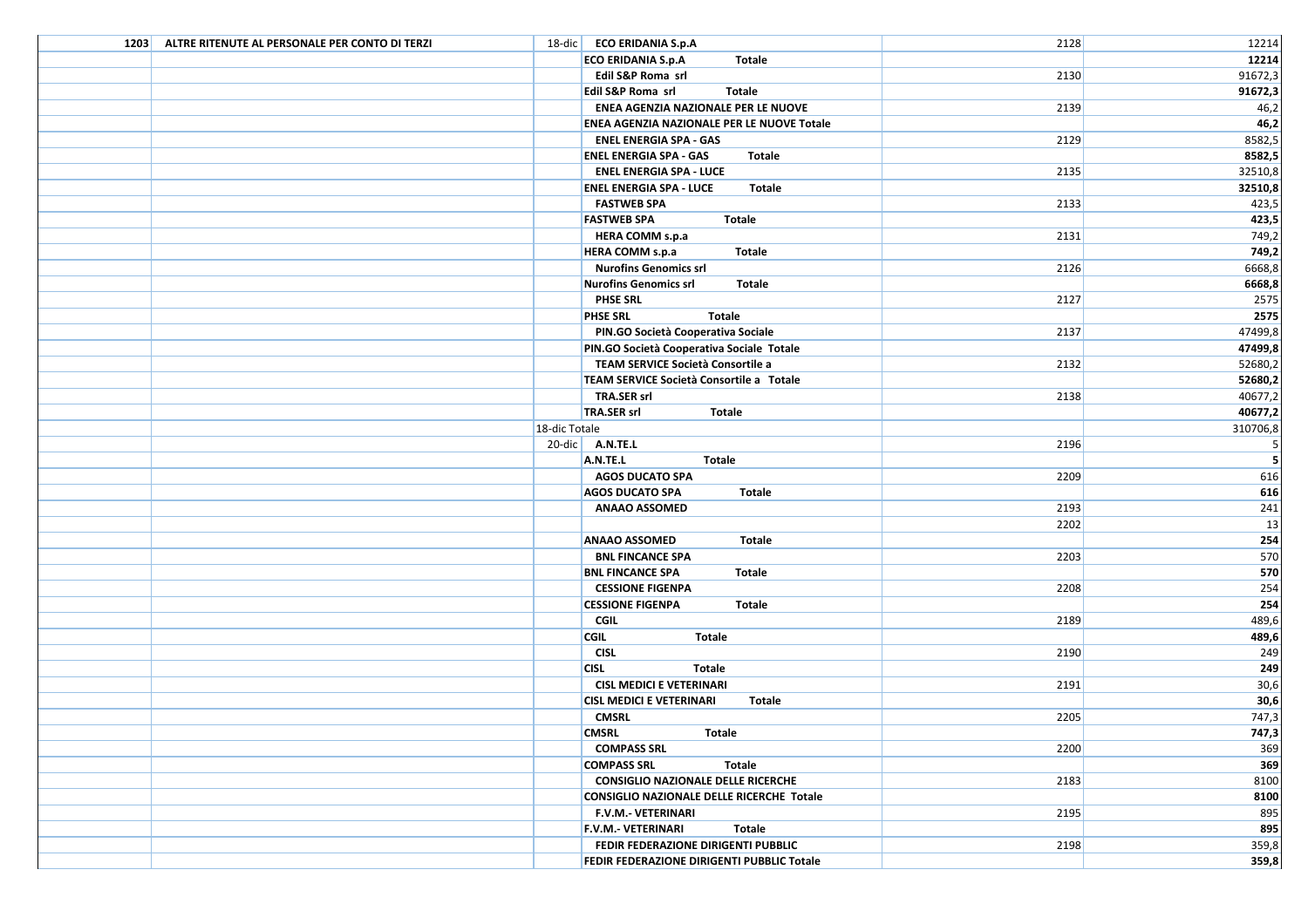| | | | | | |
|---|---|---|---|---|---|
| 1203 | ALTRE RITENUTE AL PERSONALE PER CONTO DI TERZI | 18-dic | ECO ERIDANIA S.p.A | 2128 | 12214 |
| | | | **ECO ERIDANIA S.p.A Totale** | | **12214** |
| | | | **Edil S&P Roma srl** | 2130 | 91672,3 |
| | | | **Edil S&P Roma srl Totale** | | **91672,3** |
| | | | **ENEA AGENZIA NAZIONALE PER LE NUOVE** | 2139 | 46,2 |
| | | | **ENEA AGENZIA NAZIONALE PER LE NUOVE Totale** | | **46,2** |
| | | | **ENEL ENERGIA SPA - GAS** | 2129 | 8582,5 |
| | | | **ENEL ENERGIA SPA - GAS Totale** | | **8582,5** |
| | | | **ENEL ENERGIA SPA - LUCE** | 2135 | 32510,8 |
| | | | **ENEL ENERGIA SPA - LUCE Totale** | | **32510,8** |
| | | | **FASTWEB SPA** | 2133 | 423,5 |
| | | | **FASTWEB SPA Totale** | | **423,5** |
| | | | **HERA COMM s.p.a** | 2131 | 749,2 |
| | | | **HERA COMM s.p.a Totale** | | **749,2** |
| | | | **Nurofins Genomics srl** | 2126 | 6668,8 |
| | | | **Nurofins Genomics srl Totale** | | **6668,8** |
| | | | **PHSE SRL** | 2127 | 2575 |
| | | | **PHSE SRL Totale** | | **2575** |
| | | | **PIN.GO Società Cooperativa Sociale** | 2137 | 47499,8 |
| | | | **PIN.GO Società Cooperativa Sociale Totale** | | **47499,8** |
| | | | **TEAM SERVICE Società Consortile a** | 2132 | 52680,2 |
| | | | **TEAM SERVICE Società Consortile a Totale** | | **52680,2** |
| | | | **TRA.SER srl** | 2138 | 40677,2 |
| | | | **TRA.SER srl Totale** | | **40677,2** |
| | | 18-dic Totale | | | 310706,8 |
| | | 20-dic | **A.N.TE.L** | 2196 | 5 |
| | | | **A.N.TE.L Totale** | | **5** |
| | | | **AGOS DUCATO SPA** | 2209 | 616 |
| | | | **AGOS DUCATO SPA Totale** | | **616** |
| | | | **ANAAO ASSOMED** | 2193 | 241 |
| | | | | 2202 | 13 |
| | | | **ANAAO ASSOMED Totale** | | **254** |
| | | | **BNL FINCANCE SPA** | 2203 | 570 |
| | | | **BNL FINCANCE SPA Totale** | | **570** |
| | | | **CESSIONE FIGENPA** | 2208 | 254 |
| | | | **CESSIONE FIGENPA Totale** | | **254** |
| | | | **CGIL** | 2189 | 489,6 |
| | | | **CGIL Totale** | | **489,6** |
| | | | **CISL** | 2190 | 249 |
| | | | **CISL Totale** | | **249** |
| | | | **CISL MEDICI E VETERINARI** | 2191 | 30,6 |
| | | | **CISL MEDICI E VETERINARI Totale** | | **30,6** |
| | | | **CMSRL** | 2205 | 747,3 |
| | | | **CMSRL Totale** | | **747,3** |
| | | | **COMPASS SRL** | 2200 | 369 |
| | | | **COMPASS SRL Totale** | | **369** |
| | | | **CONSIGLIO NAZIONALE DELLE RICERCHE** | 2183 | 8100 |
| | | | **CONSIGLIO NAZIONALE DELLE RICERCHE Totale** | | **8100** |
| | | | **F.V.M.- VETERINARI** | 2195 | 895 |
| | | | **F.V.M.- VETERINARI Totale** | | **895** |
| | | | **FEDIR FEDERAZIONE DIRIGENTI PUBBLIC** | 2198 | 359,8 |
| | | | **FEDIR FEDERAZIONE DIRIGENTI PUBBLIC Totale** | | **359,8** |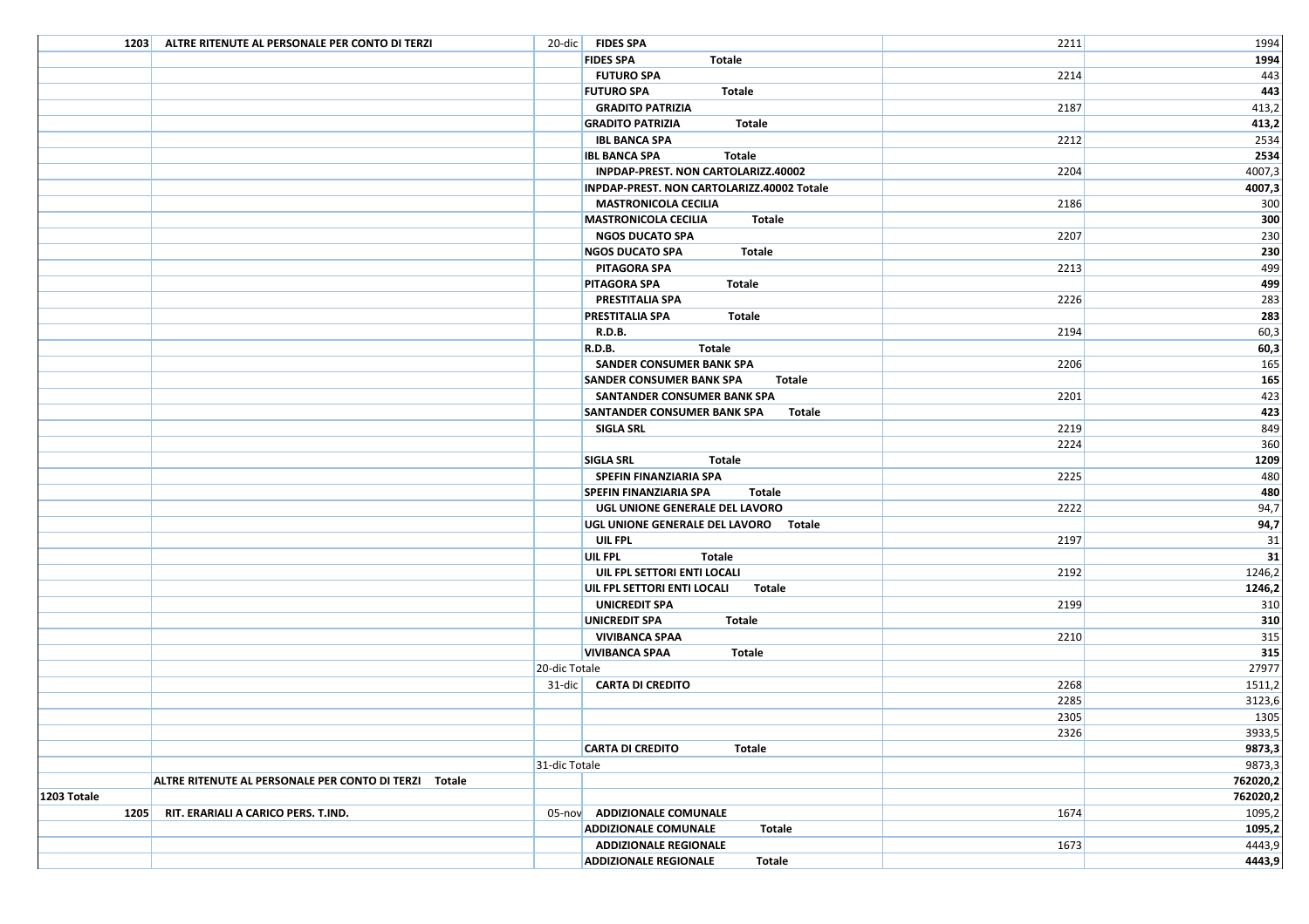| | | | | | |
|---|---|---|---|---|---|
| 1203 | ALTRE RITENUTE AL PERSONALE PER CONTO DI TERZI | 20-dic | **FIDES SPA** | 2211 | 1994 |
| | | | **FIDES SPA Totale** | | **1994** |
| | | | **FUTURO SPA** | 2214 | 443 |
| | | | **FUTURO SPA Totale** | | **443** |
| | | | **GRADITO PATRIZIA** | 2187 | 413,2 |
| | | | **GRADITO PATRIZIA Totale** | | **413,2** |
| | | | **IBL BANCA SPA** | 2212 | 2534 |
| | | | **IBL BANCA SPA Totale** | | **2534** |
| | | | **INPDAP-PREST. NON CARTOLARIZZ.40002** | 2204 | 4007,3 |
| | | | **INPDAP-PREST. NON CARTOLARIZZ.40002 Totale** | | **4007,3** |
| | | | **MASTRONICOLA CECILIA** | 2186 | 300 |
| | | | **MASTRONICOLA CECILIA Totale** | | **300** |
| | | | **NGOS DUCATO SPA** | 2207 | 230 |
| | | | **NGOS DUCATO SPA Totale** | | **230** |
| | | | **PITAGORA SPA** | 2213 | 499 |
| | | | **PITAGORA SPA Totale** | | **499** |
| | | | **PRESTITALIA SPA** | 2226 | 283 |
| | | | **PRESTITALIA SPA Totale** | | **283** |
| | | | **R.D.B.** | 2194 | 60,3 |
| | | | **R.D.B. Totale** | | **60,3** |
| | | | **SANDER CONSUMER BANK SPA** | 2206 | 165 |
| | | | **SANDER CONSUMER BANK SPA Totale** | | **165** |
| | | | **SANTANDER CONSUMER BANK SPA** | 2201 | 423 |
| | | | **SANTANDER CONSUMER BANK SPA Totale** | | **423** |
| | | | **SIGLA SRL** | 2219 | 849 |
| | | | | 2224 | 360 |
| | | | **SIGLA SRL Totale** | | **1209** |
| | | | **SPEFIN FINANZIARIA SPA** | 2225 | 480 |
| | | | **SPEFIN FINANZIARIA SPA Totale** | | **480** |
| | | | **UGL UNIONE GENERALE DEL LAVORO** | 2222 | 94,7 |
| | | | **UGL UNIONE GENERALE DEL LAVORO Totale** | | **94,7** |
| | | | **UIL FPL** | 2197 | 31 |
| | | | **UIL FPL Totale** | | **31** |
| | | | **UIL FPL SETTORI ENTI LOCALI** | 2192 | 1246,2 |
| | | | **UIL FPL SETTORI ENTI LOCALI Totale** | | **1246,2** |
| | | | **UNICREDIT SPA** | 2199 | 310 |
| | | | **UNICREDIT SPA Totale** | | **310** |
| | | | **VIVIBANCA SPAA** | 2210 | 315 |
| | | | **VIVIBANCA SPAA Totale** | | **315** |
| | | 20-dic Totale | | | 27977 |
| | | 31-dic | **CARTA DI CREDITO** | 2268 | 1511,2 |
| | | | | 2285 | 3123,6 |
| | | | | 2305 | 1305 |
| | | | | 2326 | 3933,5 |
| | | | **CARTA DI CREDITO Totale** | | **9873,3** |
| | | 31-dic Totale | | | 9873,3 |
| | **ALTRE RITENUTE AL PERSONALE PER CONTO DI TERZI Totale** | | | | **762020,2** |
| **1203 Totale** | | | | | **762020,2** |
| 1205 | RIT. ERARIALI A CARICO PERS. T.IND. | 05-nov | **ADDIZIONALE COMUNALE** | 1674 | 1095,2 |
| | | | **ADDIZIONALE COMUNALE Totale** | | **1095,2** |
| | | | **ADDIZIONALE REGIONALE** | 1673 | 4443,9 |
| | | | **ADDIZIONALE REGIONALE Totale** | | **4443,9** |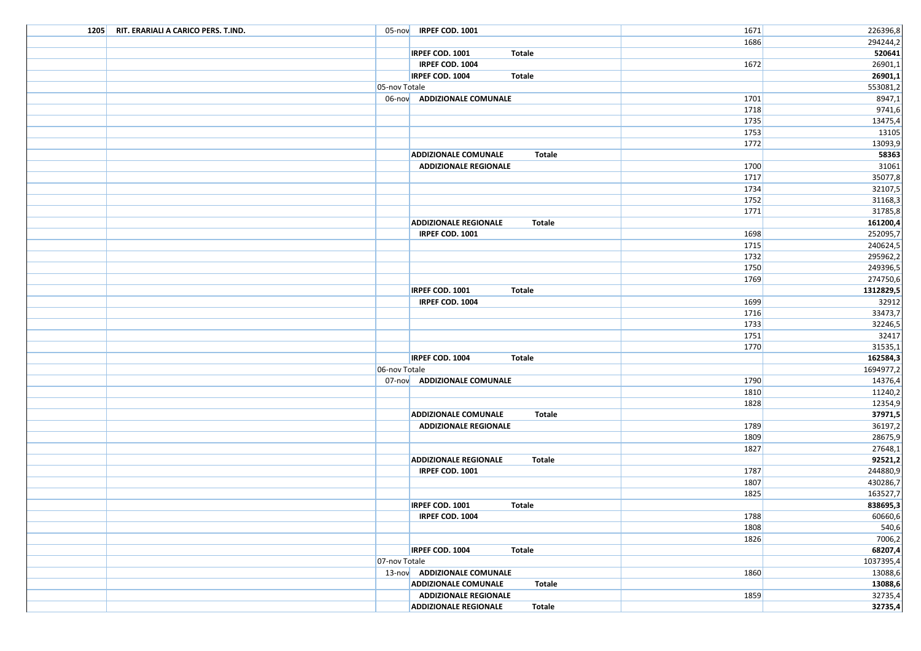| | | | | | |
|---|---|---|---|---|---|
| **1205** | **RIT. ERARIALI A CARICO PERS. T.IND.** | 05-nov | **IRPEF COD. 1001** | 1671 | 226396,8 |
| | | | | 1686 | 294244,2 |
| | | | **IRPEF COD. 1001 Totale** | | **520641** |
| | | | **IRPEF COD. 1004** | 1672 | 26901,1 |
| | | | **IRPEF COD. 1004 Totale** | | **26901,1** |
| | | 05-nov Totale | | | 553081,2 |
| | | 06-nov | **ADDIZIONALE COMUNALE** | 1701 | 8947,1 |
| | | | | 1718 | 9741,6 |
| | | | | 1735 | 13475,4 |
| | | | | 1753 | 13105 |
| | | | | 1772 | 13093,9 |
| | | | **ADDIZIONALE COMUNALE Totale** | | **58363** |
| | | | **ADDIZIONALE REGIONALE** | 1700 | 31061 |
| | | | | 1717 | 35077,8 |
| | | | | 1734 | 32107,5 |
| | | | | 1752 | 31168,3 |
| | | | | 1771 | 31785,8 |
| | | | **ADDIZIONALE REGIONALE Totale** | | **161200,4** |
| | | | **IRPEF COD. 1001** | 1698 | 252095,7 |
| | | | | 1715 | 240624,5 |
| | | | | 1732 | 295962,2 |
| | | | | 1750 | 249396,5 |
| | | | | 1769 | 274750,6 |
| | | | **IRPEF COD. 1001 Totale** | | **1312829,5** |
| | | | **IRPEF COD. 1004** | 1699 | 32912 |
| | | | | 1716 | 33473,7 |
| | | | | 1733 | 32246,5 |
| | | | | 1751 | 32417 |
| | | | | 1770 | 31535,1 |
| | | | **IRPEF COD. 1004 Totale** | | **162584,3** |
| | | 06-nov Totale | | | 1694977,2 |
| | | 07-nov | **ADDIZIONALE COMUNALE** | 1790 | 14376,4 |
| | | | | 1810 | 11240,2 |
| | | | | 1828 | 12354,9 |
| | | | **ADDIZIONALE COMUNALE Totale** | | **37971,5** |
| | | | **ADDIZIONALE REGIONALE** | 1789 | 36197,2 |
| | | | | 1809 | 28675,9 |
| | | | | 1827 | 27648,1 |
| | | | **ADDIZIONALE REGIONALE Totale** | | **92521,2** |
| | | | **IRPEF COD. 1001** | 1787 | 244880,9 |
| | | | | 1807 | 430286,7 |
| | | | | 1825 | 163527,7 |
| | | | **IRPEF COD. 1001 Totale** | | **838695,3** |
| | | | **IRPEF COD. 1004** | 1788 | 60660,6 |
| | | | | 1808 | 540,6 |
| | | | | 1826 | 7006,2 |
| | | | **IRPEF COD. 1004 Totale** | | **68207,4** |
| | | 07-nov Totale | | | 1037395,4 |
| | | 13-nov | **ADDIZIONALE COMUNALE** | 1860 | 13088,6 |
| | | | **ADDIZIONALE COMUNALE Totale** | | **13088,6** |
| | | | **ADDIZIONALE REGIONALE** | 1859 | 32735,4 |
| | | | **ADDIZIONALE REGIONALE Totale** | | **32735,4** |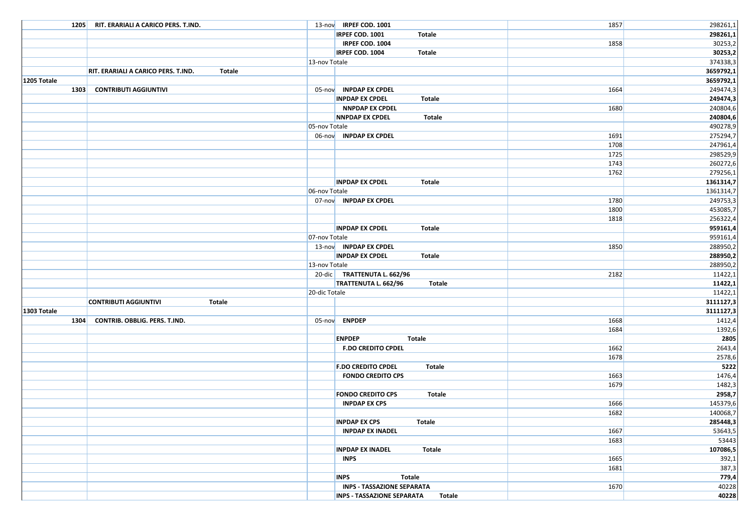| | | | | | |
|---|---|---|---|---|---|
| 1205 | RIT. ERARIALI A CARICO PERS. T.IND. | 13-nov | IRPEF COD. 1001 | 1857 | 298261,1 |
| | | | **IRPEF COD. 1001 Totale** | | **298261,1** |
| | | | IRPEF COD. 1004 | 1858 | 30253,2 |
| | | | **IRPEF COD. 1004 Totale** | | **30253,2** |
| | | 13-nov Totale | | | 374338,3 |
| | **RIT. ERARIALI A CARICO PERS. T.IND. Totale** | | | | **3659792,1** |
| **1205 Totale** | | | | | **3659792,1** |
| 1303 | CONTRIBUTI AGGIUNTIVI | 05-nov | INPDAP EX CPDEL | 1664 | 249474,3 |
| | | | **INPDAP EX CPDEL Totale** | | **249474,3** |
| | | | NNPDAP EX CPDEL | 1680 | 240804,6 |
| | | | **NNPDAP EX CPDEL Totale** | | **240804,6** |
| | | 05-nov Totale | | | 490278,9 |
| | | 06-nov | INPDAP EX CPDEL | 1691 | 275294,7 |
| | | | | 1708 | 247961,4 |
| | | | | 1725 | 298529,9 |
| | | | | 1743 | 260272,6 |
| | | | | 1762 | 279256,1 |
| | | | **INPDAP EX CPDEL Totale** | | **1361314,7** |
| | | 06-nov Totale | | | 1361314,7 |
| | | 07-nov | INPDAP EX CPDEL | 1780 | 249753,3 |
| | | | | 1800 | 453085,7 |
| | | | | 1818 | 256322,4 |
| | | | **INPDAP EX CPDEL Totale** | | **959161,4** |
| | | 07-nov Totale | | | 959161,4 |
| | | 13-nov | INPDAP EX CPDEL | 1850 | 288950,2 |
| | | | **INPDAP EX CPDEL Totale** | | **288950,2** |
| | | 13-nov Totale | | | 288950,2 |
| | | 20-dic | TRATTENUTA L. 662/96 | 2182 | 11422,1 |
| | | | **TRATTENUTA L. 662/96 Totale** | | **11422,1** |
| | | 20-dic Totale | | | 11422,1 |
| | **CONTRIBUTI AGGIUNTIVI Totale** | | | | **3111127,3** |
| **1303 Totale** | | | | | **3111127,3** |
| 1304 | CONTRIB. OBBLIG. PERS. T.IND. | 05-nov | ENPDEP | 1668 | 1412,4 |
| | | | | 1684 | 1392,6 |
| | | | **ENPDEP Totale** | | **2805** |
| | | | F.DO CREDITO CPDEL | 1662 | 2643,4 |
| | | | | 1678 | 2578,6 |
| | | | **F.DO CREDITO CPDEL Totale** | | **5222** |
| | | | FONDO CREDITO CPS | 1663 | 1476,4 |
| | | | | 1679 | 1482,3 |
| | | | **FONDO CREDITO CPS Totale** | | **2958,7** |
| | | | INPDAP EX CPS | 1666 | 145379,6 |
| | | | | 1682 | 140068,7 |
| | | | **INPDAP EX CPS Totale** | | **285448,3** |
| | | | INPDAP EX INADEL | 1667 | 53643,5 |
| | | | | 1683 | 53443 |
| | | | **INPDAP EX INADEL Totale** | | **107086,5** |
| | | | INPS | 1665 | 392,1 |
| | | | | 1681 | 387,3 |
| | | | **INPS Totale** | | **779,4** |
| | | | INPS - TASSAZIONE SEPARATA | 1670 | 40228 |
| | | | **INPS - TASSAZIONE SEPARATA Totale** | | **40228** |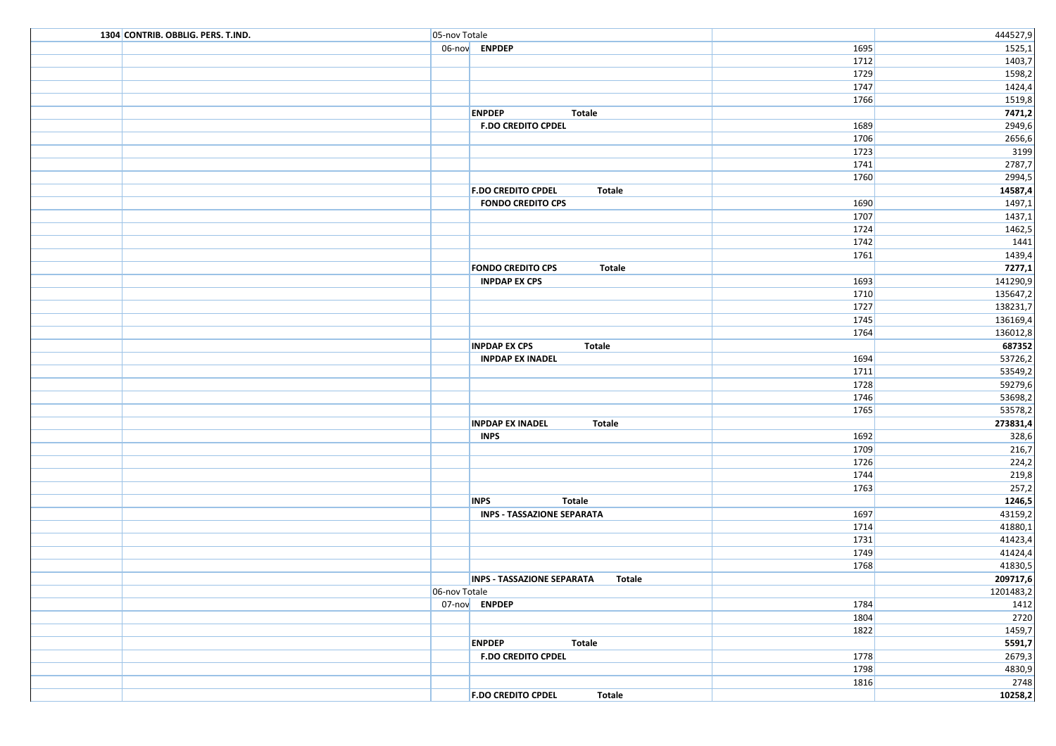| | | | | | |
|---|---|---|---|---|---|
| 1304 | CONTRIB. OBBLIG. PERS. T.IND. | 05-nov Totale | | | 444527,9 |
| | | 06-nov | ENPDEP | 1695 | 1525,1 |
| | | | | 1712 | 1403,7 |
| | | | | 1729 | 1598,2 |
| | | | | 1747 | 1424,4 |
| | | | | 1766 | 1519,8 |
| | | | **ENPDEP Totale** | | **7471,2** |
| | | | **F.DO CREDITO CPDEL** | 1689 | 2949,6 |
| | | | | 1706 | 2656,6 |
| | | | | 1723 | 3199 |
| | | | | 1741 | 2787,7 |
| | | | | 1760 | 2994,5 |
| | | | **F.DO CREDITO CPDEL Totale** | | **14587,4** |
| | | | **FONDO CREDITO CPS** | 1690 | 1497,1 |
| | | | | 1707 | 1437,1 |
| | | | | 1724 | 1462,5 |
| | | | | 1742 | 1441 |
| | | | | 1761 | 1439,4 |
| | | | **FONDO CREDITO CPS Totale** | | **7277,1** |
| | | | **INPDAP EX CPS** | 1693 | 141290,9 |
| | | | | 1710 | 135647,2 |
| | | | | 1727 | 138231,7 |
| | | | | 1745 | 136169,4 |
| | | | | 1764 | 136012,8 |
| | | | **INPDAP EX CPS Totale** | | **687352** |
| | | | **INPDAP EX INADEL** | 1694 | 53726,2 |
| | | | | 1711 | 53549,2 |
| | | | | 1728 | 59279,6 |
| | | | | 1746 | 53698,2 |
| | | | | 1765 | 53578,2 |
| | | | **INPDAP EX INADEL Totale** | | **273831,4** |
| | | | **INPS** | 1692 | 328,6 |
| | | | | 1709 | 216,7 |
| | | | | 1726 | 224,2 |
| | | | | 1744 | 219,8 |
| | | | | 1763 | 257,2 |
| | | | **INPS Totale** | | **1246,5** |
| | | | **INPS - TASSAZIONE SEPARATA** | 1697 | 43159,2 |
| | | | | 1714 | 41880,1 |
| | | | | 1731 | 41423,4 |
| | | | | 1749 | 41424,4 |
| | | | | 1768 | 41830,5 |
| | | | **INPS - TASSAZIONE SEPARATA Totale** | | **209717,6** |
| | | 06-nov Totale | | | 1201483,2 |
| | | 07-nov | **ENPDEP** | 1784 | 1412 |
| | | | | 1804 | 2720 |
| | | | | 1822 | 1459,7 |
| | | | **ENPDEP Totale** | | **5591,7** |
| | | | **F.DO CREDITO CPDEL** | 1778 | 2679,3 |
| | | | | 1798 | 4830,9 |
| | | | | 1816 | 2748 |
| | | | **F.DO CREDITO CPDEL Totale** | | **10258,2** |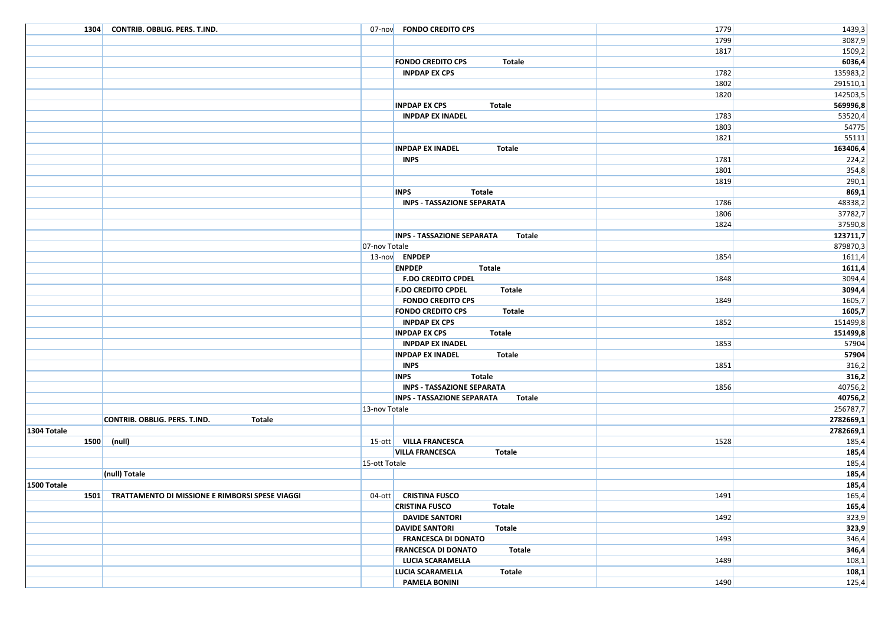| | | | | | |
|---|---|---|---|---|---|
| 1304 | CONTRIB. OBBLIG. PERS. T.IND. | 07-nov | FONDO CREDITO CPS | 1779 | 1439,3 |
| | | | | 1799 | 3087,9 |
| | | | | 1817 | 1509,2 |
| | | | **FONDO CREDITO CPS Totale** | | **6036,4** |
| | | | INPDAP EX CPS | 1782 | 135983,2 |
| | | | | 1802 | 291510,1 |
| | | | | 1820 | 142503,5 |
| | | | **INPDAP EX CPS Totale** | | **569996,8** |
| | | | INPDAP EX INADEL | 1783 | 53520,4 |
| | | | | 1803 | 54775 |
| | | | | 1821 | 55111 |
| | | | **INPDAP EX INADEL Totale** | | **163406,4** |
| | | | INPS | 1781 | 224,2 |
| | | | | 1801 | 354,8 |
| | | | | 1819 | 290,1 |
| | | | **INPS Totale** | | **869,1** |
| | | | INPS - TASSAZIONE SEPARATA | 1786 | 48338,2 |
| | | | | 1806 | 37782,7 |
| | | | | 1824 | 37590,8 |
| | | | **INPS - TASSAZIONE SEPARATA Totale** | | **123711,7** |
| | | 07-nov Totale | | | 879870,3 |
| | | 13-nov | ENPDEP | 1854 | 1611,4 |
| | | | **ENPDEP Totale** | | **1611,4** |
| | | | F.DO CREDITO CPDEL | 1848 | 3094,4 |
| | | | **F.DO CREDITO CPDEL Totale** | | **3094,4** |
| | | | FONDO CREDITO CPS | 1849 | 1605,7 |
| | | | **FONDO CREDITO CPS Totale** | | **1605,7** |
| | | | INPDAP EX CPS | 1852 | 151499,8 |
| | | | **INPDAP EX CPS Totale** | | **151499,8** |
| | | | INPDAP EX INADEL | 1853 | 57904 |
| | | | **INPDAP EX INADEL Totale** | | **57904** |
| | | | INPS | 1851 | 316,2 |
| | | | **INPS Totale** | | **316,2** |
| | | | INPS - TASSAZIONE SEPARATA | 1856 | 40756,2 |
| | | | **INPS - TASSAZIONE SEPARATA Totale** | | **40756,2** |
| | | 13-nov Totale | | | 256787,7 |
| | **CONTRIB. OBBLIG. PERS. T.IND. Totale** | | | | **2782669,1** |
| **1304 Totale** | | | | | **2782669,1** |
| 1500 | (null) | 15-ott | VILLA FRANCESCA | 1528 | 185,4 |
| | | | **VILLA FRANCESCA Totale** | | **185,4** |
| | | 15-ott Totale | | | 185,4 |
| | **(null) Totale** | | | | **185,4** |
| **1500 Totale** | | | | | **185,4** |
| 1501 | TRATTAMENTO DI MISSIONE E RIMBORSI SPESE VIAGGI | 04-ott | CRISTINA FUSCO | 1491 | 165,4 |
| | | | **CRISTINA FUSCO Totale** | | **165,4** |
| | | | DAVIDE SANTORI | 1492 | 323,9 |
| | | | **DAVIDE SANTORI Totale** | | **323,9** |
| | | | FRANCESCA DI DONATO | 1493 | 346,4 |
| | | | **FRANCESCA DI DONATO Totale** | | **346,4** |
| | | | LUCIA SCARAMELLA | 1489 | 108,1 |
| | | | **LUCIA SCARAMELLA Totale** | | **108,1** |
| | | | PAMELA BONINI | 1490 | 125,4 |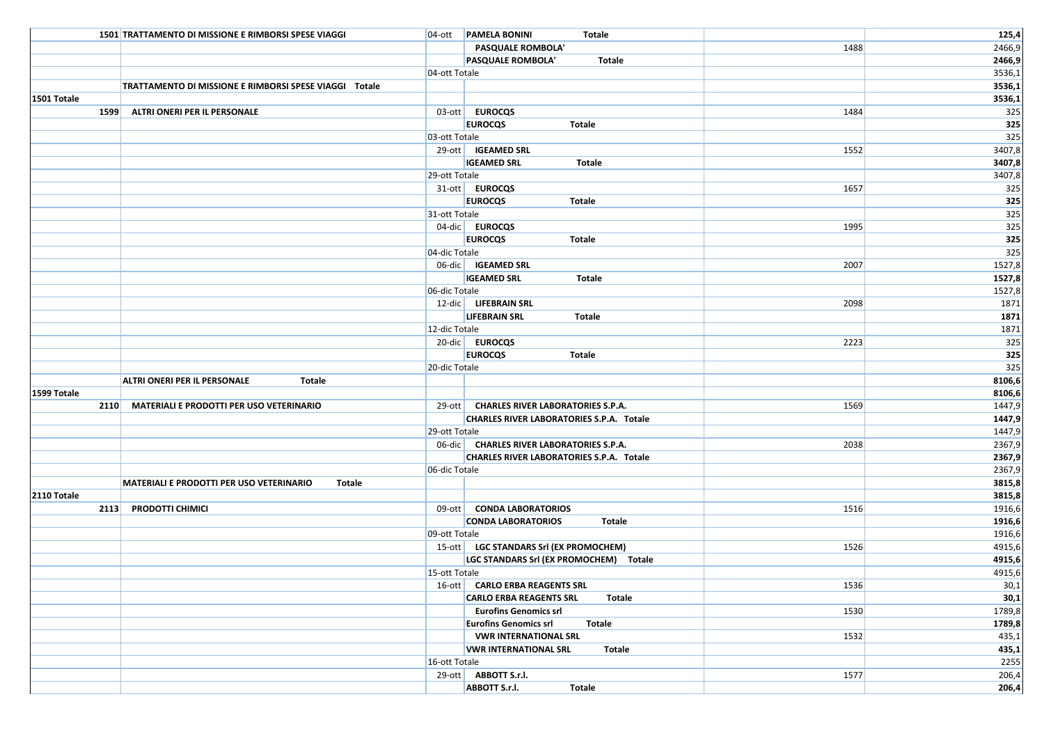| | | | | | |
|---|---|---|---|---|---|
| | 1501 TRATTAMENTO DI MISSIONE E RIMBORSI SPESE VIAGGI | 04-ott | **PAMELA BONINI Totale** | | **125,4** |
| | | | **PASQUALE ROMBOLA'** | 1488 | 2466,9 |
| | | | **PASQUALE ROMBOLA' Totale** | | **2466,9** |
| | | 04-ott Totale | | | 3536,1 |
| | **TRATTAMENTO DI MISSIONE E RIMBORSI SPESE VIAGGI Totale** | | | | **3536,1** |
| **1501 Totale** | | | | | **3536,1** |
| **1599** | **ALTRI ONERI PER IL PERSONALE** | 03-ott | **EUROCQS** | 1484 | 325 |
| | | | **EUROCQS Totale** | | **325** |
| | | 03-ott Totale | | | 325 |
| | | 29-ott | **IGEAMED SRL** | 1552 | 3407,8 |
| | | | **IGEAMED SRL Totale** | | **3407,8** |
| | | 29-ott Totale | | | 3407,8 |
| | | 31-ott | **EUROCQS** | 1657 | 325 |
| | | | **EUROCQS Totale** | | **325** |
| | | 31-ott Totale | | | 325 |
| | | 04-dic | **EUROCQS** | 1995 | 325 |
| | | | **EUROCQS Totale** | | **325** |
| | | 04-dic Totale | | | 325 |
| | | 06-dic | **IGEAMED SRL** | 2007 | 1527,8 |
| | | | **IGEAMED SRL Totale** | | **1527,8** |
| | | 06-dic Totale | | | 1527,8 |
| | | 12-dic | **LIFEBRAIN SRL** | 2098 | 1871 |
| | | | **LIFEBRAIN SRL Totale** | | **1871** |
| | | 12-dic Totale | | | 1871 |
| | | 20-dic | **EUROCQS** | 2223 | 325 |
| | | | **EUROCQS Totale** | | **325** |
| | | 20-dic Totale | | | 325 |
| | **ALTRI ONERI PER IL PERSONALE Totale** | | | | **8106,6** |
| **1599 Totale** | | | | | **8106,6** |
| **2110** | **MATERIALI E PRODOTTI PER USO VETERINARIO** | 29-ott | **CHARLES RIVER LABORATORIES S.P.A.** | 1569 | 1447,9 |
| | | | **CHARLES RIVER LABORATORIES S.P.A. Totale** | | **1447,9** |
| | | 29-ott Totale | | | 1447,9 |
| | | 06-dic | **CHARLES RIVER LABORATORIES S.P.A.** | 2038 | 2367,9 |
| | | | **CHARLES RIVER LABORATORIES S.P.A. Totale** | | **2367,9** |
| | | 06-dic Totale | | | 2367,9 |
| | **MATERIALI E PRODOTTI PER USO VETERINARIO Totale** | | | | **3815,8** |
| **2110 Totale** | | | | | **3815,8** |
| **2113** | **PRODOTTI CHIMICI** | 09-ott | **CONDA LABORATORIOS** | 1516 | 1916,6 |
| | | | **CONDA LABORATORIOS Totale** | | **1916,6** |
| | | 09-ott Totale | | | 1916,6 |
| | | 15-ott | **LGC STANDARS Srl (EX PROMOCHEM)** | 1526 | 4915,6 |
| | | | **LGC STANDARS Srl (EX PROMOCHEM) Totale** | | **4915,6** |
| | | 15-ott Totale | | | 4915,6 |
| | | 16-ott | **CARLO ERBA REAGENTS SRL** | 1536 | 30,1 |
| | | | **CARLO ERBA REAGENTS SRL Totale** | | **30,1** |
| | | | **Eurofins Genomics srl** | 1530 | 1789,8 |
| | | | **Eurofins Genomics srl Totale** | | **1789,8** |
| | | | **VWR INTERNATIONAL SRL** | 1532 | 435,1 |
| | | | **VWR INTERNATIONAL SRL Totale** | | **435,1** |
| | | 16-ott Totale | | | 2255 |
| | | 29-ott | **ABBOTT S.r.l.** | 1577 | 206,4 |
| | | | **ABBOTT S.r.l. Totale** | | **206,4** |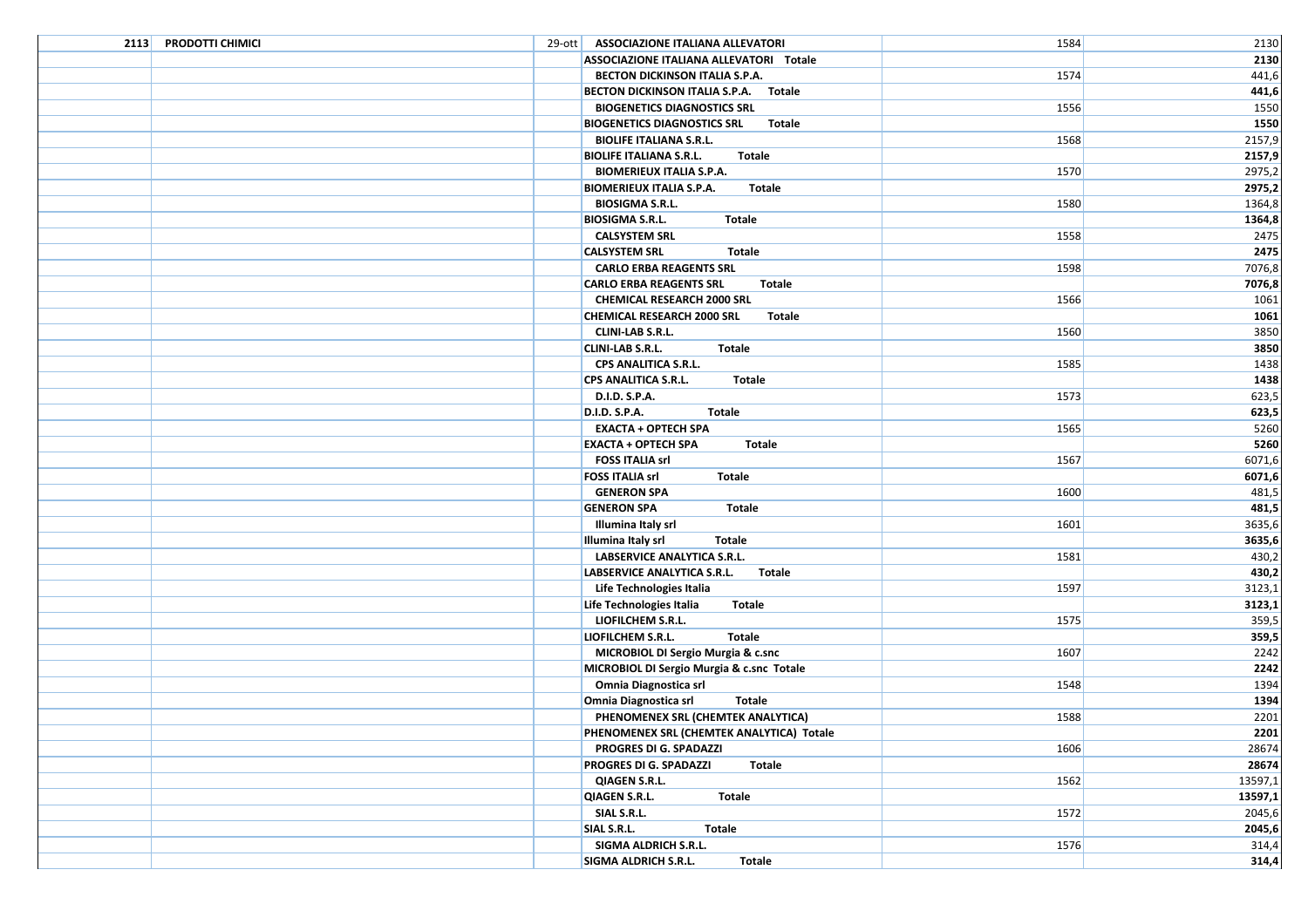| | | | | | |
|---|---|---|---|---|---|
| 2113 | PRODOTTI CHIMICI | 29-ott | ASSOCIAZIONE ITALIANA ALLEVATORI | 1584 | 2130 |
| | | | ASSOCIAZIONE ITALIANA ALLEVATORI Totale | | **2130** |
| | | | BECTON DICKINSON ITALIA S.P.A. | 1574 | 441,6 |
| | | | BECTON DICKINSON ITALIA S.P.A. Totale | | **441,6** |
| | | | BIOGENETICS DIAGNOSTICS SRL | 1556 | 1550 |
| | | | BIOGENETICS DIAGNOSTICS SRL Totale | | **1550** |
| | | | BIOLIFE ITALIANA S.R.L. | 1568 | 2157,9 |
| | | | BIOLIFE ITALIANA S.R.L. Totale | | **2157,9** |
| | | | BIOMERIEUX ITALIA S.P.A. | 1570 | 2975,2 |
| | | | BIOMERIEUX ITALIA S.P.A. Totale | | **2975,2** |
| | | | BIOSIGMA S.R.L. | 1580 | 1364,8 |
| | | | BIOSIGMA S.R.L. Totale | | **1364,8** |
| | | | CALSYSTEM SRL | 1558 | 2475 |
| | | | CALSYSTEM SRL Totale | | **2475** |
| | | | CARLO ERBA REAGENTS SRL | 1598 | 7076,8 |
| | | | CARLO ERBA REAGENTS SRL Totale | | **7076,8** |
| | | | CHEMICAL RESEARCH 2000 SRL | 1566 | 1061 |
| | | | CHEMICAL RESEARCH 2000 SRL Totale | | **1061** |
| | | | CLINI-LAB S.R.L. | 1560 | 3850 |
| | | | CLINI-LAB S.R.L. Totale | | **3850** |
| | | | CPS ANALITICA S.R.L. | 1585 | 1438 |
| | | | CPS ANALITICA S.R.L. Totale | | **1438** |
| | | | D.I.D. S.P.A. | 1573 | 623,5 |
| | | | D.I.D. S.P.A. Totale | | **623,5** |
| | | | EXACTA + OPTECH SPA | 1565 | 5260 |
| | | | EXACTA + OPTECH SPA Totale | | **5260** |
| | | | FOSS ITALIA srl | 1567 | 6071,6 |
| | | | FOSS ITALIA srl Totale | | **6071,6** |
| | | | GENERON SPA | 1600 | 481,5 |
| | | | GENERON SPA Totale | | **481,5** |
| | | | Illumina Italy srl | 1601 | 3635,6 |
| | | | Illumina Italy srl Totale | | **3635,6** |
| | | | LABSERVICE ANALYTICA S.R.L. | 1581 | 430,2 |
| | | | LABSERVICE ANALYTICA S.R.L. Totale | | **430,2** |
| | | | Life Technologies Italia | 1597 | 3123,1 |
| | | | Life Technologies Italia Totale | | **3123,1** |
| | | | LIOFILCHEM S.R.L. | 1575 | 359,5 |
| | | | LIOFILCHEM S.R.L. Totale | | **359,5** |
| | | | MICROBIOL DI Sergio Murgia & c.snc | 1607 | 2242 |
| | | | MICROBIOL DI Sergio Murgia & c.snc Totale | | **2242** |
| | | | Omnia Diagnostica srl | 1548 | 1394 |
| | | | Omnia Diagnostica srl Totale | | **1394** |
| | | | PHENOMENEX SRL (CHEMTEK ANALYTICA) | 1588 | 2201 |
| | | | PHENOMENEX SRL (CHEMTEK ANALYTICA) Totale | | **2201** |
| | | | PROGRES DI G. SPADAZZI | 1606 | 28674 |
| | | | PROGRES DI G. SPADAZZI Totale | | **28674** |
| | | | QIAGEN S.R.L. | 1562 | 13597,1 |
| | | | QIAGEN S.R.L. Totale | | **13597,1** |
| | | | SIAL S.R.L. | 1572 | 2045,6 |
| | | | SIAL S.R.L. Totale | | **2045,6** |
| | | | SIGMA ALDRICH S.R.L. | 1576 | 314,4 |
| | | | SIGMA ALDRICH S.R.L. Totale | | **314,4** |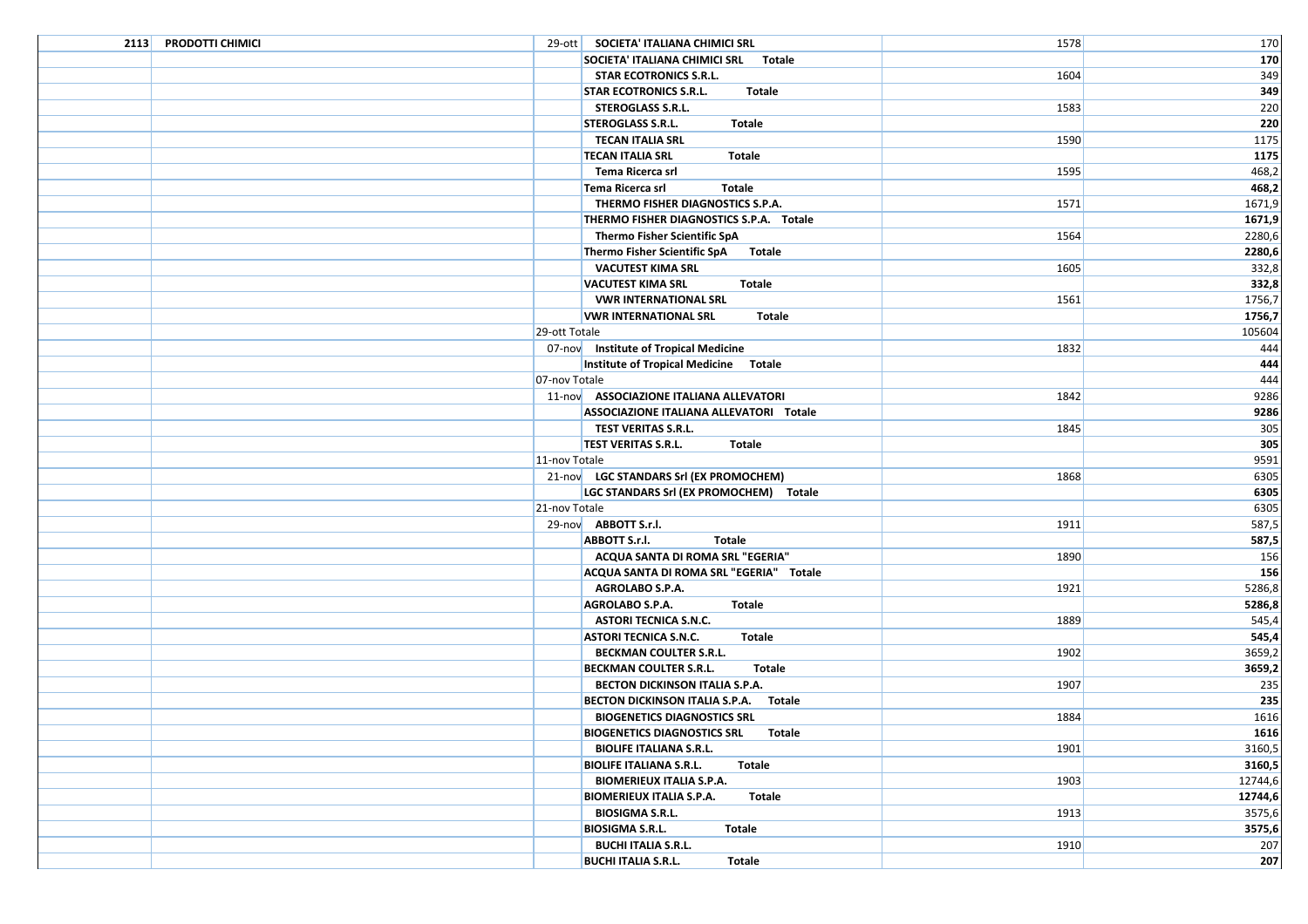| | | | | | |
|---|---|---|---|---|---|
| 2113 | PRODOTTI CHIMICI | 29-ott | **SOCIETA' ITALIANA CHIMICI SRL** | 1578 | 170 |
| | | | **SOCIETA' ITALIANA CHIMICI SRL Totale** | | **170** |
| | | | **STAR ECOTRONICS S.R.L.** | 1604 | 349 |
| | | | **STAR ECOTRONICS S.R.L. Totale** | | **349** |
| | | | **STEROGLASS S.R.L.** | 1583 | 220 |
| | | | **STEROGLASS S.R.L. Totale** | | **220** |
| | | | **TECAN ITALIA SRL** | 1590 | 1175 |
| | | | **TECAN ITALIA SRL Totale** | | **1175** |
| | | | **Tema Ricerca srl** | 1595 | 468,2 |
| | | | **Tema Ricerca srl Totale** | | **468,2** |
| | | | **THERMO FISHER DIAGNOSTICS S.P.A.** | 1571 | 1671,9 |
| | | | **THERMO FISHER DIAGNOSTICS S.P.A. Totale** | | **1671,9** |
| | | | **Thermo Fisher Scientific SpA** | 1564 | 2280,6 |
| | | | **Thermo Fisher Scientific SpA Totale** | | **2280,6** |
| | | | **VACUTEST KIMA SRL** | 1605 | 332,8 |
| | | | **VACUTEST KIMA SRL Totale** | | **332,8** |
| | | | **VWR INTERNATIONAL SRL** | 1561 | 1756,7 |
| | | | **VWR INTERNATIONAL SRL Totale** | | **1756,7** |
| | | 29-ott Totale | | | 105604 |
| | | 07-nov | **Institute of Tropical Medicine** | 1832 | 444 |
| | | | **Institute of Tropical Medicine Totale** | | **444** |
| | | 07-nov Totale | | | 444 |
| | | 11-nov | **ASSOCIAZIONE ITALIANA ALLEVATORI** | 1842 | 9286 |
| | | | **ASSOCIAZIONE ITALIANA ALLEVATORI Totale** | | **9286** |
| | | | **TEST VERITAS S.R.L.** | 1845 | 305 |
| | | | **TEST VERITAS S.R.L. Totale** | | **305** |
| | | 11-nov Totale | | | 9591 |
| | | 21-nov | **LGC STANDARS Srl (EX PROMOCHEM)** | 1868 | 6305 |
| | | | **LGC STANDARS Srl (EX PROMOCHEM) Totale** | | **6305** |
| | | 21-nov Totale | | | 6305 |
| | | 29-nov | **ABBOTT S.r.l.** | 1911 | 587,5 |
| | | | **ABBOTT S.r.l. Totale** | | **587,5** |
| | | | **ACQUA SANTA DI ROMA SRL "EGERIA"** | 1890 | 156 |
| | | | **ACQUA SANTA DI ROMA SRL "EGERIA" Totale** | | **156** |
| | | | **AGROLABO S.P.A.** | 1921 | 5286,8 |
| | | | **AGROLABO S.P.A. Totale** | | **5286,8** |
| | | | **ASTORI TECNICA S.N.C.** | 1889 | 545,4 |
| | | | **ASTORI TECNICA S.N.C. Totale** | | **545,4** |
| | | | **BECKMAN COULTER S.R.L.** | 1902 | 3659,2 |
| | | | **BECKMAN COULTER S.R.L. Totale** | | **3659,2** |
| | | | **BECTON DICKINSON ITALIA S.P.A.** | 1907 | 235 |
| | | | **BECTON DICKINSON ITALIA S.P.A. Totale** | | **235** |
| | | | **BIOGENETICS DIAGNOSTICS SRL** | 1884 | 1616 |
| | | | **BIOGENETICS DIAGNOSTICS SRL Totale** | | **1616** |
| | | | **BIOLIFE ITALIANA S.R.L.** | 1901 | 3160,5 |
| | | | **BIOLIFE ITALIANA S.R.L. Totale** | | **3160,5** |
| | | | **BIOMERIEUX ITALIA S.P.A.** | 1903 | 12744,6 |
| | | | **BIOMERIEUX ITALIA S.P.A. Totale** | | **12744,6** |
| | | | **BIOSIGMA S.R.L.** | 1913 | 3575,6 |
| | | | **BIOSIGMA S.R.L. Totale** | | **3575,6** |
| | | | **BUCHI ITALIA S.R.L.** | 1910 | 207 |
| | | | **BUCHI ITALIA S.R.L. Totale** | | **207** |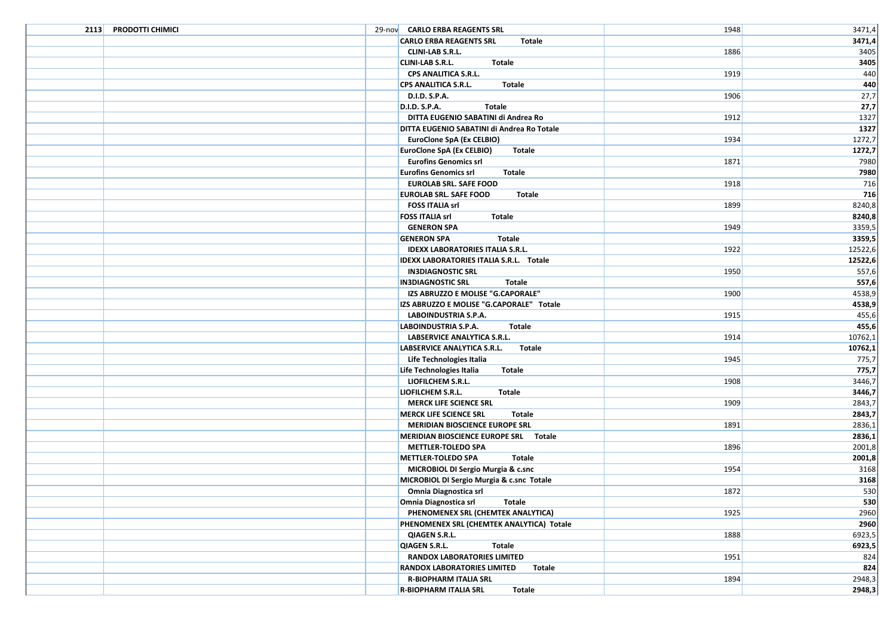| | | | | | |
|---|---|---|---|---|---|
| 2113 | PRODOTTI CHIMICI | 29-nov | CARLO ERBA REAGENTS SRL | 1948 | 3471,4 |
| | | | **CARLO ERBA REAGENTS SRL Totale** | | **3471,4** |
| | | | CLINI-LAB S.R.L. | 1886 | 3405 |
| | | | **CLINI-LAB S.R.L. Totale** | | **3405** |
| | | | CPS ANALITICA S.R.L. | 1919 | 440 |
| | | | **CPS ANALITICA S.R.L. Totale** | | **440** |
| | | | D.I.D. S.P.A. | 1906 | 27,7 |
| | | | **D.I.D. S.P.A. Totale** | | **27,7** |
| | | | DITTA EUGENIO SABATINI di Andrea Ro | 1912 | 1327 |
| | | | **DITTA EUGENIO SABATINI di Andrea Ro Totale** | | **1327** |
| | | | EuroClone SpA (Ex CELBIO) | 1934 | 1272,7 |
| | | | **EuroClone SpA (Ex CELBIO) Totale** | | **1272,7** |
| | | | Eurofins Genomics srl | 1871 | 7980 |
| | | | **Eurofins Genomics srl Totale** | | **7980** |
| | | | EUROLAB SRL. SAFE FOOD | 1918 | 716 |
| | | | **EUROLAB SRL. SAFE FOOD Totale** | | **716** |
| | | | FOSS ITALIA srl | 1899 | 8240,8 |
| | | | **FOSS ITALIA srl Totale** | | **8240,8** |
| | | | GENERON SPA | 1949 | 3359,5 |
| | | | **GENERON SPA Totale** | | **3359,5** |
| | | | IDEXX LABORATORIES ITALIA S.R.L. | 1922 | 12522,6 |
| | | | **IDEXX LABORATORIES ITALIA S.R.L. Totale** | | **12522,6** |
| | | | IN3DIAGNOSTIC SRL | 1950 | 557,6 |
| | | | **IN3DIAGNOSTIC SRL Totale** | | **557,6** |
| | | | IZS ABRUZZO E MOLISE "G.CAPORALE" | 1900 | 4538,9 |
| | | | **IZS ABRUZZO E MOLISE "G.CAPORALE" Totale** | | **4538,9** |
| | | | LABOINDUSTRIA S.P.A. | 1915 | 455,6 |
| | | | **LABOINDUSTRIA S.P.A. Totale** | | **455,6** |
| | | | LABSERVICE ANALYTICA S.R.L. | 1914 | 10762,1 |
| | | | **LABSERVICE ANALYTICA S.R.L. Totale** | | **10762,1** |
| | | | Life Technologies Italia | 1945 | 775,7 |
| | | | **Life Technologies Italia Totale** | | **775,7** |
| | | | LIOFILCHEM S.R.L. | 1908 | 3446,7 |
| | | | **LIOFILCHEM S.R.L. Totale** | | **3446,7** |
| | | | MERCK LIFE SCIENCE SRL | 1909 | 2843,7 |
| | | | **MERCK LIFE SCIENCE SRL Totale** | | **2843,7** |
| | | | MERIDIAN BIOSCIENCE EUROPE SRL | 1891 | 2836,1 |
| | | | **MERIDIAN BIOSCIENCE EUROPE SRL Totale** | | **2836,1** |
| | | | METTLER-TOLEDO SPA | 1896 | 2001,8 |
| | | | **METTLER-TOLEDO SPA Totale** | | **2001,8** |
| | | | MICROBIOL DI Sergio Murgia & c.snc | 1954 | 3168 |
| | | | **MICROBIOL DI Sergio Murgia & c.snc Totale** | | **3168** |
| | | | Omnia Diagnostica srl | 1872 | 530 |
| | | | **Omnia Diagnostica srl Totale** | | **530** |
| | | | PHENOMENEX SRL (CHEMTEK ANALYTICA) | 1925 | 2960 |
| | | | **PHENOMENEX SRL (CHEMTEK ANALYTICA) Totale** | | **2960** |
| | | | QIAGEN S.R.L. | 1888 | 6923,5 |
| | | | **QIAGEN S.R.L. Totale** | | **6923,5** |
| | | | RANDOX LABORATORIES LIMITED | 1951 | 824 |
| | | | **RANDOX LABORATORIES LIMITED Totale** | | **824** |
| | | | R-BIOPHARM ITALIA SRL | 1894 | 2948,3 |
| | | | **R-BIOPHARM ITALIA SRL Totale** | | **2948,3** |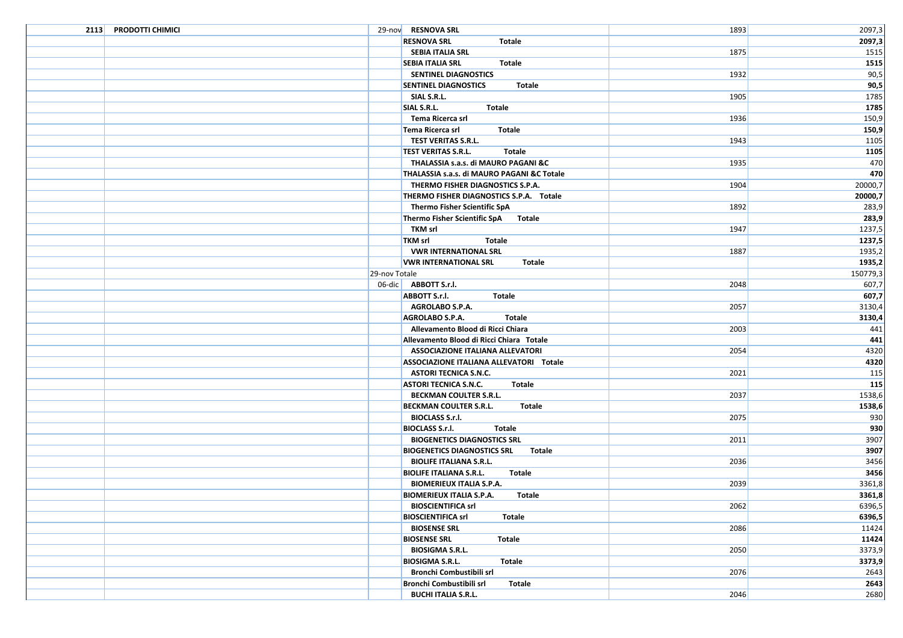| | | | | | |
|---|---|---|---|---|---|
| 2113 | PRODOTTI CHIMICI | 29-nov | **RESNOVA SRL** | 1893 | 2097,3 |
| | | | **RESNOVA SRL Totale** | | **2097,3** |
| | | | **SEBIA ITALIA SRL** | 1875 | 1515 |
| | | | **SEBIA ITALIA SRL Totale** | | **1515** |
| | | | **SENTINEL DIAGNOSTICS** | 1932 | 90,5 |
| | | | **SENTINEL DIAGNOSTICS Totale** | | **90,5** |
| | | | **SIAL S.R.L.** | 1905 | 1785 |
| | | | **SIAL S.R.L. Totale** | | **1785** |
| | | | **Tema Ricerca srl** | 1936 | 150,9 |
| | | | **Tema Ricerca srl Totale** | | **150,9** |
| | | | **TEST VERITAS S.R.L.** | 1943 | 1105 |
| | | | **TEST VERITAS S.R.L. Totale** | | **1105** |
| | | | **THALASSIA s.a.s. di MAURO PAGANI &C** | 1935 | 470 |
| | | | **THALASSIA s.a.s. di MAURO PAGANI &C Totale** | | **470** |
| | | | **THERMO FISHER DIAGNOSTICS S.P.A.** | 1904 | 20000,7 |
| | | | **THERMO FISHER DIAGNOSTICS S.P.A. Totale** | | **20000,7** |
| | | | **Thermo Fisher Scientific SpA** | 1892 | 283,9 |
| | | | **Thermo Fisher Scientific SpA Totale** | | **283,9** |
| | | | **TKM srl** | 1947 | 1237,5 |
| | | | **TKM srl Totale** | | **1237,5** |
| | | | **VWR INTERNATIONAL SRL** | 1887 | 1935,2 |
| | | | **VWR INTERNATIONAL SRL Totale** | | **1935,2** |
| | | 29-nov Totale | | | 150779,3 |
| | | 06-dic | **ABBOTT S.r.l.** | 2048 | 607,7 |
| | | | **ABBOTT S.r.l. Totale** | | **607,7** |
| | | | **AGROLABO S.P.A.** | 2057 | 3130,4 |
| | | | **AGROLABO S.P.A. Totale** | | **3130,4** |
| | | | **Allevamento Blood di Ricci Chiara** | 2003 | 441 |
| | | | **Allevamento Blood di Ricci Chiara Totale** | | **441** |
| | | | **ASSOCIAZIONE ITALIANA ALLEVATORI** | 2054 | 4320 |
| | | | **ASSOCIAZIONE ITALIANA ALLEVATORI Totale** | | **4320** |
| | | | **ASTORI TECNICA S.N.C.** | 2021 | 115 |
| | | | **ASTORI TECNICA S.N.C. Totale** | | **115** |
| | | | **BECKMAN COULTER S.R.L.** | 2037 | 1538,6 |
| | | | **BECKMAN COULTER S.R.L. Totale** | | **1538,6** |
| | | | **BIOCLASS S.r.l.** | 2075 | 930 |
| | | | **BIOCLASS S.r.l. Totale** | | **930** |
| | | | **BIOGENETICS DIAGNOSTICS SRL** | 2011 | 3907 |
| | | | **BIOGENETICS DIAGNOSTICS SRL Totale** | | **3907** |
| | | | **BIOLIFE ITALIANA S.R.L.** | 2036 | 3456 |
| | | | **BIOLIFE ITALIANA S.R.L. Totale** | | **3456** |
| | | | **BIOMERIEUX ITALIA S.P.A.** | 2039 | 3361,8 |
| | | | **BIOMERIEUX ITALIA S.P.A. Totale** | | **3361,8** |
| | | | **BIOSCIENTIFICA srl** | 2062 | 6396,5 |
| | | | **BIOSCIENTIFICA srl Totale** | | **6396,5** |
| | | | **BIOSENSE SRL** | 2086 | 11424 |
| | | | **BIOSENSE SRL Totale** | | **11424** |
| | | | **BIOSIGMA S.R.L.** | 2050 | 3373,9 |
| | | | **BIOSIGMA S.R.L. Totale** | | **3373,9** |
| | | | **Bronchi Combustibili srl** | 2076 | 2643 |
| | | | **Bronchi Combustibili srl Totale** | | **2643** |
| | | | **BUCHI ITALIA S.R.L.** | 2046 | 2680 |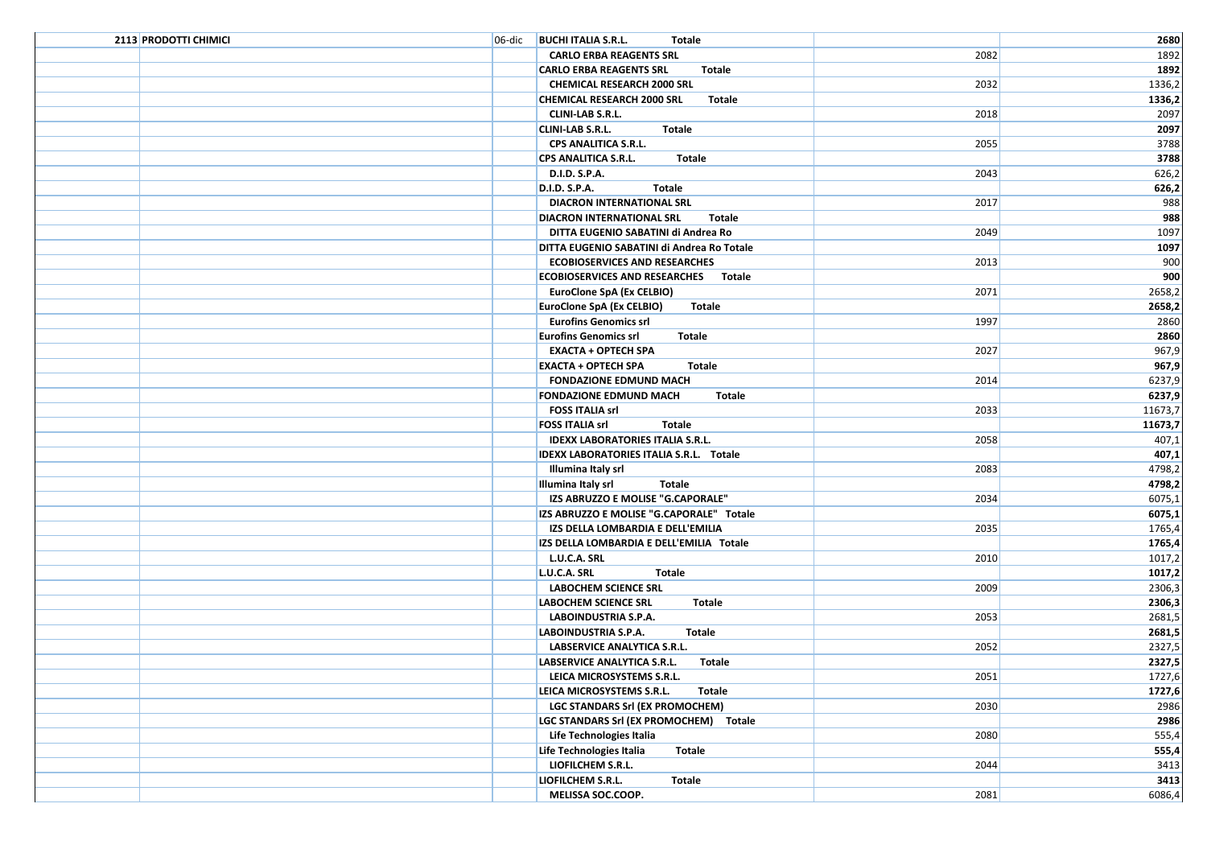| | | | | | |
|---|---|---|---|---|---|
| 2113 | PRODOTTI CHIMICI | 06-dic | **BUCHI ITALIA S.R.L. Totale** | | **2680** |
| | | | CARLO ERBA REAGENTS SRL | 2082 | 1892 |
| | | | **CARLO ERBA REAGENTS SRL Totale** | | **1892** |
| | | | CHEMICAL RESEARCH 2000 SRL | 2032 | 1336,2 |
| | | | **CHEMICAL RESEARCH 2000 SRL Totale** | | **1336,2** |
| | | | CLINI-LAB S.R.L. | 2018 | 2097 |
| | | | **CLINI-LAB S.R.L. Totale** | | **2097** |
| | | | CPS ANALITICA S.R.L. | 2055 | 3788 |
| | | | **CPS ANALITICA S.R.L. Totale** | | **3788** |
| | | | D.I.D. S.P.A. | 2043 | 626,2 |
| | | | **D.I.D. S.P.A. Totale** | | **626,2** |
| | | | DIACRON INTERNATIONAL SRL | 2017 | 988 |
| | | | **DIACRON INTERNATIONAL SRL Totale** | | **988** |
| | | | DITTA EUGENIO SABATINI di Andrea Ro | 2049 | 1097 |
| | | | **DITTA EUGENIO SABATINI di Andrea Ro Totale** | | **1097** |
| | | | ECOBIOSERVICES AND RESEARCHES | 2013 | 900 |
| | | | **ECOBIOSERVICES AND RESEARCHES Totale** | | **900** |
| | | | EuroClone SpA (Ex CELBIO) | 2071 | 2658,2 |
| | | | **EuroClone SpA (Ex CELBIO) Totale** | | **2658,2** |
| | | | Eurofins Genomics srl | 1997 | 2860 |
| | | | **Eurofins Genomics srl Totale** | | **2860** |
| | | | EXACTA + OPTECH SPA | 2027 | 967,9 |
| | | | **EXACTA + OPTECH SPA Totale** | | **967,9** |
| | | | FONDAZIONE EDMUND MACH | 2014 | 6237,9 |
| | | | **FONDAZIONE EDMUND MACH Totale** | | **6237,9** |
| | | | FOSS ITALIA srl | 2033 | 11673,7 |
| | | | **FOSS ITALIA srl Totale** | | **11673,7** |
| | | | IDEXX LABORATORIES ITALIA S.R.L. | 2058 | 407,1 |
| | | | **IDEXX LABORATORIES ITALIA S.R.L. Totale** | | **407,1** |
| | | | Illumina Italy srl | 2083 | 4798,2 |
| | | | **Illumina Italy srl Totale** | | **4798,2** |
| | | | IZS ABRUZZO E MOLISE "G.CAPORALE" | 2034 | 6075,1 |
| | | | **IZS ABRUZZO E MOLISE "G.CAPORALE" Totale** | | **6075,1** |
| | | | IZS DELLA LOMBARDIA E DELL'EMILIA | 2035 | 1765,4 |
| | | | **IZS DELLA LOMBARDIA E DELL'EMILIA Totale** | | **1765,4** |
| | | | L.U.C.A. SRL | 2010 | 1017,2 |
| | | | **L.U.C.A. SRL Totale** | | **1017,2** |
| | | | LABOCHEM SCIENCE SRL | 2009 | 2306,3 |
| | | | **LABOCHEM SCIENCE SRL Totale** | | **2306,3** |
| | | | LABOINDUSTRIA S.P.A. | 2053 | 2681,5 |
| | | | **LABOINDUSTRIA S.P.A. Totale** | | **2681,5** |
| | | | LABSERVICE ANALYTICA S.R.L. | 2052 | 2327,5 |
| | | | **LABSERVICE ANALYTICA S.R.L. Totale** | | **2327,5** |
| | | | LEICA MICROSYSTEMS S.R.L. | 2051 | 1727,6 |
| | | | **LEICA MICROSYSTEMS S.R.L. Totale** | | **1727,6** |
| | | | LGC STANDARS Srl (EX PROMOCHEM) | 2030 | 2986 |
| | | | **LGC STANDARS Srl (EX PROMOCHEM) Totale** | | **2986** |
| | | | Life Technologies Italia | 2080 | 555,4 |
| | | | **Life Technologies Italia Totale** | | **555,4** |
| | | | LIOFILCHEM S.R.L. | 2044 | 3413 |
| | | | **LIOFILCHEM S.R.L. Totale** | | **3413** |
| | | | MELISSA SOC.COOP. | 2081 | 6086,4 |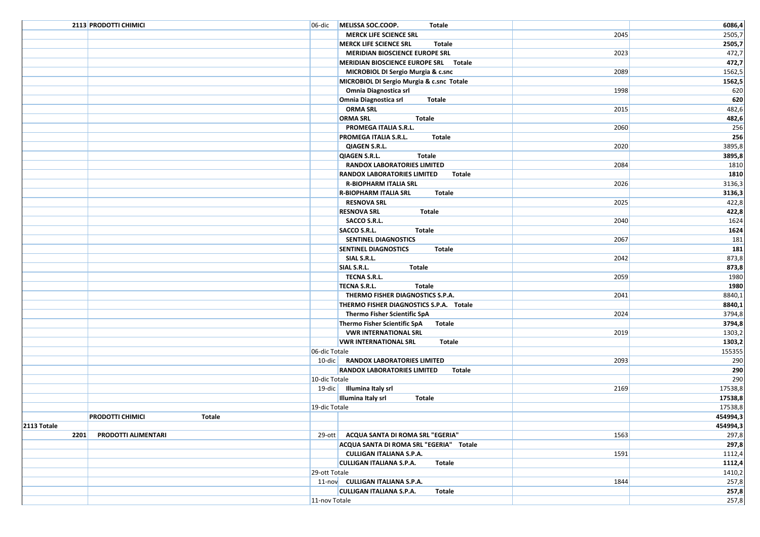| | | | | | |
|---|---|---|---|---|---|
| | 2113 PRODOTTI CHIMICI | 06-dic | MELISSA SOC.COOP. Totale | | **6086,4** |
| | | | MERCK LIFE SCIENCE SRL | 2045 | 2505,7 |
| | | | **MERCK LIFE SCIENCE SRL Totale** | | **2505,7** |
| | | | MERIDIAN BIOSCIENCE EUROPE SRL | 2023 | 472,7 |
| | | | **MERIDIAN BIOSCIENCE EUROPE SRL Totale** | | **472,7** |
| | | | MICROBIOL DI Sergio Murgia & c.snc | 2089 | 1562,5 |
| | | | **MICROBIOL DI Sergio Murgia & c.snc Totale** | | **1562,5** |
| | | | Omnia Diagnostica srl | 1998 | 620 |
| | | | **Omnia Diagnostica srl Totale** | | **620** |
| | | | ORMA SRL | 2015 | 482,6 |
| | | | **ORMA SRL Totale** | | **482,6** |
| | | | PROMEGA ITALIA S.R.L. | 2060 | 256 |
| | | | **PROMEGA ITALIA S.R.L. Totale** | | **256** |
| | | | QIAGEN S.R.L. | 2020 | 3895,8 |
| | | | **QIAGEN S.R.L. Totale** | | **3895,8** |
| | | | RANDOX LABORATORIES LIMITED | 2084 | 1810 |
| | | | **RANDOX LABORATORIES LIMITED Totale** | | **1810** |
| | | | R-BIOPHARM ITALIA SRL | 2026 | 3136,3 |
| | | | **R-BIOPHARM ITALIA SRL Totale** | | **3136,3** |
| | | | RESNOVA SRL | 2025 | 422,8 |
| | | | **RESNOVA SRL Totale** | | **422,8** |
| | | | SACCO S.R.L. | 2040 | 1624 |
| | | | **SACCO S.R.L. Totale** | | **1624** |
| | | | SENTINEL DIAGNOSTICS | 2067 | 181 |
| | | | **SENTINEL DIAGNOSTICS Totale** | | **181** |
| | | | SIAL S.R.L. | 2042 | 873,8 |
| | | | **SIAL S.R.L. Totale** | | **873,8** |
| | | | TECNA S.R.L. | 2059 | 1980 |
| | | | **TECNA S.R.L. Totale** | | **1980** |
| | | | THERMO FISHER DIAGNOSTICS S.P.A. | 2041 | 8840,1 |
| | | | **THERMO FISHER DIAGNOSTICS S.P.A. Totale** | | **8840,1** |
| | | | Thermo Fisher Scientific SpA | 2024 | 3794,8 |
| | | | **Thermo Fisher Scientific SpA Totale** | | **3794,8** |
| | | | VWR INTERNATIONAL SRL | 2019 | 1303,2 |
| | | | **VWR INTERNATIONAL SRL Totale** | | **1303,2** |
| | | 06-dic Totale | | | 155355 |
| | | 10-dic | RANDOX LABORATORIES LIMITED | 2093 | 290 |
| | | | **RANDOX LABORATORIES LIMITED Totale** | | **290** |
| | | 10-dic Totale | | | 290 |
| | | 19-dic | Illumina Italy srl | 2169 | 17538,8 |
| | | | **Illumina Italy srl Totale** | | **17538,8** |
| | | 19-dic Totale | | | 17538,8 |
| | **PRODOTTI CHIMICI Totale** | | | | **454994,3** |
| **2113 Totale** | | | | | **454994,3** |
| **2201** | **PRODOTTI ALIMENTARI** | 29-ott | ACQUA SANTA DI ROMA SRL "EGERIA" | 1563 | 297,8 |
| | | | **ACQUA SANTA DI ROMA SRL "EGERIA" Totale** | | **297,8** |
| | | | CULLIGAN ITALIANA S.P.A. | 1591 | 1112,4 |
| | | | **CULLIGAN ITALIANA S.P.A. Totale** | | **1112,4** |
| | | 29-ott Totale | | | 1410,2 |
| | | 11-nov | CULLIGAN ITALIANA S.P.A. | 1844 | 257,8 |
| | | | **CULLIGAN ITALIANA S.P.A. Totale** | | **257,8** |
| | | 11-nov Totale | | | 257,8 |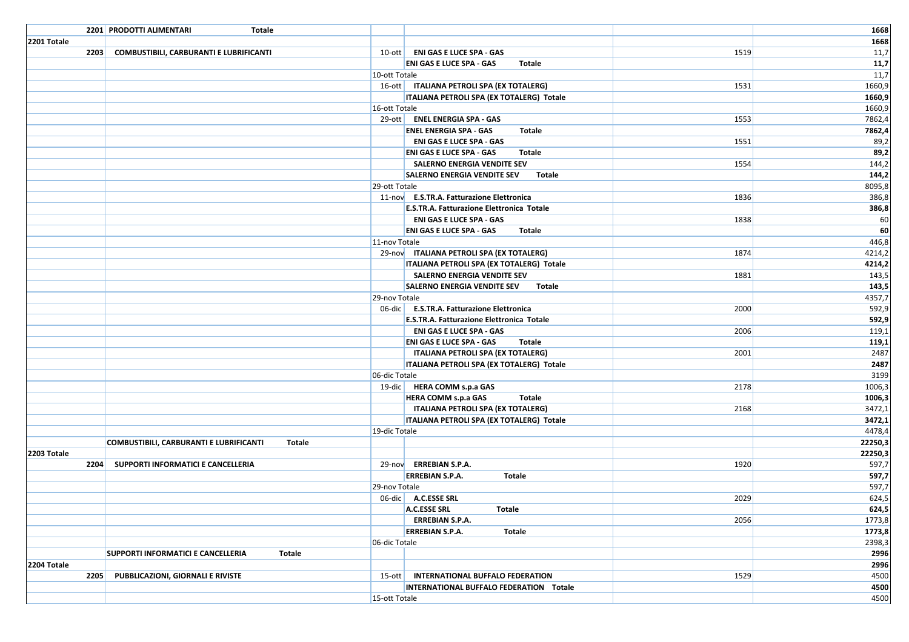| | | | | | |
|---|---|---|---|---|---|
| | 2201 PRODOTTI ALIMENTARI Totale | | | | 1668 |
| 2201 Totale | | | | | 1668 |
| 2203 | COMBUSTIBILI, CARBURANTI E LUBRIFICANTI | 10-ott | ENI GAS E LUCE SPA - GAS | 1519 | 11,7 |
| | | | **ENI GAS E LUCE SPA - GAS Totale** | | **11,7** |
| | | 10-ott Totale | | | 11,7 |
| | | 16-ott | ITALIANA PETROLI SPA (EX TOTALERG) | 1531 | 1660,9 |
| | | | **ITALIANA PETROLI SPA (EX TOTALERG) Totale** | | **1660,9** |
| | | 16-ott Totale | | | 1660,9 |
| | | 29-ott | ENEL ENERGIA SPA - GAS | 1553 | 7862,4 |
| | | | **ENEL ENERGIA SPA - GAS Totale** | | **7862,4** |
| | | | ENI GAS E LUCE SPA - GAS | 1551 | 89,2 |
| | | | **ENI GAS E LUCE SPA - GAS Totale** | | **89,2** |
| | | | SALERNO ENERGIA VENDITE SEV | 1554 | 144,2 |
| | | | **SALERNO ENERGIA VENDITE SEV Totale** | | **144,2** |
| | | 29-ott Totale | | | 8095,8 |
| | | 11-nov | E.S.TR.A. Fatturazione Elettronica | 1836 | 386,8 |
| | | | **E.S.TR.A. Fatturazione Elettronica Totale** | | **386,8** |
| | | | ENI GAS E LUCE SPA - GAS | 1838 | 60 |
| | | | **ENI GAS E LUCE SPA - GAS Totale** | | **60** |
| | | 11-nov Totale | | | 446,8 |
| | | 29-nov | ITALIANA PETROLI SPA (EX TOTALERG) | 1874 | 4214,2 |
| | | | **ITALIANA PETROLI SPA (EX TOTALERG) Totale** | | **4214,2** |
| | | | SALERNO ENERGIA VENDITE SEV | 1881 | 143,5 |
| | | | **SALERNO ENERGIA VENDITE SEV Totale** | | **143,5** |
| | | 29-nov Totale | | | 4357,7 |
| | | 06-dic | E.S.TR.A. Fatturazione Elettronica | 2000 | 592,9 |
| | | | **E.S.TR.A. Fatturazione Elettronica Totale** | | **592,9** |
| | | | ENI GAS E LUCE SPA - GAS | 2006 | 119,1 |
| | | | **ENI GAS E LUCE SPA - GAS Totale** | | **119,1** |
| | | | ITALIANA PETROLI SPA (EX TOTALERG) | 2001 | 2487 |
| | | | **ITALIANA PETROLI SPA (EX TOTALERG) Totale** | | **2487** |
| | | 06-dic Totale | | | 3199 |
| | | 19-dic | HERA COMM s.p.a GAS | 2178 | 1006,3 |
| | | | **HERA COMM s.p.a GAS Totale** | | **1006,3** |
| | | | ITALIANA PETROLI SPA (EX TOTALERG) | 2168 | 3472,1 |
| | | | **ITALIANA PETROLI SPA (EX TOTALERG) Totale** | | **3472,1** |
| | | 19-dic Totale | | | 4478,4 |
| | **COMBUSTIBILI, CARBURANTI E LUBRIFICANTI Totale** | | | | **22250,3** |
| 2203 Totale | | | | | 22250,3 |
| 2204 | SUPPORTI INFORMATICI E CANCELLERIA | 29-nov | ERREBIAN S.P.A. | 1920 | 597,7 |
| | | | **ERREBIAN S.P.A. Totale** | | **597,7** |
| | | 29-nov Totale | | | 597,7 |
| | | 06-dic | A.C.ESSE SRL | 2029 | 624,5 |
| | | | **A.C.ESSE SRL Totale** | | **624,5** |
| | | | ERREBIAN S.P.A. | 2056 | 1773,8 |
| | | | **ERREBIAN S.P.A. Totale** | | **1773,8** |
| | | 06-dic Totale | | | 2398,3 |
| | **SUPPORTI INFORMATICI E CANCELLERIA Totale** | | | | **2996** |
| 2204 Totale | | | | | 2996 |
| 2205 | PUBBLICAZIONI, GIORNALI E RIVISTE | 15-ott | INTERNATIONAL BUFFALO FEDERATION | 1529 | 4500 |
| | | | **INTERNATIONAL BUFFALO FEDERATION Totale** | | **4500** |
| | | 15-ott Totale | | | 4500 |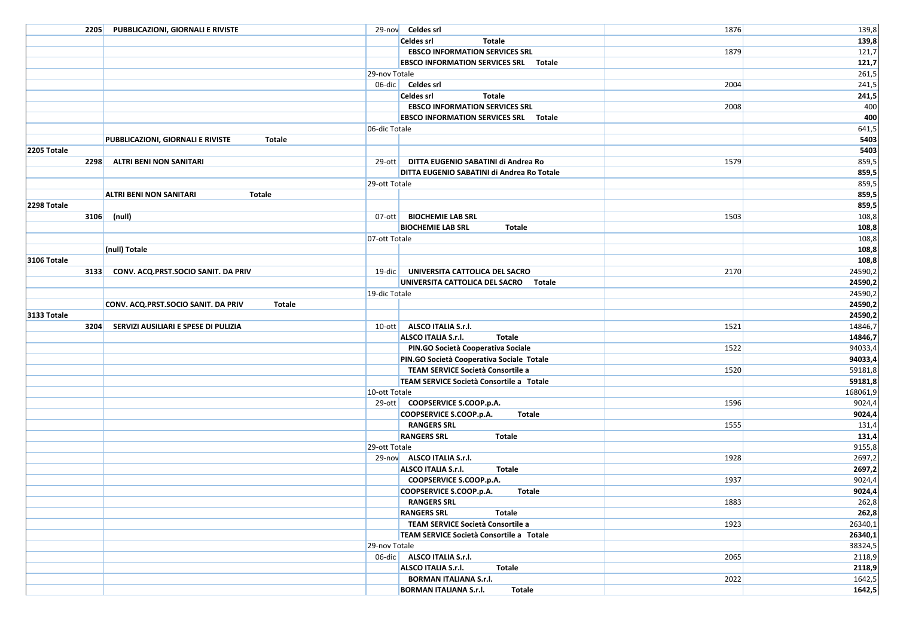| | | | | | |
|---|---|---|---|---|---|
| **2205** | **PUBBLICAZIONI, GIORNALI E RIVISTE** | 29-nov | **Celdes srl** | 1876 | 139,8 |
| | | | **Celdes srl Totale** | | **139,8** |
| | | | **EBSCO INFORMATION SERVICES SRL** | 1879 | 121,7 |
| | | | **EBSCO INFORMATION SERVICES SRL Totale** | | **121,7** |
| | | 29-nov Totale | | | 261,5 |
| | | 06-dic | **Celdes srl** | 2004 | 241,5 |
| | | | **Celdes srl Totale** | | **241,5** |
| | | | **EBSCO INFORMATION SERVICES SRL** | 2008 | 400 |
| | | | **EBSCO INFORMATION SERVICES SRL Totale** | | **400** |
| | | 06-dic Totale | | | 641,5 |
| | **PUBBLICAZIONI, GIORNALI E RIVISTE Totale** | | | | **5403** |
| **2205 Totale** | | | | | **5403** |
| **2298** | **ALTRI BENI NON SANITARI** | 29-ott | **DITTA EUGENIO SABATINI di Andrea Ro** | 1579 | 859,5 |
| | | | **DITTA EUGENIO SABATINI di Andrea Ro Totale** | | **859,5** |
| | | 29-ott Totale | | | 859,5 |
| | **ALTRI BENI NON SANITARI Totale** | | | | **859,5** |
| **2298 Totale** | | | | | **859,5** |
| **3106** | **(null)** | 07-ott | **BIOCHEMIE LAB SRL** | 1503 | 108,8 |
| | | | **BIOCHEMIE LAB SRL Totale** | | **108,8** |
| | | 07-ott Totale | | | 108,8 |
| | **(null) Totale** | | | | **108,8** |
| **3106 Totale** | | | | | **108,8** |
| **3133** | **CONV. ACQ.PRST.SOCIO SANIT. DA PRIV** | 19-dic | **UNIVERSITA CATTOLICA DEL SACRO** | 2170 | 24590,2 |
| | | | **UNIVERSITA CATTOLICA DEL SACRO Totale** | | **24590,2** |
| | | 19-dic Totale | | | 24590,2 |
| | **CONV. ACQ.PRST.SOCIO SANIT. DA PRIV Totale** | | | | **24590,2** |
| **3133 Totale** | | | | | **24590,2** |
| **3204** | **SERVIZI AUSILIARI E SPESE DI PULIZIA** | 10-ott | **ALSCO ITALIA S.r.l.** | 1521 | 14846,7 |
| | | | **ALSCO ITALIA S.r.l. Totale** | | **14846,7** |
| | | | **PIN.GO Società Cooperativa Sociale** | 1522 | 94033,4 |
| | | | **PIN.GO Società Cooperativa Sociale Totale** | | **94033,4** |
| | | | **TEAM SERVICE Società Consortile a** | 1520 | 59181,8 |
| | | | **TEAM SERVICE Società Consortile a Totale** | | **59181,8** |
| | | 10-ott Totale | | | 168061,9 |
| | | 29-ott | **COOPSERVICE S.COOP.p.A.** | 1596 | 9024,4 |
| | | | **COOPSERVICE S.COOP.p.A. Totale** | | **9024,4** |
| | | | **RANGERS SRL** | 1555 | 131,4 |
| | | | **RANGERS SRL Totale** | | **131,4** |
| | | 29-ott Totale | | | 9155,8 |
| | | 29-nov | **ALSCO ITALIA S.r.l.** | 1928 | 2697,2 |
| | | | **ALSCO ITALIA S.r.l. Totale** | | **2697,2** |
| | | | **COOPSERVICE S.COOP.p.A.** | 1937 | 9024,4 |
| | | | **COOPSERVICE S.COOP.p.A. Totale** | | **9024,4** |
| | | | **RANGERS SRL** | 1883 | 262,8 |
| | | | **RANGERS SRL Totale** | | **262,8** |
| | | | **TEAM SERVICE Società Consortile a** | 1923 | 26340,1 |
| | | | **TEAM SERVICE Società Consortile a Totale** | | **26340,1** |
| | | 29-nov Totale | | | 38324,5 |
| | | 06-dic | **ALSCO ITALIA S.r.l.** | 2065 | 2118,9 |
| | | | **ALSCO ITALIA S.r.l. Totale** | | **2118,9** |
| | | | **BORMAN ITALIANA S.r.l.** | 2022 | 1642,5 |
| | | | **BORMAN ITALIANA S.r.l. Totale** | | **1642,5** |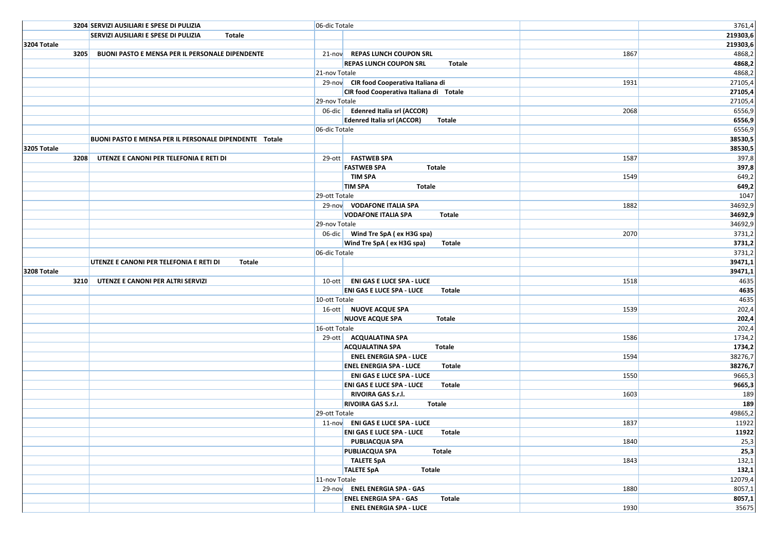| | | | | | |
|---|---|---|---|---|---|
| | 3204 SERVIZI AUSILIARI E SPESE DI PULIZIA | 06-dic Totale | | | 3761,4 |
| | **SERVIZI AUSILIARI E SPESE DI PULIZIA Totale** | | | | **219303,6** |
| **3204 Totale** | | | | | **219303,6** |
| 3205 | **BUONI PASTO E MENSA PER IL PERSONALE DIPENDENTE** | 21-nov | **REPAS LUNCH COUPON SRL** | 1867 | 4868,2 |
| | | | **REPAS LUNCH COUPON SRL Totale** | | **4868,2** |
| | | 21-nov Totale | | | 4868,2 |
| | | 29-nov | **CIR food Cooperativa Italiana di** | 1931 | 27105,4 |
| | | | **CIR food Cooperativa Italiana di Totale** | | **27105,4** |
| | | 29-nov Totale | | | 27105,4 |
| | | 06-dic | **Edenred Italia srl (ACCOR)** | 2068 | 6556,9 |
| | | | **Edenred Italia srl (ACCOR) Totale** | | **6556,9** |
| | | 06-dic Totale | | | 6556,9 |
| | **BUONI PASTO E MENSA PER IL PERSONALE DIPENDENTE Totale** | | | | **38530,5** |
| **3205 Totale** | | | | | **38530,5** |
| 3208 | **UTENZE E CANONI PER TELEFONIA E RETI DI** | 29-ott | **FASTWEB SPA** | 1587 | 397,8 |
| | | | **FASTWEB SPA Totale** | | **397,8** |
| | | | **TIM SPA** | 1549 | 649,2 |
| | | | **TIM SPA Totale** | | **649,2** |
| | | 29-ott Totale | | | 1047 |
| | | 29-nov | **VODAFONE ITALIA SPA** | 1882 | 34692,9 |
| | | | **VODAFONE ITALIA SPA Totale** | | **34692,9** |
| | | 29-nov Totale | | | 34692,9 |
| | | 06-dic | **Wind Tre SpA ( ex H3G spa)** | 2070 | 3731,2 |
| | | | **Wind Tre SpA ( ex H3G spa) Totale** | | **3731,2** |
| | | 06-dic Totale | | | 3731,2 |
| | **UTENZE E CANONI PER TELEFONIA E RETI DI Totale** | | | | **39471,1** |
| **3208 Totale** | | | | | **39471,1** |
| 3210 | **UTENZE E CANONI PER ALTRI SERVIZI** | 10-ott | **ENI GAS E LUCE SPA - LUCE** | 1518 | 4635 |
| | | | **ENI GAS E LUCE SPA - LUCE Totale** | | **4635** |
| | | 10-ott Totale | | | 4635 |
| | | 16-ott | **NUOVE ACQUE SPA** | 1539 | 202,4 |
| | | | **NUOVE ACQUE SPA Totale** | | **202,4** |
| | | 16-ott Totale | | | 202,4 |
| | | 29-ott | **ACQUALATINA SPA** | 1586 | 1734,2 |
| | | | **ACQUALATINA SPA Totale** | | **1734,2** |
| | | | **ENEL ENERGIA SPA - LUCE** | 1594 | 38276,7 |
| | | | **ENEL ENERGIA SPA - LUCE Totale** | | **38276,7** |
| | | | **ENI GAS E LUCE SPA - LUCE** | 1550 | 9665,3 |
| | | | **ENI GAS E LUCE SPA - LUCE Totale** | | **9665,3** |
| | | | **RIVOIRA GAS S.r.l.** | 1603 | 189 |
| | | | **RIVOIRA GAS S.r.l. Totale** | | **189** |
| | | 29-ott Totale | | | 49865,2 |
| | | 11-nov | **ENI GAS E LUCE SPA - LUCE** | 1837 | 11922 |
| | | | **ENI GAS E LUCE SPA - LUCE Totale** | | **11922** |
| | | | **PUBLIACQUA SPA** | 1840 | 25,3 |
| | | | **PUBLIACQUA SPA Totale** | | **25,3** |
| | | | **TALETE SpA** | 1843 | 132,1 |
| | | | **TALETE SpA Totale** | | **132,1** |
| | | 11-nov Totale | | | 12079,4 |
| | | 29-nov | **ENEL ENERGIA SPA - GAS** | 1880 | 8057,1 |
| | | | **ENEL ENERGIA SPA - GAS Totale** | | **8057,1** |
| | | | **ENEL ENERGIA SPA - LUCE** | 1930 | 35675 |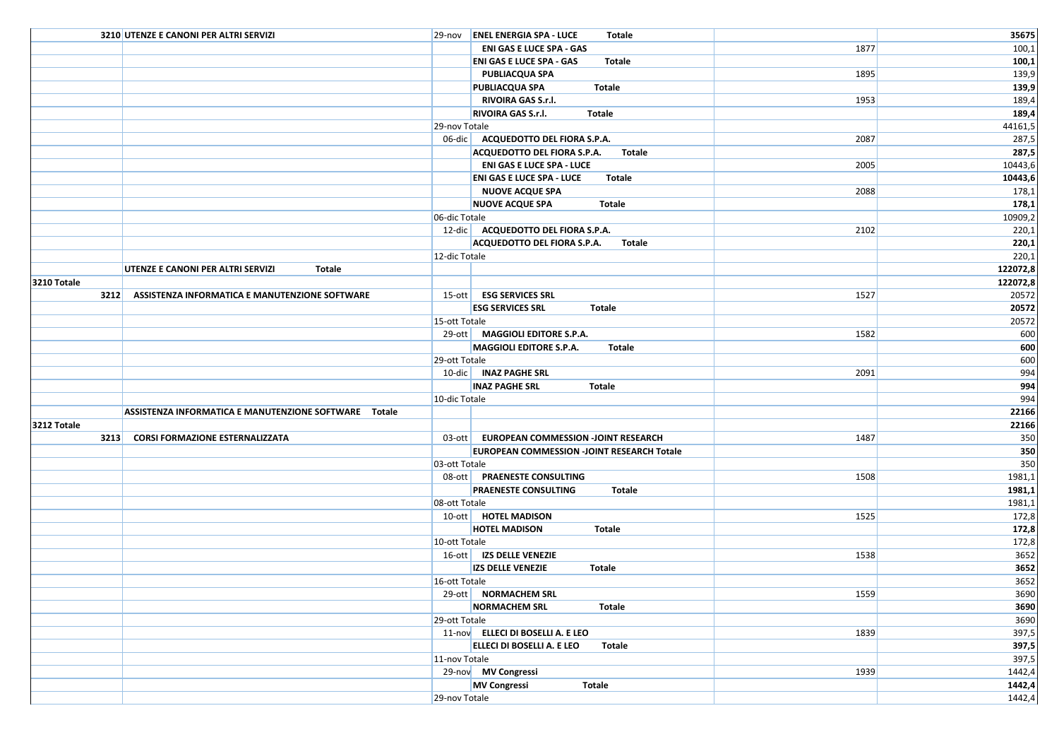| | | | | | |
|---|---|---|---|---|---|
| | 3210 UTENZE E CANONI PER ALTRI SERVIZI | 29-nov | **ENEL ENERGIA SPA - LUCE Totale** | | **35675** |
| | | | ENI GAS E LUCE SPA - GAS | 1877 | 100,1 |
| | | | **ENI GAS E LUCE SPA - GAS Totale** | | **100,1** |
| | | | PUBLIACQUA SPA | 1895 | 139,9 |
| | | | **PUBLIACQUA SPA Totale** | | **139,9** |
| | | | RIVOIRA GAS S.r.l. | 1953 | 189,4 |
| | | | **RIVOIRA GAS S.r.l. Totale** | | **189,4** |
| | | 29-nov Totale | | | 44161,5 |
| | | 06-dic | ACQUEDOTTO DEL FIORA S.P.A. | 2087 | 287,5 |
| | | | **ACQUEDOTTO DEL FIORA S.P.A. Totale** | | **287,5** |
| | | | ENI GAS E LUCE SPA - LUCE | 2005 | 10443,6 |
| | | | **ENI GAS E LUCE SPA - LUCE Totale** | | **10443,6** |
| | | | NUOVE ACQUE SPA | 2088 | 178,1 |
| | | | **NUOVE ACQUE SPA Totale** | | **178,1** |
| | | 06-dic Totale | | | 10909,2 |
| | | 12-dic | ACQUEDOTTO DEL FIORA S.P.A. | 2102 | 220,1 |
| | | | **ACQUEDOTTO DEL FIORA S.P.A. Totale** | | **220,1** |
| | | 12-dic Totale | | | 220,1 |
| | **UTENZE E CANONI PER ALTRI SERVIZI Totale** | | | | **122072,8** |
| **3210 Totale** | | | | | **122072,8** |
| | 3212 ASSISTENZA INFORMATICA E MANUTENZIONE SOFTWARE | 15-ott | ESG SERVICES SRL | 1527 | 20572 |
| | | | **ESG SERVICES SRL Totale** | | **20572** |
| | | 15-ott Totale | | | 20572 |
| | | 29-ott | MAGGIOLI EDITORE S.P.A. | 1582 | 600 |
| | | | **MAGGIOLI EDITORE S.P.A. Totale** | | **600** |
| | | 29-ott Totale | | | 600 |
| | | 10-dic | INAZ PAGHE SRL | 2091 | 994 |
| | | | **INAZ PAGHE SRL Totale** | | **994** |
| | | 10-dic Totale | | | 994 |
| | **ASSISTENZA INFORMATICA E MANUTENZIONE SOFTWARE Totale** | | | | **22166** |
| **3212 Totale** | | | | | **22166** |
| | 3213 CORSI FORMAZIONE ESTERNALIZZATA | 03-ott | EUROPEAN COMMESSION -JOINT RESEARCH | 1487 | 350 |
| | | | **EUROPEAN COMMESSION -JOINT RESEARCH Totale** | | **350** |
| | | 03-ott Totale | | | 350 |
| | | 08-ott | PRAENESTE CONSULTING | 1508 | 1981,1 |
| | | | **PRAENESTE CONSULTING Totale** | | **1981,1** |
| | | 08-ott Totale | | | 1981,1 |
| | | 10-ott | HOTEL MADISON | 1525 | 172,8 |
| | | | **HOTEL MADISON Totale** | | **172,8** |
| | | 10-ott Totale | | | 172,8 |
| | | 16-ott | IZS DELLE VENEZIE | 1538 | 3652 |
| | | | **IZS DELLE VENEZIE Totale** | | **3652** |
| | | 16-ott Totale | | | 3652 |
| | | 29-ott | NORMACHEM SRL | 1559 | 3690 |
| | | | **NORMACHEM SRL Totale** | | **3690** |
| | | 29-ott Totale | | | 3690 |
| | | 11-nov | ELLECI DI BOSELLI A. E LEO | 1839 | 397,5 |
| | | | **ELLECI DI BOSELLI A. E LEO Totale** | | **397,5** |
| | | 11-nov Totale | | | 397,5 |
| | | 29-nov | MV Congressi | 1939 | 1442,4 |
| | | | **MV Congressi Totale** | | **1442,4** |
| | | 29-nov Totale | | | 1442,4 |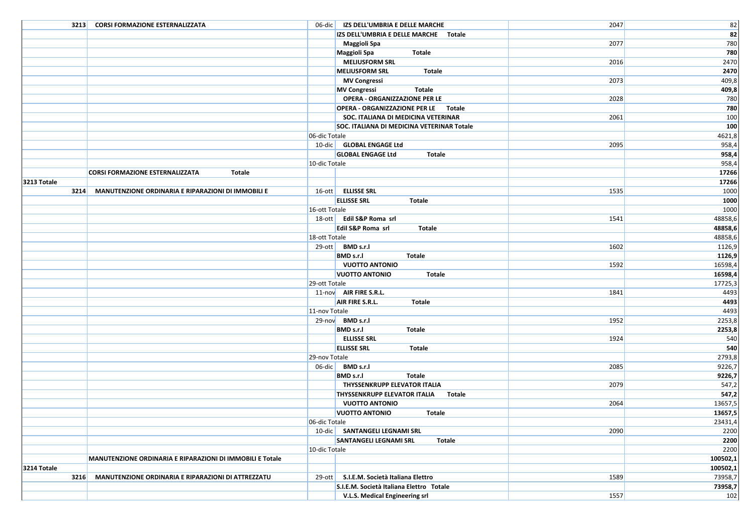| | | | | | |
|---|---|---|---|---|---|
| 3213 | CORSI FORMAZIONE ESTERNALIZZATA | 06-dic | IZS DELL'UMBRIA E DELLE MARCHE | 2047 | 82 |
| | | | **IZS DELL'UMBRIA E DELLE MARCHE Totale** | | **82** |
| | | | **Maggioli Spa** | 2077 | 780 |
| | | | **Maggioli Spa Totale** | | **780** |
| | | | **MELIUSFORM SRL** | 2016 | 2470 |
| | | | **MELIUSFORM SRL Totale** | | **2470** |
| | | | **MV Congressi** | 2073 | 409,8 |
| | | | **MV Congressi Totale** | | **409,8** |
| | | | **OPERA - ORGANIZZAZIONE PER LE** | 2028 | 780 |
| | | | **OPERA - ORGANIZZAZIONE PER LE Totale** | | **780** |
| | | | **SOC. ITALIANA DI MEDICINA VETERINAR** | 2061 | 100 |
| | | | **SOC. ITALIANA DI MEDICINA VETERINAR Totale** | | **100** |
| | | 06-dic Totale | | | 4621,8 |
| | | 10-dic | **GLOBAL ENGAGE Ltd** | 2095 | 958,4 |
| | | | **GLOBAL ENGAGE Ltd Totale** | | **958,4** |
| | | 10-dic Totale | | | 958,4 |
| | **CORSI FORMAZIONE ESTERNALIZZATA Totale** | | | | **17266** |
| **3213 Totale** | | | | | **17266** |
| 3214 | MANUTENZIONE ORDINARIA E RIPARAZIONI DI IMMOBILI E | 16-ott | **ELLISSE SRL** | 1535 | 1000 |
| | | | **ELLISSE SRL Totale** | | **1000** |
| | | 16-ott Totale | | | 1000 |
| | | 18-ott | **Edil S&P Roma srl** | 1541 | 48858,6 |
| | | | **Edil S&P Roma srl Totale** | | **48858,6** |
| | | 18-ott Totale | | | 48858,6 |
| | | 29-ott | **BMD s.r.l** | 1602 | 1126,9 |
| | | | **BMD s.r.l Totale** | | **1126,9** |
| | | | **VUOTTO ANTONIO** | 1592 | 16598,4 |
| | | | **VUOTTO ANTONIO Totale** | | **16598,4** |
| | | 29-ott Totale | | | 17725,3 |
| | | 11-nov | **AIR FIRE S.R.L.** | 1841 | 4493 |
| | | | **AIR FIRE S.R.L. Totale** | | **4493** |
| | | 11-nov Totale | | | 4493 |
| | | 29-nov | **BMD s.r.l** | 1952 | 2253,8 |
| | | | **BMD s.r.l Totale** | | **2253,8** |
| | | | **ELLISSE SRL** | 1924 | 540 |
| | | | **ELLISSE SRL Totale** | | **540** |
| | | 29-nov Totale | | | 2793,8 |
| | | 06-dic | **BMD s.r.l** | 2085 | 9226,7 |
| | | | **BMD s.r.l Totale** | | **9226,7** |
| | | | **THYSSENKRUPP ELEVATOR ITALIA** | 2079 | 547,2 |
| | | | **THYSSENKRUPP ELEVATOR ITALIA Totale** | | **547,2** |
| | | | **VUOTTO ANTONIO** | 2064 | 13657,5 |
| | | | **VUOTTO ANTONIO Totale** | | **13657,5** |
| | | 06-dic Totale | | | 23431,4 |
| | | 10-dic | **SANTANGELI LEGNAMI SRL** | 2090 | 2200 |
| | | | **SANTANGELI LEGNAMI SRL Totale** | | **2200** |
| | | 10-dic Totale | | | 2200 |
| | **MANUTENZIONE ORDINARIA E RIPARAZIONI DI IMMOBILI E Totale** | | | | **100502,1** |
| **3214 Totale** | | | | | **100502,1** |
| 3216 | MANUTENZIONE ORDINARIA E RIPARAZIONI DI ATTREZZATU | 29-ott | **S.I.E.M. Società Italiana Elettro** | 1589 | 73958,7 |
| | | | **S.I.E.M. Società Italiana Elettro Totale** | | **73958,7** |
| | | | **V.L.S. Medical Engineering srl** | 1557 | 102 |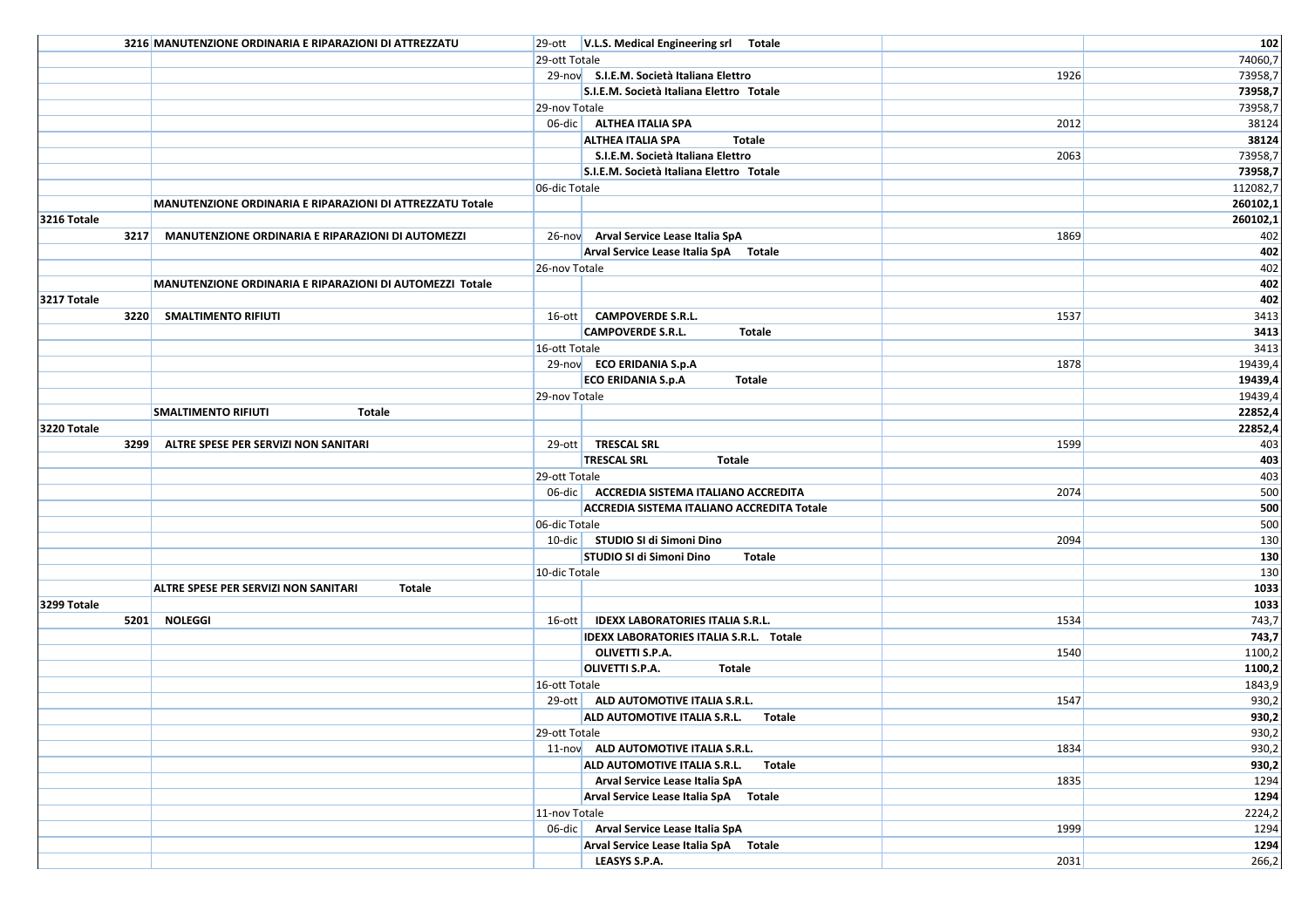| | | | | | |
|---|---|---|---|---|---|
| | 3216 MANUTENZIONE ORDINARIA E RIPARAZIONI DI ATTREZZATU | 29-ott | **V.L.S. Medical Engineering srl Totale** | | **102** |
| | | 29-ott Totale | | | 74060,7 |
| | | 29-nov | **S.I.E.M. Società Italiana Elettro** | 1926 | 73958,7 |
| | | | **S.I.E.M. Società Italiana Elettro Totale** | | **73958,7** |
| | | 29-nov Totale | | | 73958,7 |
| | | 06-dic | **ALTHEA ITALIA SPA** | 2012 | 38124 |
| | | | **ALTHEA ITALIA SPA Totale** | | **38124** |
| | | | **S.I.E.M. Società Italiana Elettro** | 2063 | 73958,7 |
| | | | **S.I.E.M. Società Italiana Elettro Totale** | | **73958,7** |
| | | 06-dic Totale | | | 112082,7 |
| | **MANUTENZIONE ORDINARIA E RIPARAZIONI DI ATTREZZATU Totale** | | | | **260102,1** |
| **3216 Totale** | | | | | **260102,1** |
| **3217** | **MANUTENZIONE ORDINARIA E RIPARAZIONI DI AUTOMEZZI** | 26-nov | **Arval Service Lease Italia SpA** | 1869 | 402 |
| | | | **Arval Service Lease Italia SpA Totale** | | **402** |
| | | 26-nov Totale | | | 402 |
| | **MANUTENZIONE ORDINARIA E RIPARAZIONI DI AUTOMEZZI Totale** | | | | **402** |
| **3217 Totale** | | | | | **402** |
| **3220** | **SMALTIMENTO RIFIUTI** | 16-ott | **CAMPOVERDE S.R.L.** | 1537 | 3413 |
| | | | **CAMPOVERDE S.R.L. Totale** | | **3413** |
| | | 16-ott Totale | | | 3413 |
| | | 29-nov | **ECO ERIDANIA S.p.A** | 1878 | 19439,4 |
| | | | **ECO ERIDANIA S.p.A Totale** | | **19439,4** |
| | | 29-nov Totale | | | 19439,4 |
| | **SMALTIMENTO RIFIUTI Totale** | | | | **22852,4** |
| **3220 Totale** | | | | | **22852,4** |
| **3299** | **ALTRE SPESE PER SERVIZI NON SANITARI** | 29-ott | **TRESCAL SRL** | 1599 | 403 |
| | | | **TRESCAL SRL Totale** | | **403** |
| | | 29-ott Totale | | | 403 |
| | | 06-dic | **ACCREDIA SISTEMA ITALIANO ACCREDITA** | 2074 | 500 |
| | | | **ACCREDIA SISTEMA ITALIANO ACCREDITA Totale** | | **500** |
| | | 06-dic Totale | | | 500 |
| | | 10-dic | **STUDIO SI di Simoni Dino** | 2094 | 130 |
| | | | **STUDIO SI di Simoni Dino Totale** | | **130** |
| | | 10-dic Totale | | | 130 |
| | **ALTRE SPESE PER SERVIZI NON SANITARI Totale** | | | | **1033** |
| **3299 Totale** | | | | | **1033** |
| **5201** | **NOLEGGI** | 16-ott | **IDEXX LABORATORIES ITALIA S.R.L.** | 1534 | 743,7 |
| | | | **IDEXX LABORATORIES ITALIA S.R.L. Totale** | | **743,7** |
| | | | **OLIVETTI S.P.A.** | 1540 | 1100,2 |
| | | | **OLIVETTI S.P.A. Totale** | | **1100,2** |
| | | 16-ott Totale | | | 1843,9 |
| | | 29-ott | **ALD AUTOMOTIVE ITALIA S.R.L.** | 1547 | 930,2 |
| | | | **ALD AUTOMOTIVE ITALIA S.R.L. Totale** | | **930,2** |
| | | 29-ott Totale | | | 930,2 |
| | | 11-nov | **ALD AUTOMOTIVE ITALIA S.R.L.** | 1834 | 930,2 |
| | | | **ALD AUTOMOTIVE ITALIA S.R.L. Totale** | | **930,2** |
| | | | **Arval Service Lease Italia SpA** | 1835 | 1294 |
| | | | **Arval Service Lease Italia SpA Totale** | | **1294** |
| | | 11-nov Totale | | | 2224,2 |
| | | 06-dic | **Arval Service Lease Italia SpA** | 1999 | 1294 |
| | | | **Arval Service Lease Italia SpA Totale** | | **1294** |
| | | | **LEASYS S.P.A.** | 2031 | 266,2 |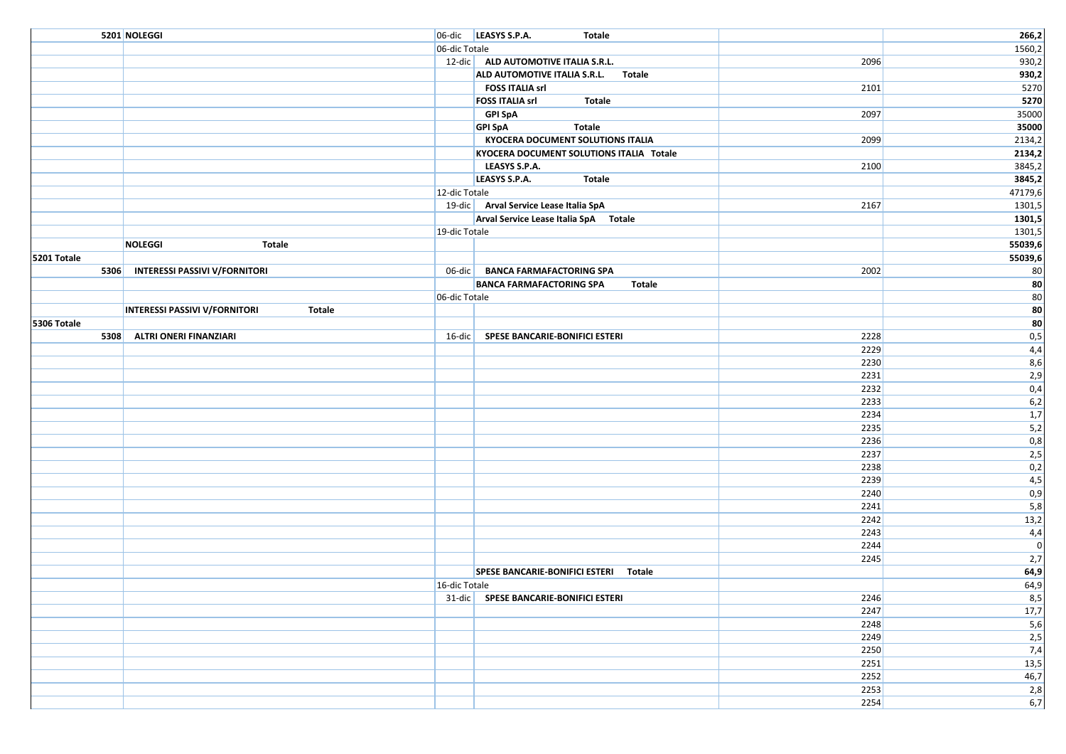|  |  |  |  |  |  |
|---|---|---|---|---|---|
|  | 5201 NOLEGGI | 06-dic | **LEASYS S.P.A. Totale** |  | **266,2** |
|  |  | 06-dic Totale |  |  | 1560,2 |
|  |  | 12-dic | **ALD AUTOMOTIVE ITALIA S.R.L.** | 2096 | 930,2 |
|  |  |  | **ALD AUTOMOTIVE ITALIA S.R.L. Totale** |  | **930,2** |
|  |  |  | **FOSS ITALIA srl** | 2101 | 5270 |
|  |  |  | **FOSS ITALIA srl Totale** |  | **5270** |
|  |  |  | **GPI SpA** | 2097 | 35000 |
|  |  |  | **GPI SpA Totale** |  | **35000** |
|  |  |  | **KYOCERA DOCUMENT SOLUTIONS ITALIA** | 2099 | 2134,2 |
|  |  |  | **KYOCERA DOCUMENT SOLUTIONS ITALIA Totale** |  | **2134,2** |
|  |  |  | **LEASYS S.P.A.** | 2100 | 3845,2 |
|  |  |  | **LEASYS S.P.A. Totale** |  | **3845,2** |
|  |  | 12-dic Totale |  |  | 47179,6 |
|  |  | 19-dic | **Arval Service Lease Italia SpA** | 2167 | 1301,5 |
|  |  |  | **Arval Service Lease Italia SpA Totale** |  | **1301,5** |
|  |  | 19-dic Totale |  |  | 1301,5 |
|  | **NOLEGGI Totale** |  |  |  | **55039,6** |
| **5201 Totale** |  |  |  |  | **55039,6** |
| **5306** | **INTERESSI PASSIVI V/FORNITORI** | 06-dic | **BANCA FARMAFACTORING SPA** | 2002 | 80 |
|  |  |  | **BANCA FARMAFACTORING SPA Totale** |  | **80** |
|  |  | 06-dic Totale |  |  | 80 |
|  | **INTERESSI PASSIVI V/FORNITORI Totale** |  |  |  | **80** |
| **5306 Totale** |  |  |  |  | **80** |
| **5308** | **ALTRI ONERI FINANZIARI** | 16-dic | **SPESE BANCARIE-BONIFICI ESTERI** | 2228 | 0,5 |
|  |  |  |  | 2229 | 4,4 |
|  |  |  |  | 2230 | 8,6 |
|  |  |  |  | 2231 | 2,9 |
|  |  |  |  | 2232 | 0,4 |
|  |  |  |  | 2233 | 6,2 |
|  |  |  |  | 2234 | 1,7 |
|  |  |  |  | 2235 | 5,2 |
|  |  |  |  | 2236 | 0,8 |
|  |  |  |  | 2237 | 2,5 |
|  |  |  |  | 2238 | 0,2 |
|  |  |  |  | 2239 | 4,5 |
|  |  |  |  | 2240 | 0,9 |
|  |  |  |  | 2241 | 5,8 |
|  |  |  |  | 2242 | 13,2 |
|  |  |  |  | 2243 | 4,4 |
|  |  |  |  | 2244 | 0 |
|  |  |  |  | 2245 | 2,7 |
|  |  |  | **SPESE BANCARIE-BONIFICI ESTERI Totale** |  | **64,9** |
|  |  | 16-dic Totale |  |  | 64,9 |
|  |  | 31-dic | **SPESE BANCARIE-BONIFICI ESTERI** | 2246 | 8,5 |
|  |  |  |  | 2247 | 17,7 |
|  |  |  |  | 2248 | 5,6 |
|  |  |  |  | 2249 | 2,5 |
|  |  |  |  | 2250 | 7,4 |
|  |  |  |  | 2251 | 13,5 |
|  |  |  |  | 2252 | 46,7 |
|  |  |  |  | 2253 | 2,8 |
|  |  |  |  | 2254 | 6,7 |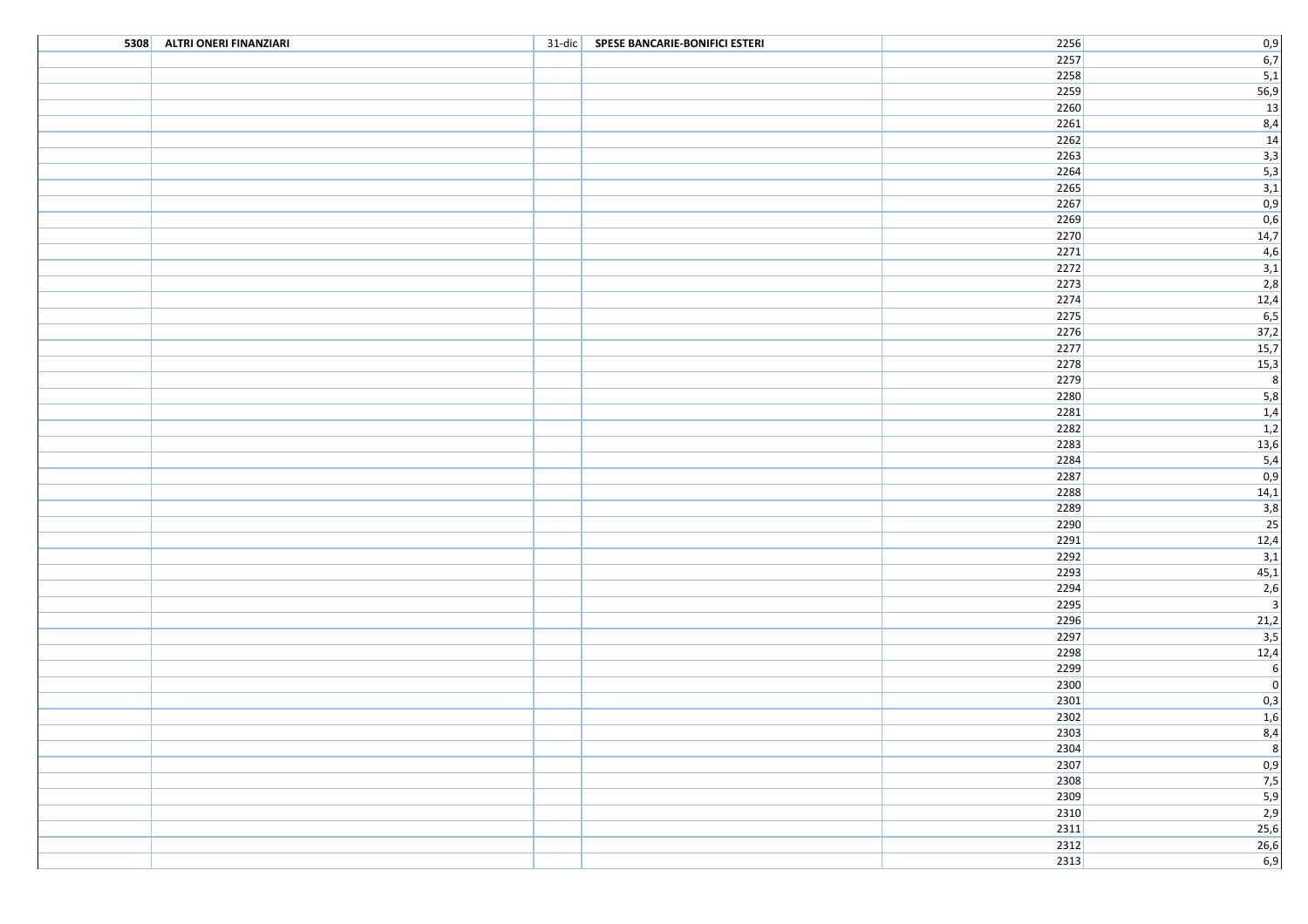| | | | | | |
|---|---|---|---|---|---|
| 5308 | **ALTRI ONERI FINANZIARI** | 31-dic | **SPESE BANCARIE-BONIFICI ESTERI** | 2256 | 0,9 |
| | | | | 2257 | 6,7 |
| | | | | 2258 | 5,1 |
| | | | | 2259 | 56,9 |
| | | | | 2260 | 13 |
| | | | | 2261 | 8,4 |
| | | | | 2262 | 14 |
| | | | | 2263 | 3,3 |
| | | | | 2264 | 5,3 |
| | | | | 2265 | 3,1 |
| | | | | 2267 | 0,9 |
| | | | | 2269 | 0,6 |
| | | | | 2270 | 14,7 |
| | | | | 2271 | 4,6 |
| | | | | 2272 | 3,1 |
| | | | | 2273 | 2,8 |
| | | | | 2274 | 12,4 |
| | | | | 2275 | 6,5 |
| | | | | 2276 | 37,2 |
| | | | | 2277 | 15,7 |
| | | | | 2278 | 15,3 |
| | | | | 2279 | 8 |
| | | | | 2280 | 5,8 |
| | | | | 2281 | 1,4 |
| | | | | 2282 | 1,2 |
| | | | | 2283 | 13,6 |
| | | | | 2284 | 5,4 |
| | | | | 2287 | 0,9 |
| | | | | 2288 | 14,1 |
| | | | | 2289 | 3,8 |
| | | | | 2290 | 25 |
| | | | | 2291 | 12,4 |
| | | | | 2292 | 3,1 |
| | | | | 2293 | 45,1 |
| | | | | 2294 | 2,6 |
| | | | | 2295 | 3 |
| | | | | 2296 | 21,2 |
| | | | | 2297 | 3,5 |
| | | | | 2298 | 12,4 |
| | | | | 2299 | 6 |
| | | | | 2300 | 0 |
| | | | | 2301 | 0,3 |
| | | | | 2302 | 1,6 |
| | | | | 2303 | 8,4 |
| | | | | 2304 | 8 |
| | | | | 2307 | 0,9 |
| | | | | 2308 | 7,5 |
| | | | | 2309 | 5,9 |
| | | | | 2310 | 2,9 |
| | | | | 2311 | 25,6 |
| | | | | 2312 | 26,6 |
| | | | | 2313 | 6,9 |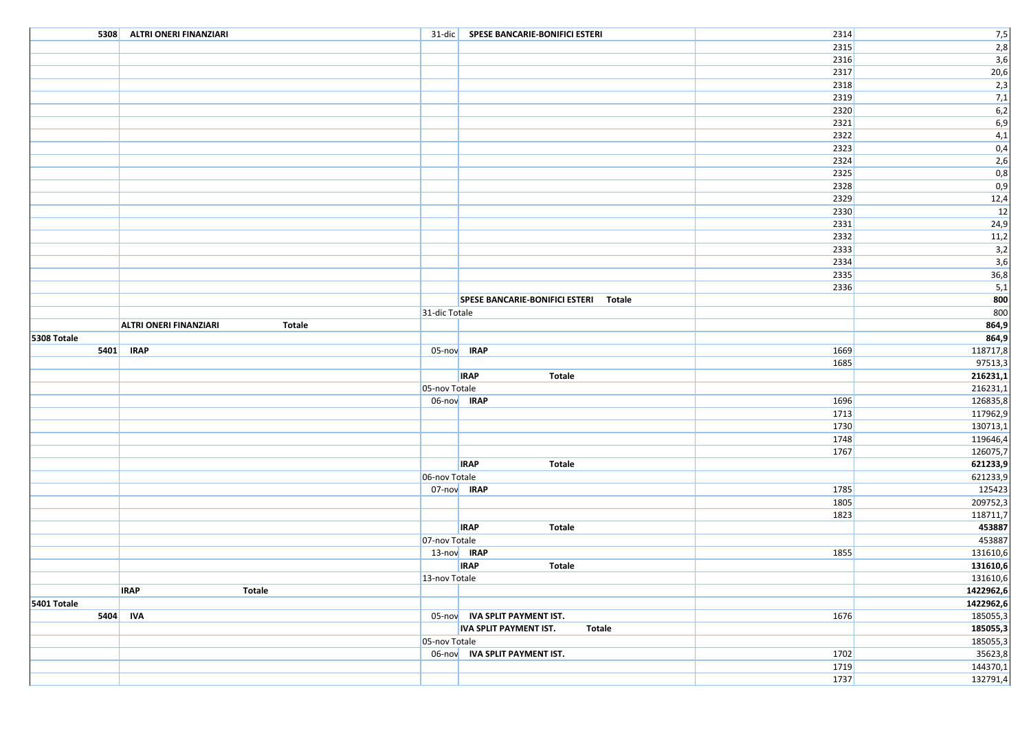| | | | | | |
|---|---|---|---|---|---|
| 5308 | ALTRI ONERI FINANZIARI | 31-dic | SPESE BANCARIE-BONIFICI ESTERI | 2314 | 7,5 |
| | | | | 2315 | 2,8 |
| | | | | 2316 | 3,6 |
| | | | | 2317 | 20,6 |
| | | | | 2318 | 2,3 |
| | | | | 2319 | 7,1 |
| | | | | 2320 | 6,2 |
| | | | | 2321 | 6,9 |
| | | | | 2322 | 4,1 |
| | | | | 2323 | 0,4 |
| | | | | 2324 | 2,6 |
| | | | | 2325 | 0,8 |
| | | | | 2328 | 0,9 |
| | | | | 2329 | 12,4 |
| | | | | 2330 | 12 |
| | | | | 2331 | 24,9 |
| | | | | 2332 | 11,2 |
| | | | | 2333 | 3,2 |
| | | | | 2334 | 3,6 |
| | | | | 2335 | 36,8 |
| | | | | 2336 | 5,1 |
| | | | **SPESE BANCARIE-BONIFICI ESTERI Totale** | | **800** |
| | | 31-dic Totale | | | 800 |
| | **ALTRI ONERI FINANZIARI Totale** | | | | **864,9** |
| **5308 Totale** | | | | | **864,9** |
| 5401 | IRAP | 05-nov | IRAP | 1669 | 118717,8 |
| | | | | 1685 | 97513,3 |
| | | | **IRAP Totale** | | **216231,1** |
| | | 05-nov Totale | | | 216231,1 |
| | | 06-nov | IRAP | 1696 | 126835,8 |
| | | | | 1713 | 117962,9 |
| | | | | 1730 | 130713,1 |
| | | | | 1748 | 119646,4 |
| | | | | 1767 | 126075,7 |
| | | | **IRAP Totale** | | **621233,9** |
| | | 06-nov Totale | | | 621233,9 |
| | | 07-nov | IRAP | 1785 | 125423 |
| | | | | 1805 | 209752,3 |
| | | | | 1823 | 118711,7 |
| | | | **IRAP Totale** | | **453887** |
| | | 07-nov Totale | | | 453887 |
| | | 13-nov | IRAP | 1855 | 131610,6 |
| | | | **IRAP Totale** | | **131610,6** |
| | | 13-nov Totale | | | 131610,6 |
| | **IRAP Totale** | | | | **1422962,6** |
| **5401 Totale** | | | | | **1422962,6** |
| 5404 | IVA | 05-nov | IVA SPLIT PAYMENT IST. | 1676 | 185055,3 |
| | | | **IVA SPLIT PAYMENT IST. Totale** | | **185055,3** |
| | | 05-nov Totale | | | 185055,3 |
| | | 06-nov | IVA SPLIT PAYMENT IST. | 1702 | 35623,8 |
| | | | | 1719 | 144370,1 |
| | | | | 1737 | 132791,4 |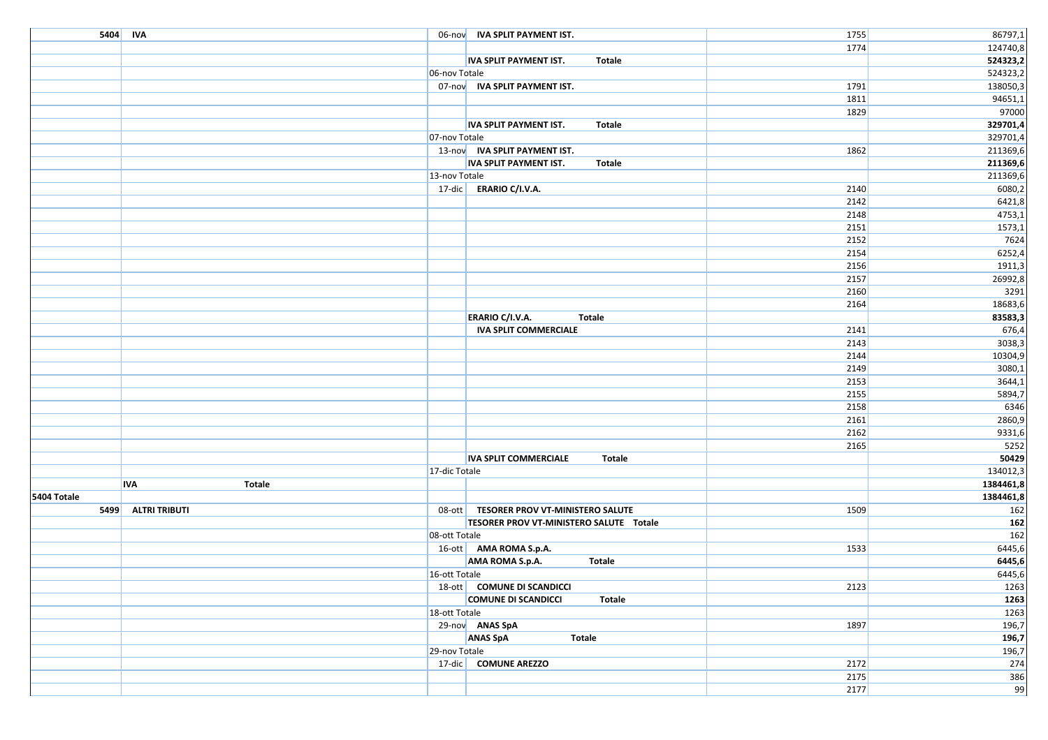| | | | | | |
|---|---|---|---|---|---|
| 5404 | IVA | 06-nov | **IVA SPLIT PAYMENT IST.** | 1755 | 86797,1 |
| | | | | 1774 | 124740,8 |
| | | | **IVA SPLIT PAYMENT IST. Totale** | | **524323,2** |
| | | 06-nov Totale | | | 524323,2 |
| | | 07-nov | **IVA SPLIT PAYMENT IST.** | 1791 | 138050,3 |
| | | | | 1811 | 94651,1 |
| | | | | 1829 | 97000 |
| | | | **IVA SPLIT PAYMENT IST. Totale** | | **329701,4** |
| | | 07-nov Totale | | | 329701,4 |
| | | 13-nov | **IVA SPLIT PAYMENT IST.** | 1862 | 211369,6 |
| | | | **IVA SPLIT PAYMENT IST. Totale** | | **211369,6** |
| | | 13-nov Totale | | | 211369,6 |
| | | 17-dic | **ERARIO C/I.V.A.** | 2140 | 6080,2 |
| | | | | 2142 | 6421,8 |
| | | | | 2148 | 4753,1 |
| | | | | 2151 | 1573,1 |
| | | | | 2152 | 7624 |
| | | | | 2154 | 6252,4 |
| | | | | 2156 | 1911,3 |
| | | | | 2157 | 26992,8 |
| | | | | 2160 | 3291 |
| | | | | 2164 | 18683,6 |
| | | | **ERARIO C/I.V.A. Totale** | | **83583,3** |
| | | | **IVA SPLIT COMMERCIALE** | 2141 | 676,4 |
| | | | | 2143 | 3038,3 |
| | | | | 2144 | 10304,9 |
| | | | | 2149 | 3080,1 |
| | | | | 2153 | 3644,1 |
| | | | | 2155 | 5894,7 |
| | | | | 2158 | 6346 |
| | | | | 2161 | 2860,9 |
| | | | | 2162 | 9331,6 |
| | | | | 2165 | 5252 |
| | | | **IVA SPLIT COMMERCIALE Totale** | | **50429** |
| | | 17-dic Totale | | | 134012,3 |
| | **IVA Totale** | | | | **1384461,8** |
| **5404 Totale** | | | | | **1384461,8** |
| 5499 | ALTRI TRIBUTI | 08-ott | **TESORER PROV VT-MINISTERO SALUTE** | 1509 | 162 |
| | | | **TESORER PROV VT-MINISTERO SALUTE Totale** | | **162** |
| | | 08-ott Totale | | | 162 |
| | | 16-ott | **AMA ROMA S.p.A.** | 1533 | 6445,6 |
| | | | **AMA ROMA S.p.A. Totale** | | **6445,6** |
| | | 16-ott Totale | | | 6445,6 |
| | | 18-ott | **COMUNE DI SCANDICCI** | 2123 | 1263 |
| | | | **COMUNE DI SCANDICCI Totale** | | **1263** |
| | | 18-ott Totale | | | 1263 |
| | | 29-nov | **ANAS SpA** | 1897 | 196,7 |
| | | | **ANAS SpA Totale** | | **196,7** |
| | | 29-nov Totale | | | 196,7 |
| | | 17-dic | **COMUNE AREZZO** | 2172 | 274 |
| | | | | 2175 | 386 |
| | | | | 2177 | 99 |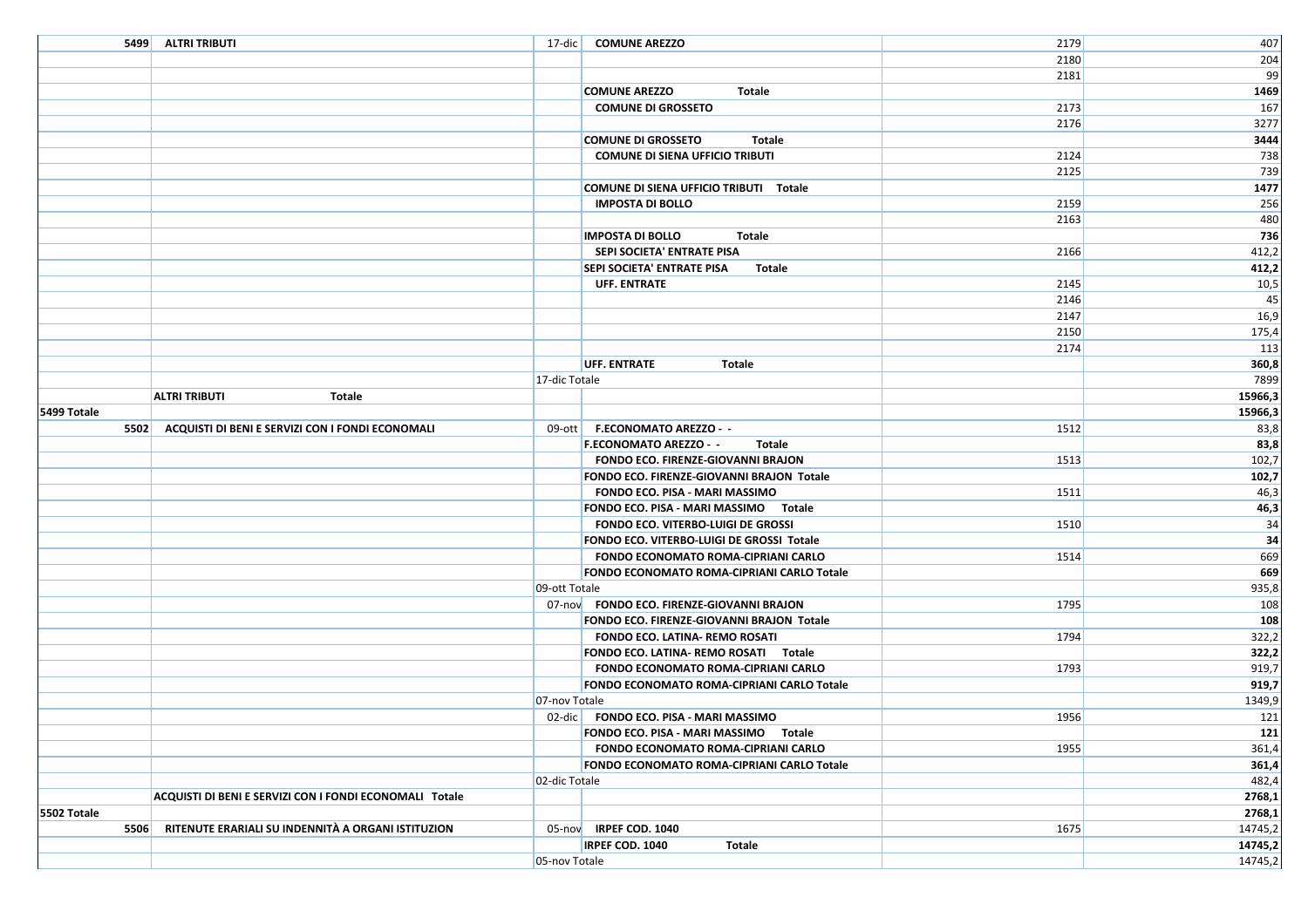| | | | | | |
|---|---|---|---|---|---|
| 5499 | **ALTRI TRIBUTI** | 17-dic | **COMUNE AREZZO** | 2179 | 407 |
| | | | | 2180 | 204 |
| | | | | 2181 | 99 |
| | | | **COMUNE AREZZO Totale** | | **1469** |
| | | | **COMUNE DI GROSSETO** | 2173 | 167 |
| | | | | 2176 | 3277 |
| | | | **COMUNE DI GROSSETO Totale** | | **3444** |
| | | | **COMUNE DI SIENA UFFICIO TRIBUTI** | 2124 | 738 |
| | | | | 2125 | 739 |
| | | | **COMUNE DI SIENA UFFICIO TRIBUTI Totale** | | **1477** |
| | | | **IMPOSTA DI BOLLO** | 2159 | 256 |
| | | | | 2163 | 480 |
| | | | **IMPOSTA DI BOLLO Totale** | | **736** |
| | | | **SEPI SOCIETA' ENTRATE PISA** | 2166 | 412,2 |
| | | | **SEPI SOCIETA' ENTRATE PISA Totale** | | **412,2** |
| | | | **UFF. ENTRATE** | 2145 | 10,5 |
| | | | | 2146 | 45 |
| | | | | 2147 | 16,9 |
| | | | | 2150 | 175,4 |
| | | | | 2174 | 113 |
| | | | **UFF. ENTRATE Totale** | | **360,8** |
| | | 17-dic Totale | | | 7899 |
| | **ALTRI TRIBUTI Totale** | | | | **15966,3** |
| **5499 Totale** | | | | | **15966,3** |
| 5502 | **ACQUISTI DI BENI E SERVIZI CON I FONDI ECONOMALI** | 09-ott | **F.ECONOMATO AREZZO - -** | 1512 | 83,8 |
| | | | **F.ECONOMATO AREZZO - - Totale** | | **83,8** |
| | | | **FONDO ECO. FIRENZE-GIOVANNI BRAJON** | 1513 | 102,7 |
| | | | **FONDO ECO. FIRENZE-GIOVANNI BRAJON Totale** | | **102,7** |
| | | | **FONDO ECO. PISA - MARI MASSIMO** | 1511 | 46,3 |
| | | | **FONDO ECO. PISA - MARI MASSIMO Totale** | | **46,3** |
| | | | **FONDO ECO. VITERBO-LUIGI DE GROSSI** | 1510 | 34 |
| | | | **FONDO ECO. VITERBO-LUIGI DE GROSSI Totale** | | **34** |
| | | | **FONDO ECONOMATO ROMA-CIPRIANI CARLO** | 1514 | 669 |
| | | | **FONDO ECONOMATO ROMA-CIPRIANI CARLO Totale** | | **669** |
| | | 09-ott Totale | | | 935,8 |
| | | 07-nov | **FONDO ECO. FIRENZE-GIOVANNI BRAJON** | 1795 | 108 |
| | | | **FONDO ECO. FIRENZE-GIOVANNI BRAJON Totale** | | **108** |
| | | | **FONDO ECO. LATINA- REMO ROSATI** | 1794 | 322,2 |
| | | | **FONDO ECO. LATINA- REMO ROSATI Totale** | | **322,2** |
| | | | **FONDO ECONOMATO ROMA-CIPRIANI CARLO** | 1793 | 919,7 |
| | | | **FONDO ECONOMATO ROMA-CIPRIANI CARLO Totale** | | **919,7** |
| | | 07-nov Totale | | | 1349,9 |
| | | 02-dic | **FONDO ECO. PISA - MARI MASSIMO** | 1956 | 121 |
| | | | **FONDO ECO. PISA - MARI MASSIMO Totale** | | **121** |
| | | | **FONDO ECONOMATO ROMA-CIPRIANI CARLO** | 1955 | 361,4 |
| | | | **FONDO ECONOMATO ROMA-CIPRIANI CARLO Totale** | | **361,4** |
| | | 02-dic Totale | | | 482,4 |
| | **ACQUISTI DI BENI E SERVIZI CON I FONDI ECONOMALI Totale** | | | | **2768,1** |
| **5502 Totale** | | | | | **2768,1** |
| 5506 | **RITENUTE ERARIALI SU INDENNITÀ A ORGANI ISTITUZION** | 05-nov | **IRPEF COD. 1040** | 1675 | 14745,2 |
| | | | **IRPEF COD. 1040 Totale** | | **14745,2** |
| | | 05-nov Totale | | | 14745,2 |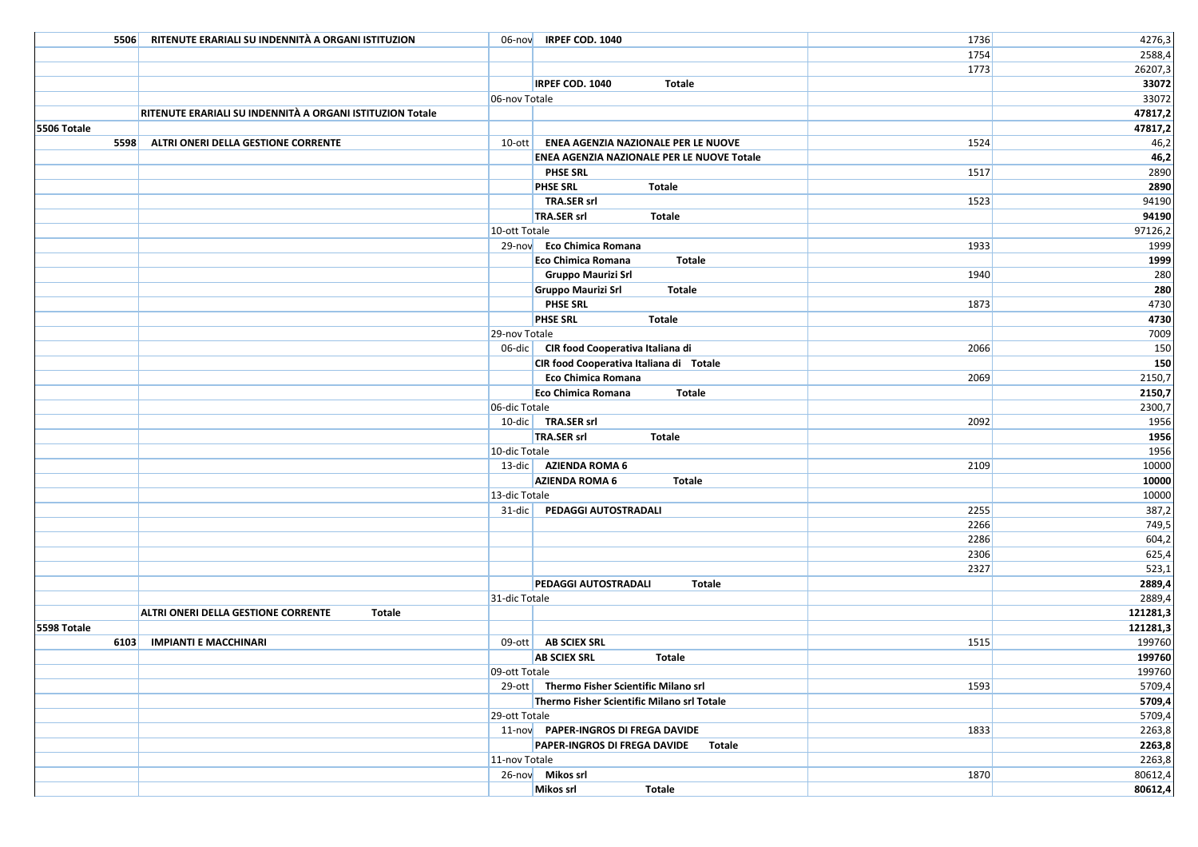| | | | | | |
|---|---|---|---|---|---|
| 5506 | RITENUTE ERARIALI SU INDENNITÀ A ORGANI ISTITUZION | 06-nov | **IRPEF COD. 1040** | 1736 | 4276,3 |
| | | | | 1754 | 2588,4 |
| | | | | 1773 | 26207,3 |
| | | | **IRPEF COD. 1040 Totale** | | **33072** |
| | | 06-nov Totale | | | 33072 |
| | **RITENUTE ERARIALI SU INDENNITÀ A ORGANI ISTITUZION Totale** | | | | **47817,2** |
| **5506 Totale** | | | | | **47817,2** |
| 5598 | ALTRI ONERI DELLA GESTIONE CORRENTE | 10-ott | **ENEA AGENZIA NAZIONALE PER LE NUOVE** | 1524 | 46,2 |
| | | | **ENEA AGENZIA NAZIONALE PER LE NUOVE Totale** | | **46,2** |
| | | | **PHSE SRL** | 1517 | 2890 |
| | | | **PHSE SRL Totale** | | **2890** |
| | | | **TRA.SER srl** | 1523 | 94190 |
| | | | **TRA.SER srl Totale** | | **94190** |
| | | 10-ott Totale | | | 97126,2 |
| | | 29-nov | **Eco Chimica Romana** | 1933 | 1999 |
| | | | **Eco Chimica Romana Totale** | | **1999** |
| | | | **Gruppo Maurizi Srl** | 1940 | 280 |
| | | | **Gruppo Maurizi Srl Totale** | | **280** |
| | | | **PHSE SRL** | 1873 | 4730 |
| | | | **PHSE SRL Totale** | | **4730** |
| | | 29-nov Totale | | | 7009 |
| | | 06-dic | **CIR food Cooperativa Italiana di** | 2066 | 150 |
| | | | **CIR food Cooperativa Italiana di Totale** | | **150** |
| | | | **Eco Chimica Romana** | 2069 | 2150,7 |
| | | | **Eco Chimica Romana Totale** | | **2150,7** |
| | | 06-dic Totale | | | 2300,7 |
| | | 10-dic | **TRA.SER srl** | 2092 | 1956 |
| | | | **TRA.SER srl Totale** | | **1956** |
| | | 10-dic Totale | | | 1956 |
| | | 13-dic | **AZIENDA ROMA 6** | 2109 | 10000 |
| | | | **AZIENDA ROMA 6 Totale** | | **10000** |
| | | 13-dic Totale | | | 10000 |
| | | 31-dic | **PEDAGGI AUTOSTRADALI** | 2255 | 387,2 |
| | | | | 2266 | 749,5 |
| | | | | 2286 | 604,2 |
| | | | | 2306 | 625,4 |
| | | | | 2327 | 523,1 |
| | | | **PEDAGGI AUTOSTRADALI Totale** | | **2889,4** |
| | | 31-dic Totale | | | 2889,4 |
| | **ALTRI ONERI DELLA GESTIONE CORRENTE Totale** | | | | **121281,3** |
| **5598 Totale** | | | | | **121281,3** |
| 6103 | IMPIANTI E MACCHINARI | 09-ott | **AB SCIEX SRL** | 1515 | 199760 |
| | | | **AB SCIEX SRL Totale** | | **199760** |
| | | 09-ott Totale | | | 199760 |
| | | 29-ott | **Thermo Fisher Scientific Milano srl** | 1593 | 5709,4 |
| | | | **Thermo Fisher Scientific Milano srl Totale** | | **5709,4** |
| | | 29-ott Totale | | | 5709,4 |
| | | 11-nov | **PAPER-INGROS DI FREGA DAVIDE** | 1833 | 2263,8 |
| | | | **PAPER-INGROS DI FREGA DAVIDE Totale** | | **2263,8** |
| | | 11-nov Totale | | | 2263,8 |
| | | 26-nov | **Mikos srl** | 1870 | 80612,4 |
| | | | **Mikos srl Totale** | | **80612,4** |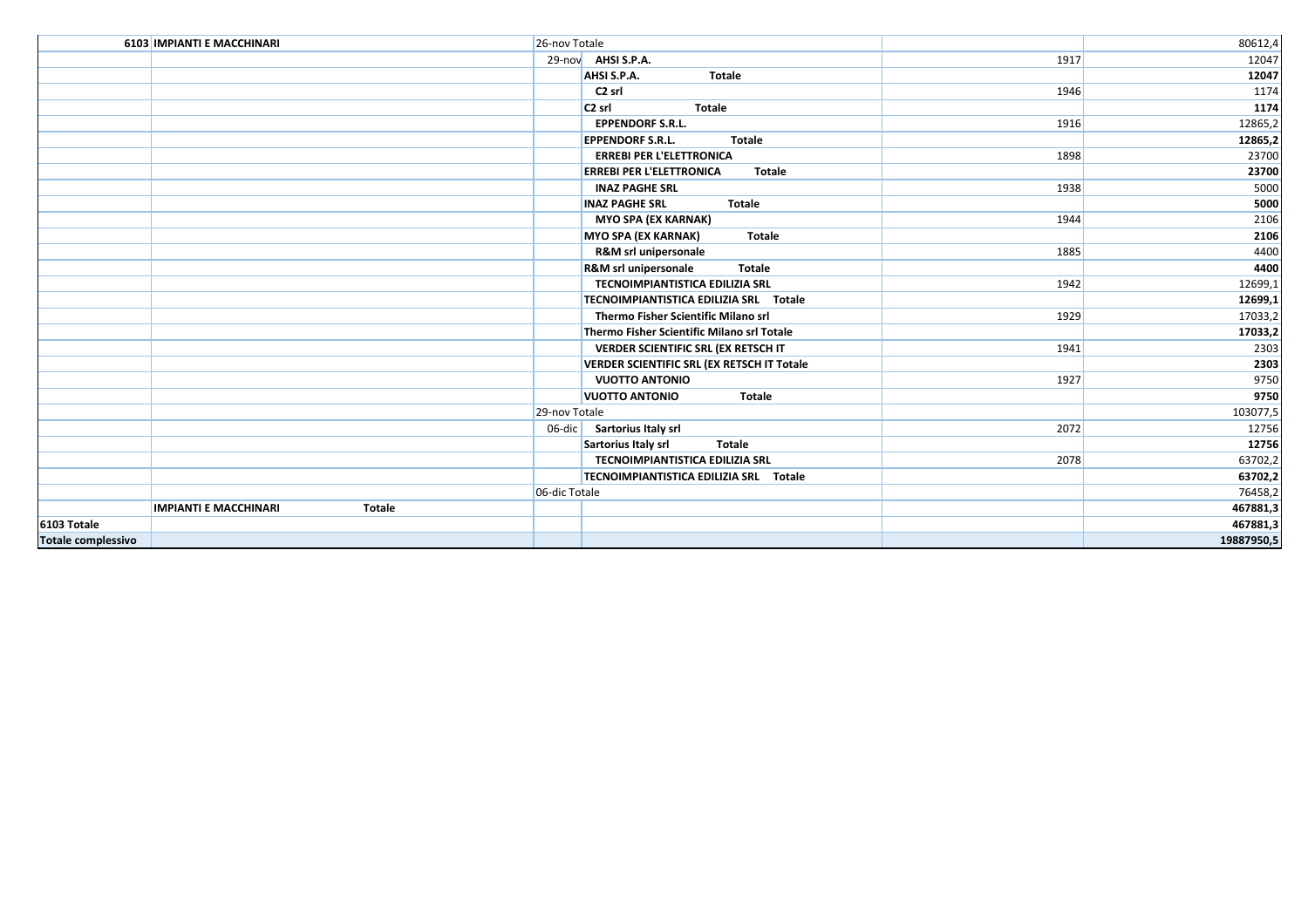| | | | | | |
|---|---|---|---|---|---|
| | **6103 IMPIANTI E MACCHINARI** | 26-nov Totale | | | 80612,4 |
| | | 29-nov | **AHSI S.P.A.** | 1917 | 12047 |
| | | | **AHSI S.P.A. Totale** | | **12047** |
| | | | **C2 srl** | 1946 | 1174 |
| | | | **C2 srl Totale** | | **1174** |
| | | | **EPPENDORF S.R.L.** | 1916 | 12865,2 |
| | | | **EPPENDORF S.R.L. Totale** | | **12865,2** |
| | | | **ERREBI PER L'ELETTRONICA** | 1898 | 23700 |
| | | | **ERREBI PER L'ELETTRONICA Totale** | | **23700** |
| | | | **INAZ PAGHE SRL** | 1938 | 5000 |
| | | | **INAZ PAGHE SRL Totale** | | **5000** |
| | | | **MYO SPA (EX KARNAK)** | 1944 | 2106 |
| | | | **MYO SPA (EX KARNAK) Totale** | | **2106** |
| | | | **R&M srl unipersonale** | 1885 | 4400 |
| | | | **R&M srl unipersonale Totale** | | **4400** |
| | | | **TECNOIMPIANTISTICA EDILIZIA SRL** | 1942 | 12699,1 |
| | | | **TECNOIMPIANTISTICA EDILIZIA SRL Totale** | | **12699,1** |
| | | | **Thermo Fisher Scientific Milano srl** | 1929 | 17033,2 |
| | | | **Thermo Fisher Scientific Milano srl Totale** | | **17033,2** |
| | | | **VERDER SCIENTIFIC SRL (EX RETSCH IT** | 1941 | 2303 |
| | | | **VERDER SCIENTIFIC SRL (EX RETSCH IT Totale** | | **2303** |
| | | | **VUOTTO ANTONIO** | 1927 | 9750 |
| | | | **VUOTTO ANTONIO Totale** | | **9750** |
| | | 29-nov Totale | | | 103077,5 |
| | | 06-dic | **Sartorius Italy srl** | 2072 | 12756 |
| | | | **Sartorius Italy srl Totale** | | **12756** |
| | | | **TECNOIMPIANTISTICA EDILIZIA SRL** | 2078 | 63702,2 |
| | | | **TECNOIMPIANTISTICA EDILIZIA SRL Totale** | | **63702,2** |
| | | 06-dic Totale | | | 76458,2 |
| | **IMPIANTI E MACCHINARI Totale** | | | | **467881,3** |
| **6103 Totale** | | | | | **467881,3** |
| **Totale complessivo** | | | | | **19887950,5** |